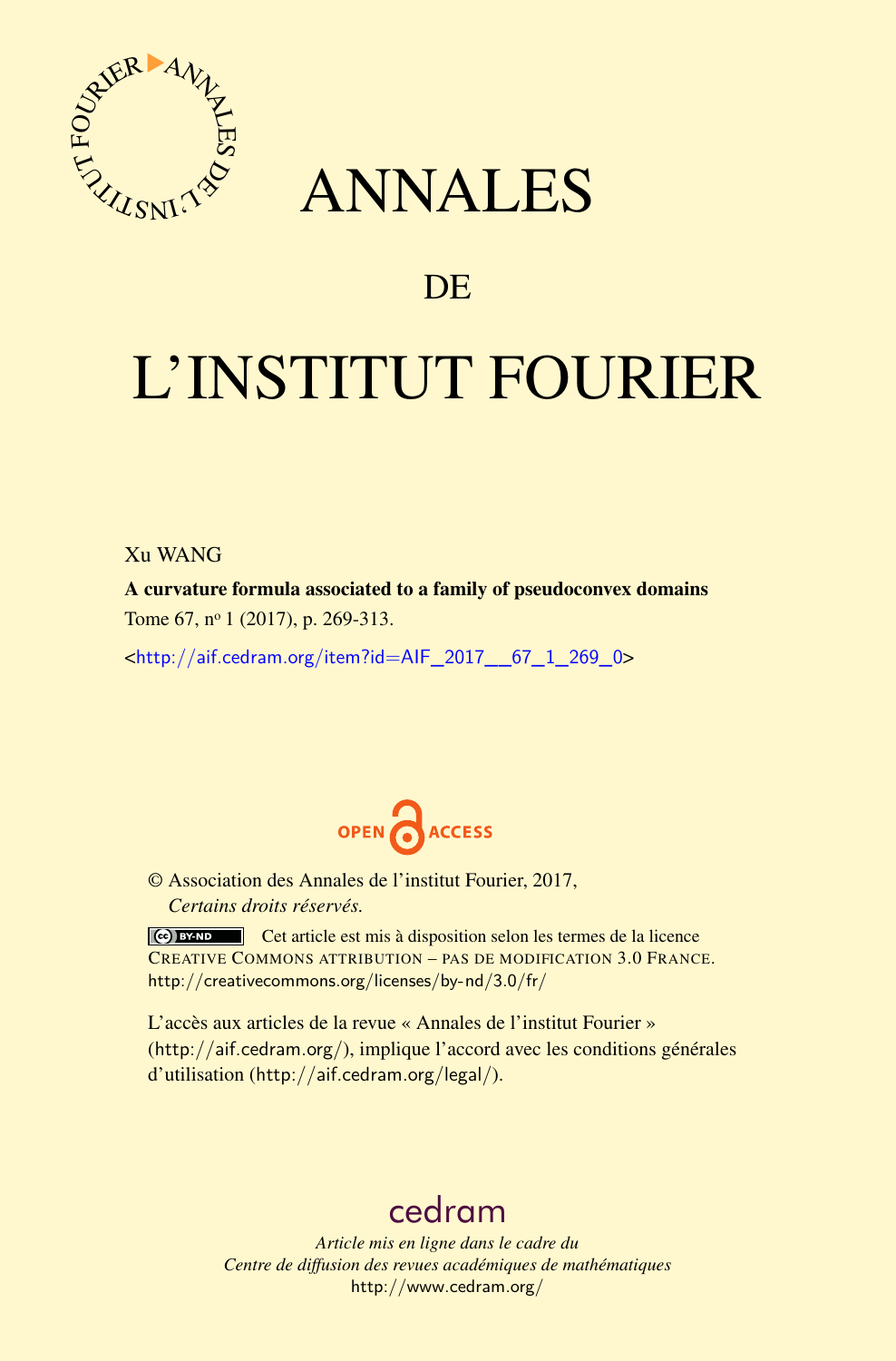# ANNALES

# DE

# L'INSTITUT FOURIER

Xu WANG

**A curvature formula associated to a family of pseudoconvex domains**

Tome 67, nº 1 (2017), p. 269-313.

<http://aif.cedram.org/item?id=AIF_2017__67_1_269_0>

OPEN ACCESS

© Association des Annales de l'institut Fourier, 2017,
*Certains droits réservés.*

Cet article est mis à disposition selon les termes de la licence CREATIVE COMMONS ATTRIBUTION – PAS DE MODIFICATION 3.0 FRANCE.
http://creativecommons.org/licenses/by-nd/3.0/fr/

L'accès aux articles de la revue « Annales de l'institut Fourier » (http://aif.cedram.org/), implique l'accord avec les conditions générales d'utilisation (http://aif.cedram.org/legal/).

cedram

*Article mis en ligne dans le cadre du*
*Centre de diffusion des revues académiques de mathématiques*
http://www.cedram.org/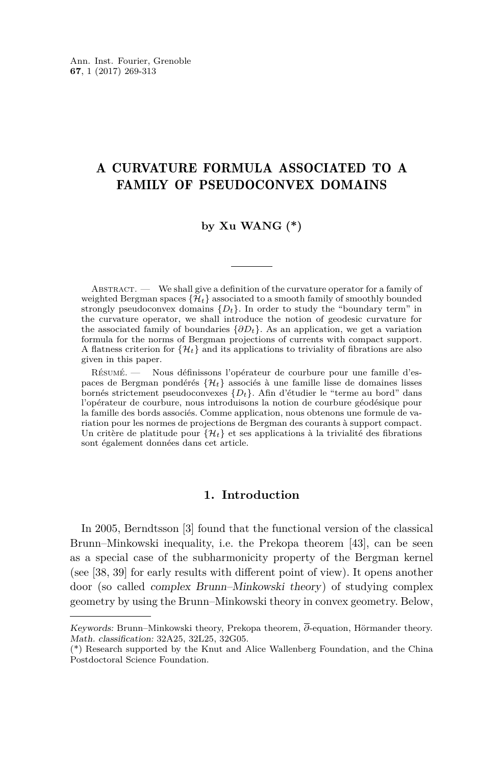# A CURVATURE FORMULA ASSOCIATED TO A FAMILY OF PSEUDOCONVEX DOMAINS

**by Xu WANG (\*)**

Abstract. — We shall give a definition of the curvature operator for a family of weighted Bergman spaces $\{\mathcal{H}_t\}$ associated to a smooth family of smoothly bounded strongly pseudoconvex domains $\{D_t\}$. In order to study the "boundary term" in the curvature operator, we shall introduce the notion of geodesic curvature for the associated family of boundaries $\{\partial D_t\}$. As an application, we get a variation formula for the norms of Bergman projections of currents with compact support. A flatness criterion for $\{\mathcal{H}_t\}$ and its applications to triviality of fibrations are also given in this paper.

Résumé. — Nous définissons l'opérateur de courbure pour une famille d'espaces de Bergman pondérés $\{\mathcal{H}_t\}$ associés à une famille lisse de domaines lisses bornés strictement pseudoconvexes $\{D_t\}$. Afin d'étudier le "terme au bord" dans l'opérateur de courbure, nous introduisons la notion de courbure géodésique pour la famille des bords associés. Comme application, nous obtenons une formule de variation pour les normes de projections de Bergman des courants à support compact. Un critère de platitude pour $\{\mathcal{H}_t\}$ et ses applications à la trivialité des fibrations sont également données dans cet article.

## 1. Introduction

In 2005, Berndtsson [3] found that the functional version of the classical Brunn–Minkowski inequality, i.e. the Prekopa theorem [43], can be seen as a special case of the subharmonicity property of the Bergman kernel (see [38, 39] for early results with different point of view). It opens another door (so called *complex Brunn–Minkowski theory*) of studying complex geometry by using the Brunn–Minkowski theory in convex geometry. Below,

*Keywords:* Brunn–Minkowski theory, Prekopa theorem, $\overline{\partial}$-equation, Hörmander theory.
*Math. classification:* 32A25, 32L25, 32G05.
(\*) Research supported by the Knut and Alice Wallenberg Foundation, and the China Postdoctoral Science Foundation.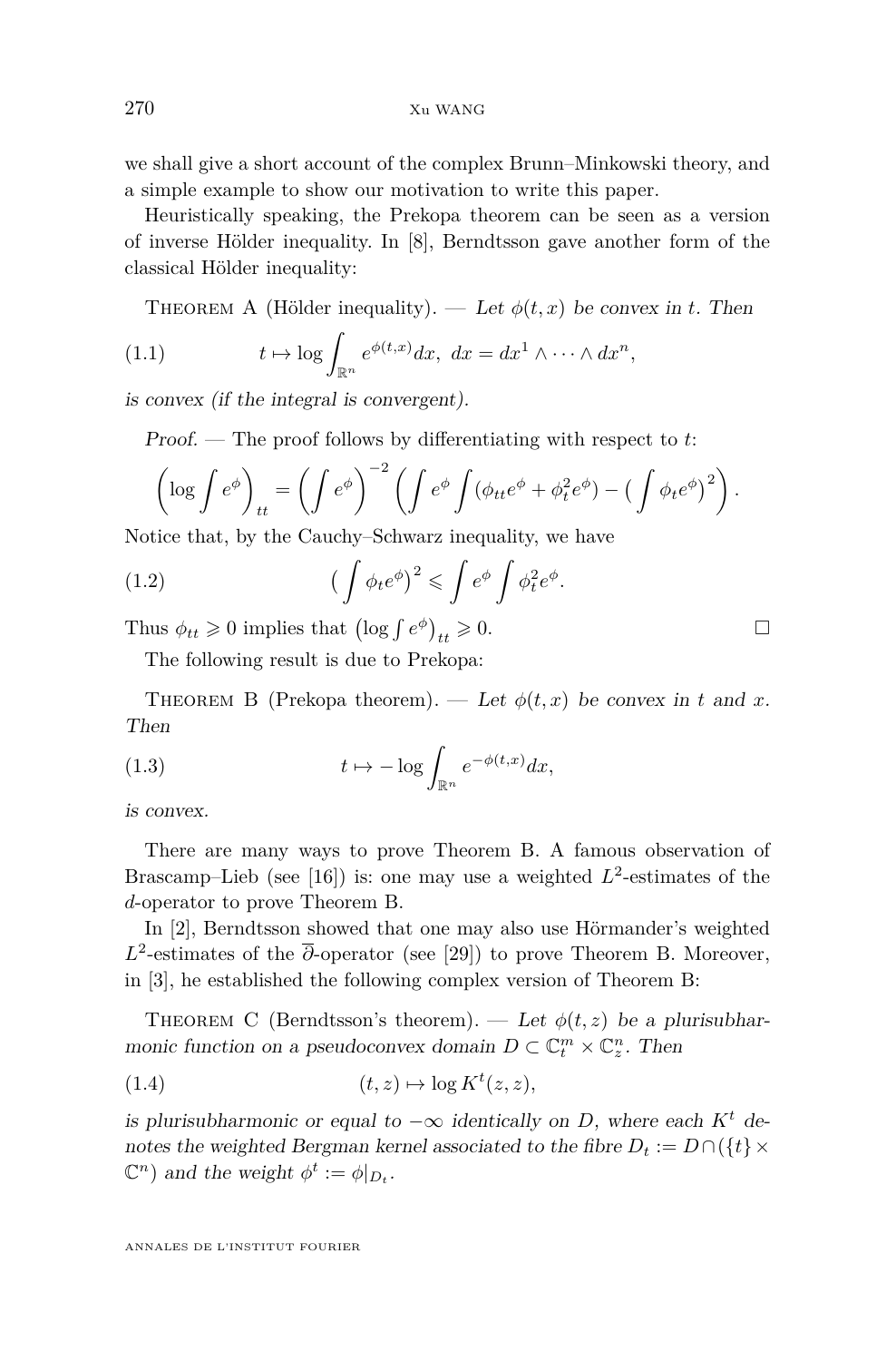we shall give a short account of the complex Brunn–Minkowski theory, and a simple example to show our motivation to write this paper.

Heuristically speaking, the Prekopa theorem can be seen as a version of inverse Hölder inequality. In [8], Berndtsson gave another form of the classical Hölder inequality:

Theorem A (Hölder inequality). — *Let $\phi(t,x)$ be convex in $t$. Then*

$$t \mapsto \log \int_{\mathbb{R}^n} e^{\phi(t,x)} dx, \ dx = dx^1 \wedge \cdots \wedge dx^n, \tag{1.1}$$

*is convex (if the integral is convergent).*

*Proof.* — The proof follows by differentiating with respect to $t$:

$$\left(\log \int e^{\phi}\right)_{tt} = \left(\int e^{\phi}\right)^{-2} \left(\int e^{\phi} \int (\phi_{tt} e^{\phi} + \phi_t^2 e^{\phi}) - \big(\int \phi_t e^{\phi}\big)^2\right).$$

Notice that, by the Cauchy–Schwarz inequality, we have

$$\big(\int \phi_t e^{\phi}\big)^2 \leqslant \int e^{\phi} \int \phi_t^2 e^{\phi}. \tag{1.2}$$

Thus $\phi_{tt} \geqslant 0$ implies that $\left(\log \int e^{\phi}\right)_{tt} \geqslant 0$. $\square$

The following result is due to Prekopa:

Theorem B (Prekopa theorem). — *Let $\phi(t,x)$ be convex in $t$ and $x$. Then*

$$t \mapsto -\log \int_{\mathbb{R}^n} e^{-\phi(t,x)} dx, \tag{1.3}$$

*is convex.*

There are many ways to prove Theorem B. A famous observation of Brascamp–Lieb (see [16]) is: one may use a weighted $L^2$-estimates of the $d$-operator to prove Theorem B.

In [2], Berndtsson showed that one may also use Hörmander's weighted $L^2$-estimates of the $\overline{\partial}$-operator (see [29]) to prove Theorem B. Moreover, in [3], he established the following complex version of Theorem B:

Theorem C (Berndtsson's theorem). — *Let $\phi(t,z)$ be a plurisubharmonic function on a pseudoconvex domain $D \subset \mathbb{C}^m_t \times \mathbb{C}^n_z$. Then*

$$(t,z) \mapsto \log K^t(z,z), \tag{1.4}$$

*is plurisubharmonic or equal to $-\infty$ identically on $D$, where each $K^t$ denotes the weighted Bergman kernel associated to the fibre $D_t := D \cap (\{t\} \times \mathbb{C}^n)$ and the weight $\phi^t := \phi|_{D_t}$.*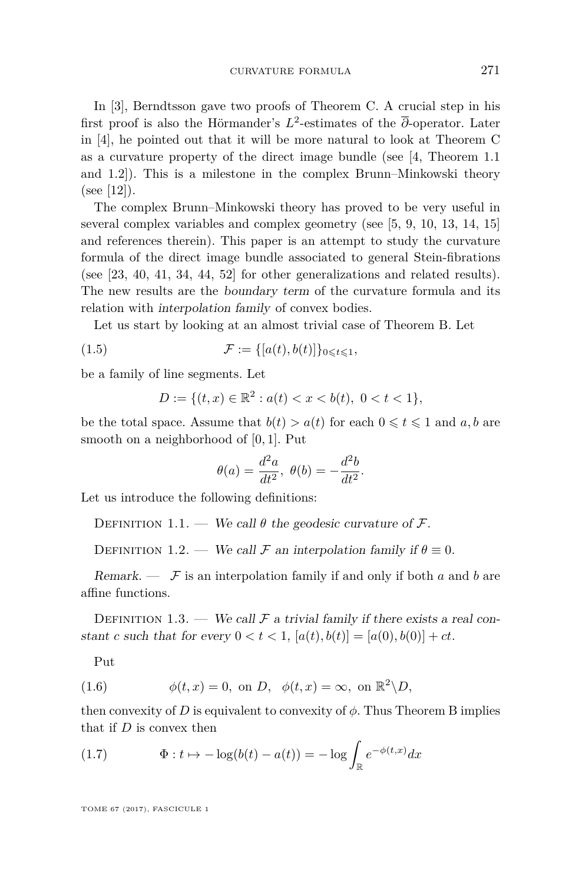In [3], Berndtsson gave two proofs of Theorem C. A crucial step in his first proof is also the Hörmander's $L^2$-estimates of the $\overline{\partial}$-operator. Later in [4], he pointed out that it will be more natural to look at Theorem C as a curvature property of the direct image bundle (see [4, Theorem 1.1 and 1.2]). This is a milestone in the complex Brunn–Minkowski theory (see [12]).

The complex Brunn–Minkowski theory has proved to be very useful in several complex variables and complex geometry (see [5, 9, 10, 13, 14, 15] and references therein). This paper is an attempt to study the curvature formula of the direct image bundle associated to general Stein-fibrations (see [23, 40, 41, 34, 44, 52] for other generalizations and related results). The new results are the *boundary term* of the curvature formula and its relation with *interpolation family* of convex bodies.

Let us start by looking at an almost trivial case of Theorem B. Let

$$\mathcal{F} := \{[a(t), b(t)]\}_{0 \leqslant t \leqslant 1}, \tag{1.5}$$

be a family of line segments. Let

$$D := \{(t, x) \in \mathbb{R}^2 : a(t) < x < b(t),\ 0 < t < 1\},$$

be the total space. Assume that $b(t) > a(t)$ for each $0 \leqslant t \leqslant 1$ and $a, b$ are smooth on a neighborhood of $[0, 1]$. Put

$$\theta(a) = \frac{d^2 a}{dt^2},\ \theta(b) = -\frac{d^2 b}{dt^2}.$$

Let us introduce the following definitions:

Definition 1.1. — *We call $\theta$ the geodesic curvature of $\mathcal{F}$.*

Definition 1.2. — *We call $\mathcal{F}$ an interpolation family if $\theta \equiv 0$.*

*Remark.* — $\mathcal{F}$ is an interpolation family if and only if both $a$ and $b$ are affine functions.

Definition 1.3. — *We call $\mathcal{F}$ a trivial family if there exists a real constant $c$ such that for every $0 < t < 1$, $[a(t), b(t)] = [a(0), b(0)] + ct$.*

Put

$$\phi(t, x) = 0, \text{ on } D, \quad \phi(t, x) = \infty, \text{ on } \mathbb{R}^2 \backslash D, \tag{1.6}$$

then convexity of $D$ is equivalent to convexity of $\phi$. Thus Theorem B implies that if $D$ is convex then

$$\Phi : t \mapsto -\log(b(t) - a(t)) = -\log \int_{\mathbb{R}} e^{-\phi(t,x)} dx \tag{1.7}$$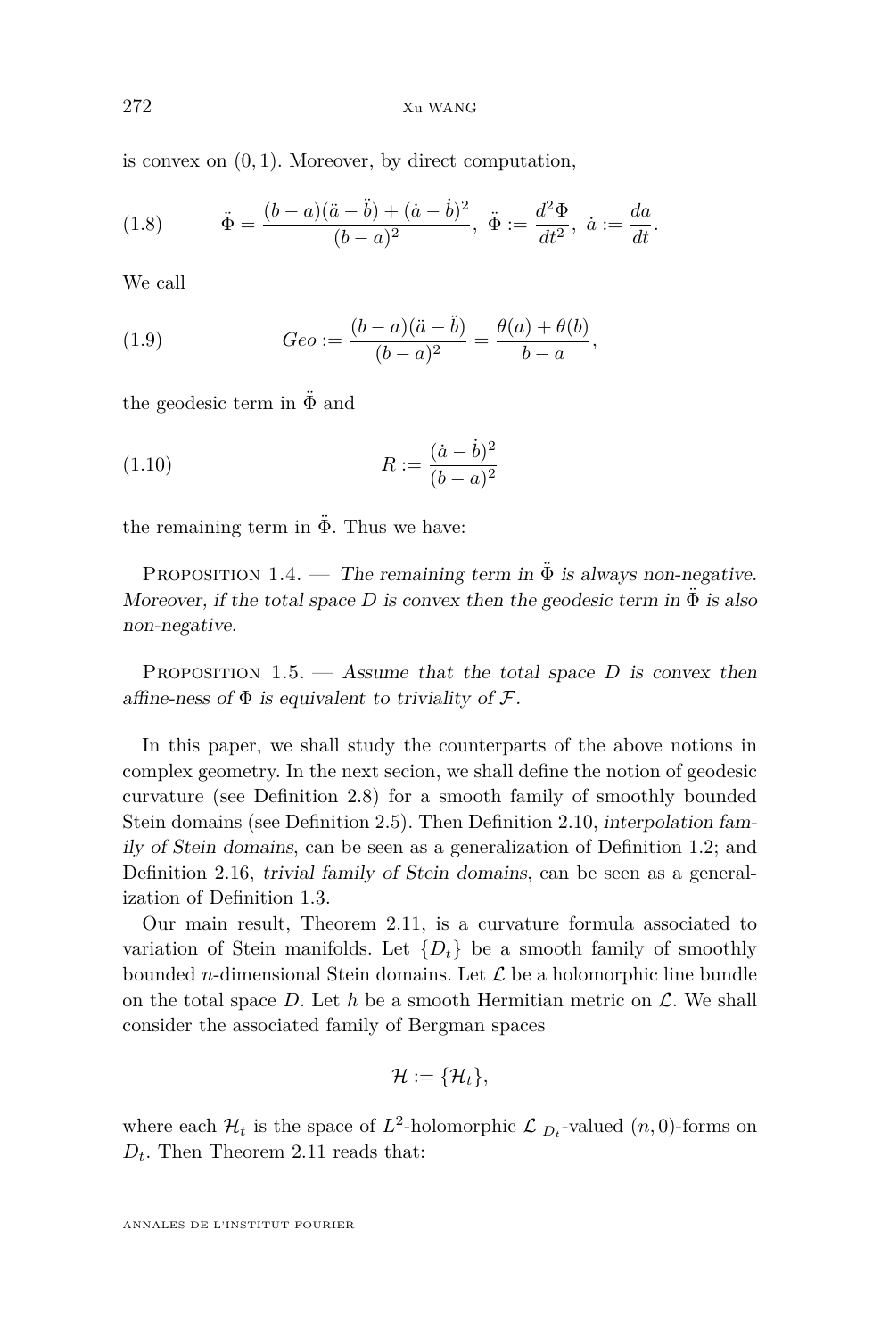is convex on $(0,1)$. Moreover, by direct computation,

$$\ddot{\Phi} = \frac{(b-a)(\ddot{a}-\ddot{b}) + (\dot{a}-\dot{b})^2}{(b-a)^2}, \ \ddot{\Phi} := \frac{d^2\Phi}{dt^2}, \ \dot{a} := \frac{da}{dt}. \tag{1.8}$$

We call

$$Geo := \frac{(b-a)(\ddot{a}-\ddot{b})}{(b-a)^2} = \frac{\theta(a)+\theta(b)}{b-a}, \tag{1.9}$$

the geodesic term in $\ddot{\Phi}$ and

$$R := \frac{(\dot{a}-\dot{b})^2}{(b-a)^2} \tag{1.10}$$

the remaining term in $\ddot{\Phi}$. Thus we have:

Proposition 1.4. — *The remaining term in $\ddot{\Phi}$ is always non-negative. Moreover, if the total space $D$ is convex then the geodesic term in $\ddot{\Phi}$ is also non-negative.*

Proposition 1.5. — *Assume that the total space $D$ is convex then affine-ness of $\Phi$ is equivalent to triviality of $\mathcal{F}$.*

In this paper, we shall study the counterparts of the above notions in complex geometry. In the next secion, we shall define the notion of geodesic curvature (see Definition 2.8) for a smooth family of smoothly bounded Stein domains (see Definition 2.5). Then Definition 2.10, *interpolation family of Stein domains*, can be seen as a generalization of Definition 1.2; and Definition 2.16, *trivial family of Stein domains*, can be seen as a generalization of Definition 1.3.

Our main result, Theorem 2.11, is a curvature formula associated to variation of Stein manifolds. Let $\{D_t\}$ be a smooth family of smoothly bounded $n$-dimensional Stein domains. Let $\mathcal{L}$ be a holomorphic line bundle on the total space $D$. Let $h$ be a smooth Hermitian metric on $\mathcal{L}$. We shall consider the associated family of Bergman spaces

$$\mathcal{H} := \{\mathcal{H}_t\},$$

where each $\mathcal{H}_t$ is the space of $L^2$-holomorphic $\mathcal{L}|_{D_t}$-valued $(n,0)$-forms on $D_t$. Then Theorem 2.11 reads that: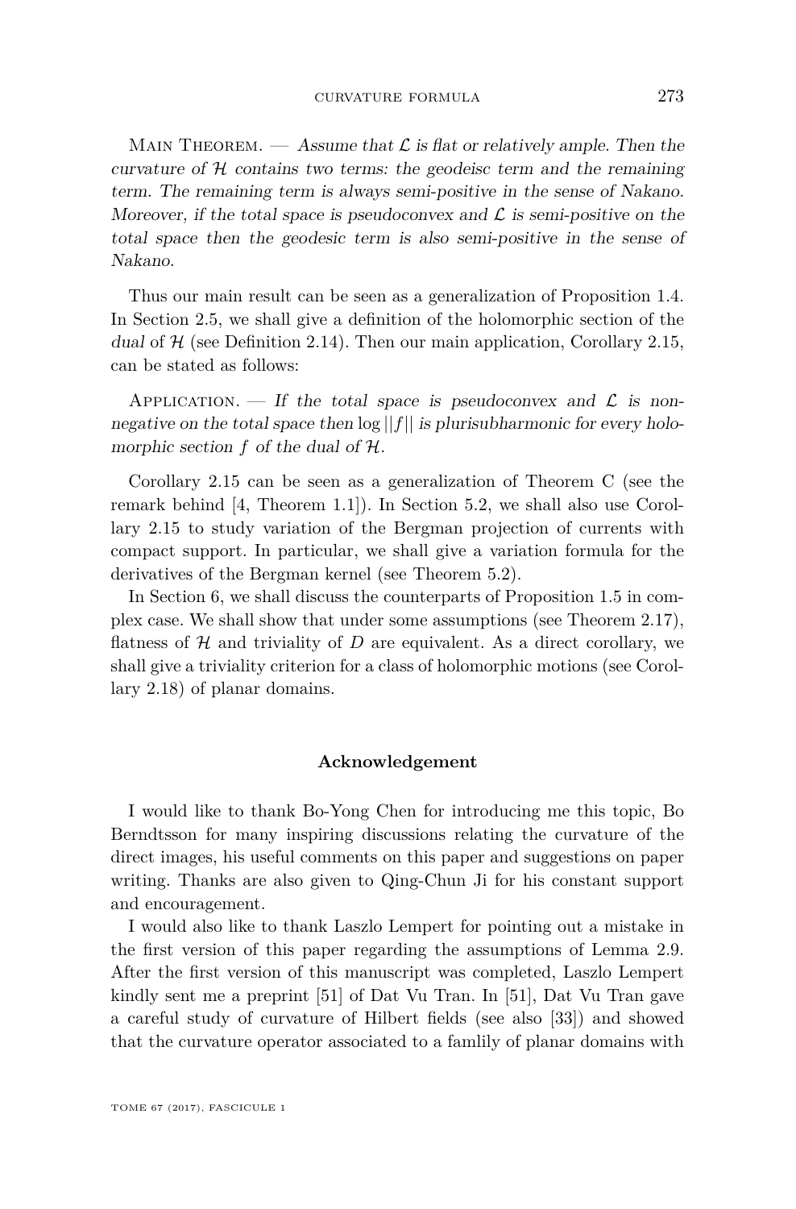Main Theorem. — *Assume that $\mathcal{L}$ is flat or relatively ample. Then the curvature of $\mathcal{H}$ contains two terms: the geodeisc term and the remaining term. The remaining term is always semi-positive in the sense of Nakano. Moreover, if the total space is pseudoconvex and $\mathcal{L}$ is semi-positive on the total space then the geodesic term is also semi-positive in the sense of Nakano.*

Thus our main result can be seen as a generalization of Proposition 1.4. In Section 2.5, we shall give a definition of the holomorphic section of the *dual* of $\mathcal{H}$ (see Definition 2.14). Then our main application, Corollary 2.15, can be stated as follows:

Application. — *If the total space is pseudoconvex and $\mathcal{L}$ is non-negative on the total space then* $\log ||f||$ *is plurisubharmonic for every holomorphic section $f$ of the dual of $\mathcal{H}$.*

Corollary 2.15 can be seen as a generalization of Theorem C (see the remark behind [4, Theorem 1.1]). In Section 5.2, we shall also use Corollary 2.15 to study variation of the Bergman projection of currents with compact support. In particular, we shall give a variation formula for the derivatives of the Bergman kernel (see Theorem 5.2).

In Section 6, we shall discuss the counterparts of Proposition 1.5 in complex case. We shall show that under some assumptions (see Theorem 2.17), flatness of $\mathcal{H}$ and triviality of $D$ are equivalent. As a direct corollary, we shall give a triviality criterion for a class of holomorphic motions (see Corollary 2.18) of planar domains.

## Acknowledgement

I would like to thank Bo-Yong Chen for introducing me this topic, Bo Berndtsson for many inspiring discussions relating the curvature of the direct images, his useful comments on this paper and suggestions on paper writing. Thanks are also given to Qing-Chun Ji for his constant support and encouragement.

I would also like to thank Laszlo Lempert for pointing out a mistake in the first version of this paper regarding the assumptions of Lemma 2.9. After the first version of this manuscript was completed, Laszlo Lempert kindly sent me a preprint [51] of Dat Vu Tran. In [51], Dat Vu Tran gave a careful study of curvature of Hilbert fields (see also [33]) and showed that the curvature operator associated to a famlily of planar domains with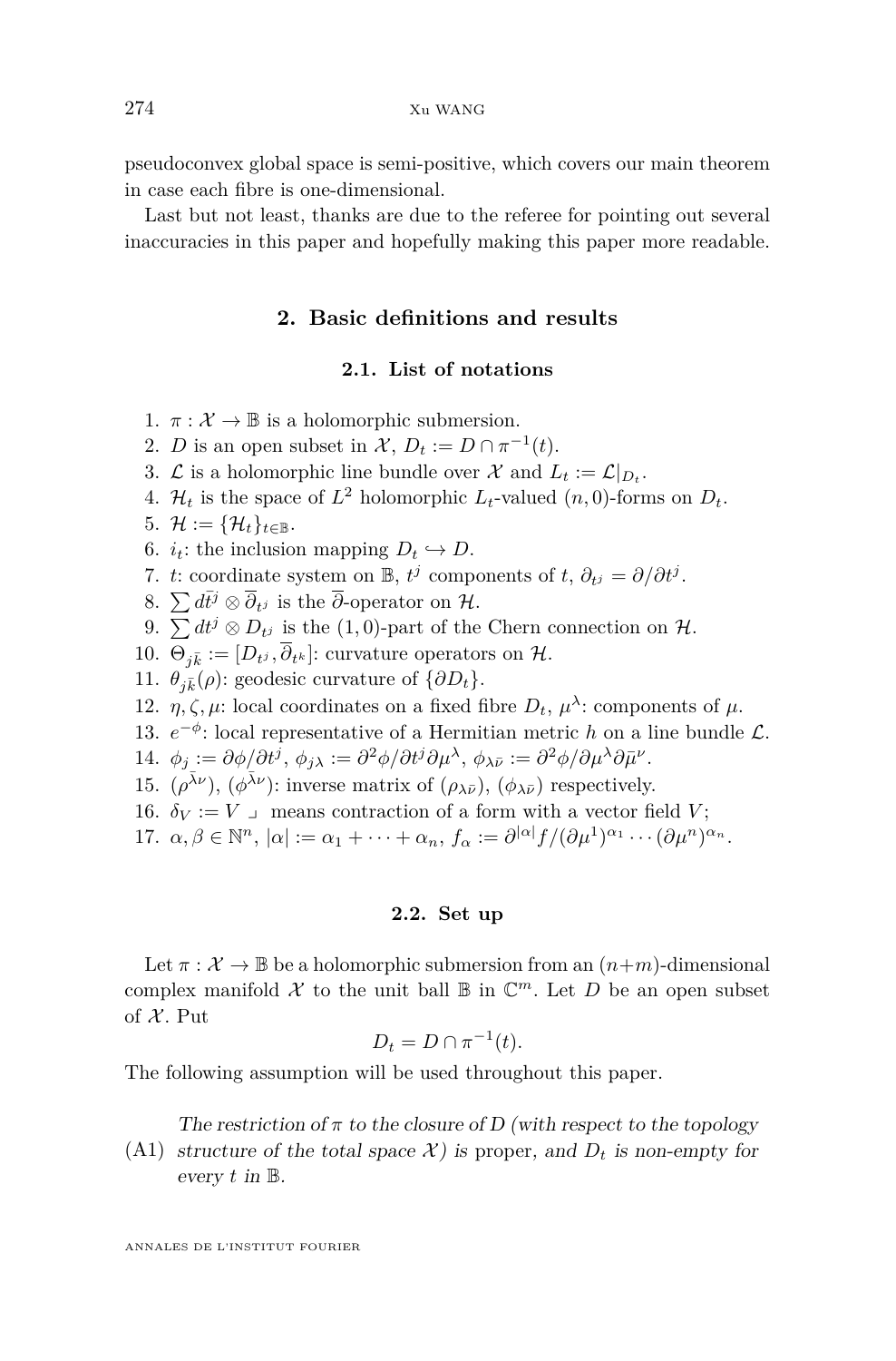pseudoconvex global space is semi-positive, which covers our main theorem in case each fibre is one-dimensional.

Last but not least, thanks are due to the referee for pointing out several inaccuracies in this paper and hopefully making this paper more readable.

## 2. Basic definitions and results

### 2.1. List of notations

1. $\pi : \mathcal{X} \to \mathbb{B}$ is a holomorphic submersion.
2. $D$ is an open subset in $\mathcal{X}$, $D_t := D \cap \pi^{-1}(t)$.
3. $\mathcal{L}$ is a holomorphic line bundle over $\mathcal{X}$ and $L_t := \mathcal{L}|_{D_t}$.
4. $\mathcal{H}_t$ is the space of $L^2$ holomorphic $L_t$-valued $(n,0)$-forms on $D_t$.
5. $\mathcal{H} := \{\mathcal{H}_t\}_{t\in\mathbb{B}}$.
6. $i_t$: the inclusion mapping $D_t \hookrightarrow D$.
7. $t$: coordinate system on $\mathbb{B}$, $t^j$ components of $t$, $\partial_{t^j} = \partial/\partial t^j$.
8. $\sum d\bar{t^j} \otimes \overline{\partial}_{t^j}$ is the $\overline{\partial}$-operator on $\mathcal{H}$.
9. $\sum dt^j \otimes D_{t^j}$ is the $(1,0)$-part of the Chern connection on $\mathcal{H}$.
10. $\Theta_{j\bar{k}} := [D_{t^j}, \overline{\partial}_{t^k}]$: curvature operators on $\mathcal{H}$.
11. $\theta_{j\bar{k}}(\rho)$: geodesic curvature of $\{\partial D_t\}$.
12. $\eta, \zeta, \mu$: local coordinates on a fixed fibre $D_t$, $\mu^\lambda$: components of $\mu$.
13. $e^{-\phi}$: local representative of a Hermitian metric $h$ on a line bundle $\mathcal{L}$.
14. $\phi_j := \partial\phi/\partial t^j$, $\phi_{j\lambda} := \partial^2\phi/\partial t^j\partial\mu^\lambda$, $\phi_{\lambda\bar{\nu}} := \partial^2\phi/\partial\mu^\lambda\partial\bar{\mu}^\nu$.
15. $(\rho^{\bar{\lambda}\nu})$, $(\phi^{\bar{\lambda}\nu})$: inverse matrix of $(\rho_{\lambda\bar{\nu}})$, $(\phi_{\lambda\bar{\nu}})$ respectively.
16. $\delta_V := V \lrcorner$ means contraction of a form with a vector field $V$;
17. $\alpha, \beta \in \mathbb{N}^n$, $|\alpha| := \alpha_1 + \cdots + \alpha_n$, $f_\alpha := \partial^{|\alpha|} f/(\partial\mu^1)^{\alpha_1}\cdots(\partial\mu^n)^{\alpha_n}$.

### 2.2. Set up

Let $\pi : \mathcal{X} \to \mathbb{B}$ be a holomorphic submersion from an $(n+m)$-dimensional complex manifold $\mathcal{X}$ to the unit ball $\mathbb{B}$ in $\mathbb{C}^m$. Let $D$ be an open subset of $\mathcal{X}$. Put

$$D_t = D \cap \pi^{-1}(t).$$

The following assumption will be used throughout this paper.

(A1) *The restriction of $\pi$ to the closure of $D$ (with respect to the topology structure of the total space $\mathcal{X}$) is proper, and $D_t$ is non-empty for every $t$ in $\mathbb{B}$.*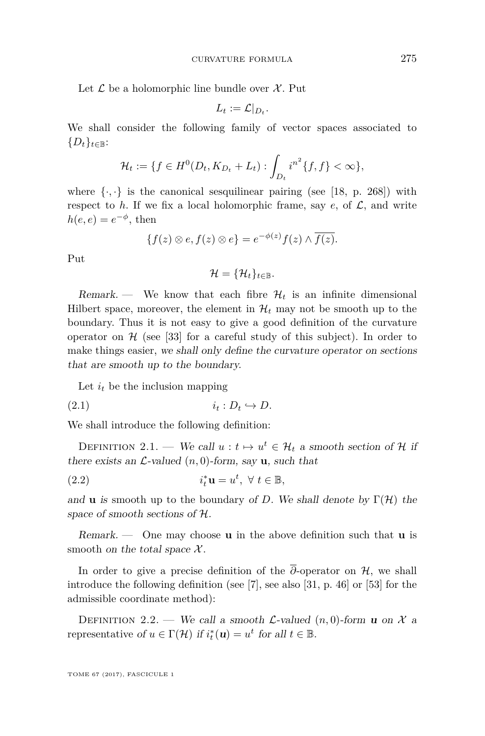Let $\mathcal{L}$ be a holomorphic line bundle over $\mathcal{X}$. Put

$$L_t := \mathcal{L}|_{D_t}.$$

We shall consider the following family of vector spaces associated to $\{D_t\}_{t\in\mathbb{B}}$:

$$\mathcal{H}_t := \{f \in H^0(D_t, K_{D_t} + L_t) : \int_{D_t} i^{n^2}\{f, f\} < \infty\},$$

where $\{\cdot, \cdot\}$ is the canonical sesquilinear pairing (see [18, p. 268]) with respect to $h$. If we fix a local holomorphic frame, say $e$, of $\mathcal{L}$, and write $h(e, e) = e^{-\phi}$, then

$$\{f(z) \otimes e, f(z) \otimes e\} = e^{-\phi(z)} f(z) \wedge \overline{f(z)}.$$

Put

$$\mathcal{H} = \{\mathcal{H}_t\}_{t\in\mathbb{B}}.$$

*Remark.* — We know that each fibre $\mathcal{H}_t$ is an infinite dimensional Hilbert space, moreover, the element in $\mathcal{H}_t$ may not be smooth up to the boundary. Thus it is not easy to give a good definition of the curvature operator on $\mathcal{H}$ (see [33] for a careful study of this subject). In order to make things easier, *we shall only define the curvature operator on sections that are smooth up to the boundary.*

Let $i_t$ be the inclusion mapping

$$i_t : D_t \hookrightarrow D. \tag{2.1}$$

We shall introduce the following definition:

Definition 2.1. — *We call $u : t \mapsto u^t \in \mathcal{H}_t$ a smooth section of $\mathcal{H}$ if there exists an $\mathcal{L}$-valued $(n, 0)$-form, say $\mathbf{u}$, such that*

$$i_t^* \mathbf{u} = u^t, \ \forall\ t \in \mathbb{B}, \tag{2.2}$$

*and $\mathbf{u}$ is* smooth up to the boundary *of $D$. We shall denote by $\Gamma(\mathcal{H})$ the space of smooth sections of $\mathcal{H}$.*

*Remark.* — One may choose $\mathbf{u}$ in the above definition such that $\mathbf{u}$ is smooth *on the total space $\mathcal{X}$.*

In order to give a precise definition of the $\overline{\partial}$-operator on $\mathcal{H}$, we shall introduce the following definition (see [7], see also [31, p. 46] or [53] for the admissible coordinate method):

Definition 2.2. — *We call a smooth $\mathcal{L}$-valued $(n, 0)$-form $\mathbf{u}$ on $\mathcal{X}$ a* representative *of $u \in \Gamma(\mathcal{H})$ if $i_t^*(\mathbf{u}) = u^t$ for all $t \in \mathbb{B}$.*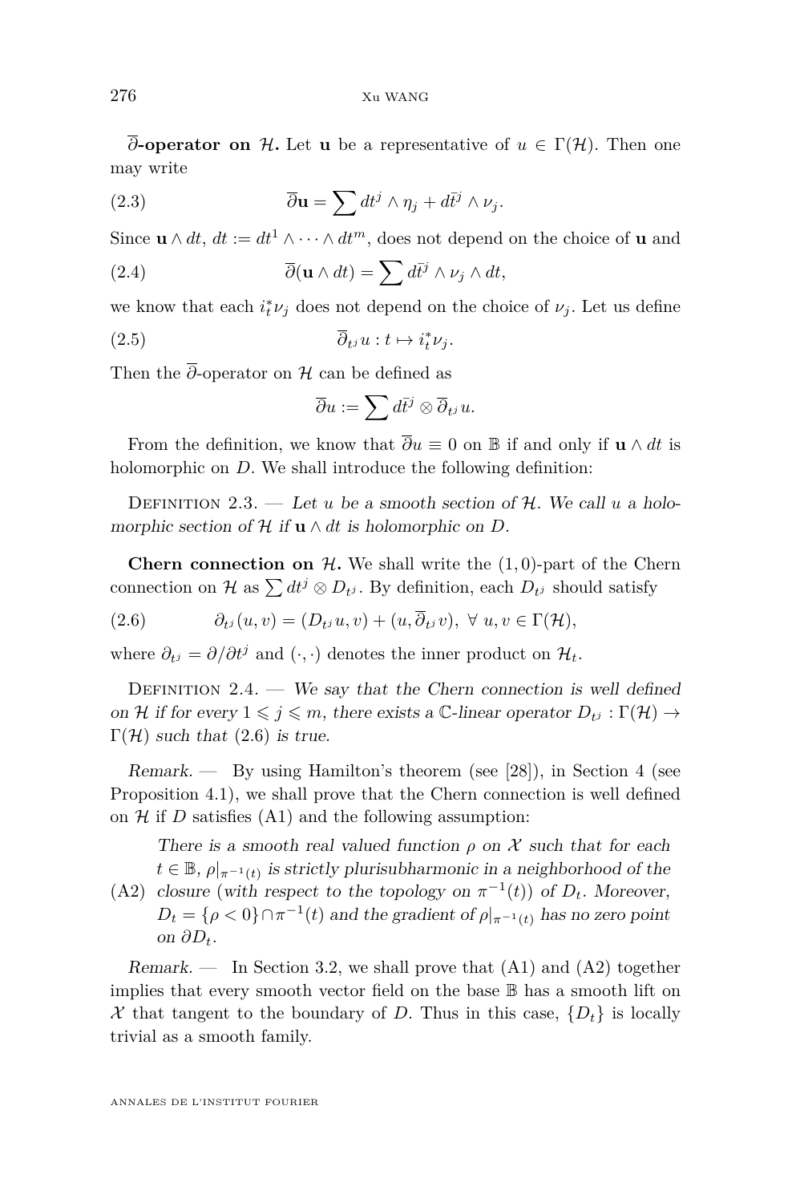**$\overline{\partial}$-operator on $\mathcal{H}$.** Let $\mathbf{u}$ be a representative of $u \in \Gamma(\mathcal{H})$. Then one may write

$$\overline{\partial}\mathbf{u} = \sum dt^j \wedge \eta_j + d\bar{t^j} \wedge \nu_j. \tag{2.3}$$

Since $\mathbf{u} \wedge dt$, $dt := dt^1 \wedge \cdots \wedge dt^m$, does not depend on the choice of $\mathbf{u}$ and

$$\overline{\partial}(\mathbf{u} \wedge dt) = \sum d\bar{t^j} \wedge \nu_j \wedge dt, \tag{2.4}$$

we know that each $i_t^*\nu_j$ does not depend on the choice of $\nu_j$. Let us define

$$\overline{\partial}_{t^j} u : t \mapsto i_t^* \nu_j. \tag{2.5}$$

Then the $\overline{\partial}$-operator on $\mathcal{H}$ can be defined as

$$\overline{\partial} u := \sum d\bar{t^j} \otimes \overline{\partial}_{t^j} u.$$

From the definition, we know that $\overline{\partial} u \equiv 0$ on $\mathbb{B}$ if and only if $\mathbf{u} \wedge dt$ is holomorphic on $D$. We shall introduce the following definition:

Definition 2.3. — *Let $u$ be a smooth section of $\mathcal{H}$. We call $u$ a holomorphic section of $\mathcal{H}$ if $\mathbf{u} \wedge dt$ is holomorphic on $D$.*

**Chern connection on $\mathcal{H}$.** We shall write the $(1,0)$-part of the Chern connection on $\mathcal{H}$ as $\sum dt^j \otimes D_{t^j}$. By definition, each $D_{t^j}$ should satisfy

$$\partial_{t^j}(u,v) = (D_{t^j}u, v) + (u, \overline{\partial}_{t^j} v), \ \forall\, u, v \in \Gamma(\mathcal{H}), \tag{2.6}$$

where $\partial_{t^j} = \partial/\partial t^j$ and $(\cdot,\cdot)$ denotes the inner product on $\mathcal{H}_t$.

Definition 2.4. — *We say that the Chern connection is well defined on $\mathcal{H}$ if for every $1 \leqslant j \leqslant m$, there exists a $\mathbb{C}$-linear operator $D_{t^j} : \Gamma(\mathcal{H}) \to \Gamma(\mathcal{H})$ such that* (2.6) *is true.*

*Remark.* — By using Hamilton's theorem (see [28]), in Section 4 (see Proposition 4.1), we shall prove that the Chern connection is well defined on $\mathcal{H}$ if $D$ satisfies (A1) and the following assumption:

(A2) *There is a smooth real valued function $\rho$ on $\mathcal{X}$ such that for each $t \in \mathbb{B}$, $\rho|_{\pi^{-1}(t)}$ is strictly plurisubharmonic in a neighborhood of the closure* (*with respect to the topology on $\pi^{-1}(t)$*) *of $D_t$. Moreover, $D_t = \{\rho < 0\} \cap \pi^{-1}(t)$ and the gradient of $\rho|_{\pi^{-1}(t)}$ has no zero point on $\partial D_t$.*

*Remark.* — In Section 3.2, we shall prove that (A1) and (A2) together implies that every smooth vector field on the base $\mathbb{B}$ has a smooth lift on $\mathcal{X}$ that tangent to the boundary of $D$. Thus in this case, $\{D_t\}$ is locally trivial as a smooth family.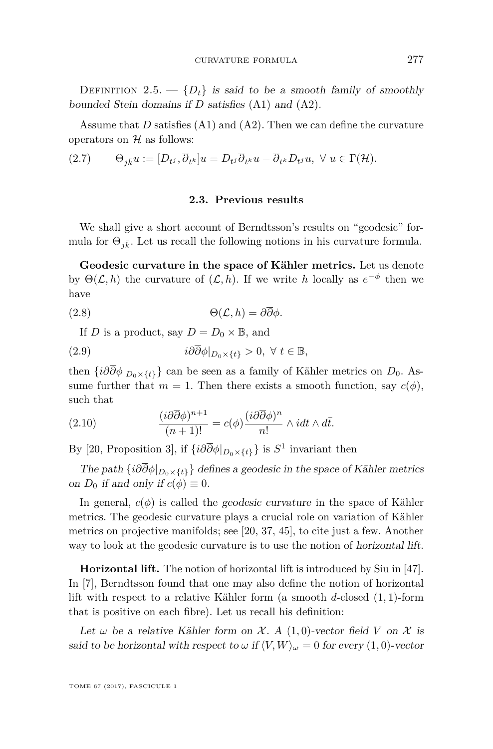Definition 2.5. — *$\{D_t\}$ is said to be a smooth family of smoothly bounded Stein domains if $D$ satisfies* (A1) *and* (A2).

Assume that $D$ satisfies (A1) and (A2). Then we can define the curvature operators on $\mathcal{H}$ as follows:

$$\Theta_{j\bar{k}}u := [D_{t^j}, \overline{\partial}_{t^k}]u = D_{t^j}\overline{\partial}_{t^k}u - \overline{\partial}_{t^k}D_{t^j}u, \ \forall\ u \in \Gamma(\mathcal{H}). \tag{2.7}$$

### 2.3. Previous results

We shall give a short account of Berndtsson's results on "geodesic" formula for $\Theta_{j\bar{k}}$. Let us recall the following notions in his curvature formula.

**Geodesic curvature in the space of Kähler metrics.** Let us denote by $\Theta(\mathcal{L}, h)$ the curvature of $(\mathcal{L}, h)$. If we write $h$ locally as $e^{-\phi}$ then we have

$$\Theta(\mathcal{L}, h) = \partial\overline{\partial}\phi. \tag{2.8}$$

If $D$ is a product, say $D = D_0 \times \mathbb{B}$, and

$$i\partial\overline{\partial}\phi|_{D_0\times\{t\}} > 0, \ \forall\ t \in \mathbb{B}, \tag{2.9}$$

then $\{i\partial\overline{\partial}\phi|_{D_0\times\{t\}}\}$ can be seen as a family of Kähler metrics on $D_0$. Assume further that $m = 1$. Then there exists a smooth function, say $c(\phi)$, such that

$$\frac{(i\partial\overline{\partial}\phi)^{n+1}}{(n+1)!} = c(\phi)\frac{(i\partial\overline{\partial}\phi)^n}{n!} \wedge idt \wedge d\bar{t}. \tag{2.10}$$

By [20, Proposition 3], if $\{i\partial\overline{\partial}\phi|_{D_0\times\{t\}}\}$ is $S^1$ invariant then

*The path $\{i\partial\overline{\partial}\phi|_{D_0\times\{t\}}\}$ defines a geodesic in the space of Kähler metrics on $D_0$ if and only if $c(\phi) \equiv 0$.*

In general, $c(\phi)$ is called the *geodesic curvature* in the space of Kähler metrics. The geodesic curvature plays a crucial role on variation of Kähler metrics on projective manifolds; see [20, 37, 45], to cite just a few. Another way to look at the geodesic curvature is to use the notion of *horizontal lift*.

**Horizontal lift.** The notion of horizontal lift is introduced by Siu in [47]. In [7], Berndtsson found that one may also define the notion of horizontal lift with respect to a relative Kähler form (a smooth $d$-closed $(1,1)$-form that is positive on each fibre). Let us recall his definition:

*Let $\omega$ be a relative Kähler form on $\mathcal{X}$. A $(1,0)$-vector field $V$ on $\mathcal{X}$ is said to be horizontal with respect to $\omega$ if $\langle V, W\rangle_\omega = 0$ for every $(1,0)$-vector*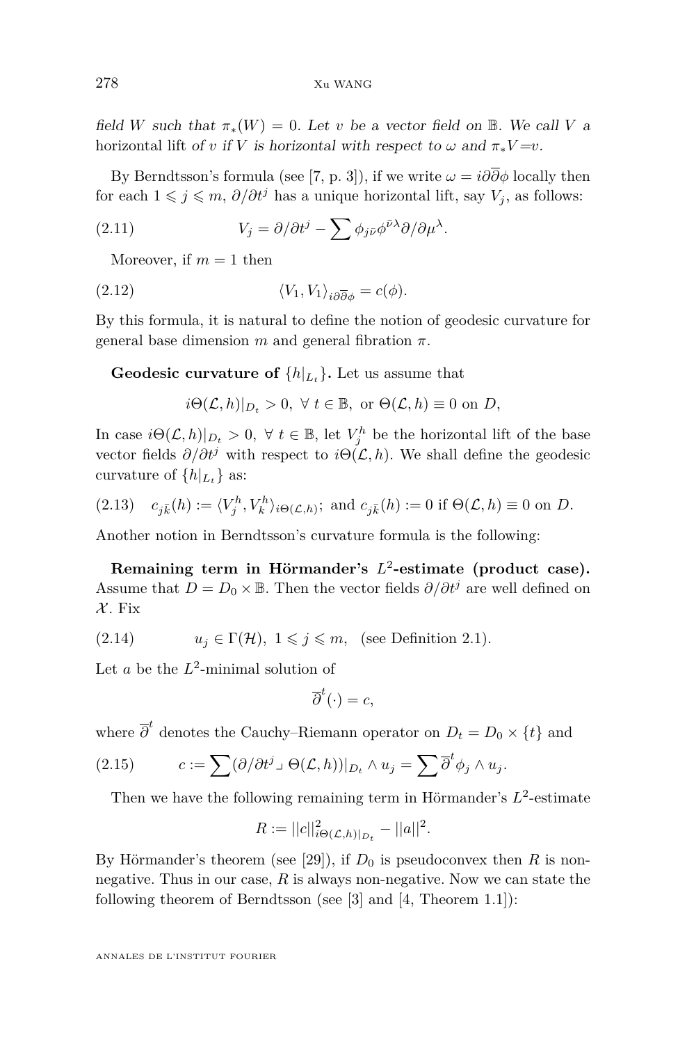*field $W$ such that $\pi_*(W)=0$. Let $v$ be a vector field on $\mathbb{B}$. We call $V$ a* horizontal lift *of $v$ if $V$ is horizontal with respect to $\omega$ and $\pi_*V = v$.*

By Berndtsson's formula (see [7, p. 3]), if we write $\omega = i\partial\overline{\partial}\phi$ locally then for each $1 \leqslant j \leqslant m$, $\partial/\partial t^j$ has a unique horizontal lift, say $V_j$, as follows:

$$V_j = \partial/\partial t^j - \sum \phi_{j\bar{\nu}}\phi^{\bar{\nu}\lambda}\partial/\partial\mu^\lambda. \tag{2.11}$$

Moreover, if $m=1$ then

$$\langle V_1, V_1\rangle_{i\partial\overline{\partial}\phi} = c(\phi). \tag{2.12}$$

By this formula, it is natural to define the notion of geodesic curvature for general base dimension $m$ and general fibration $\pi$.

**Geodesic curvature of $\{h|_{L_t}\}$.** Let us assume that

$$i\Theta(\mathcal{L},h)|_{D_t} > 0, \ \forall\, t \in \mathbb{B}, \ \text{or } \Theta(\mathcal{L},h) \equiv 0 \text{ on } D,$$

In case $i\Theta(\mathcal{L},h)|_{D_t} > 0, \ \forall\, t\in\mathbb{B}$, let $V_j^h$ be the horizontal lift of the base vector fields $\partial/\partial t^j$ with respect to $i\Theta(\mathcal{L},h)$. We shall define the geodesic curvature of $\{h|_{L_t}\}$ as:

$$c_{j\bar{k}}(h) := \langle V_j^h, V_k^h\rangle_{i\Theta(\mathcal{L},h)}; \text{ and } c_{j\bar{k}}(h) := 0 \text{ if } \Theta(\mathcal{L},h) \equiv 0 \text{ on } D. \tag{2.13}$$

Another notion in Berndtsson's curvature formula is the following:

**Remaining term in Hörmander's $L^2$-estimate (product case).** Assume that $D = D_0 \times \mathbb{B}$. Then the vector fields $\partial/\partial t^j$ are well defined on $\mathcal{X}$. Fix

$$u_j \in \Gamma(\mathcal{H}), \ 1 \leqslant j \leqslant m, \quad \text{(see Definition 2.1)}. \tag{2.14}$$

Let $a$ be the $L^2$-minimal solution of

$$\overline{\partial}^t(\cdot) = c,$$

where $\overline{\partial}^t$ denotes the Cauchy–Riemann operator on $D_t = D_0 \times \{t\}$ and

$$c := \sum (\partial/\partial t^j \lrcorner\, \Theta(\mathcal{L},h))|_{D_t} \wedge u_j = \sum \overline{\partial}^t \phi_j \wedge u_j. \tag{2.15}$$

Then we have the following remaining term in Hörmander's $L^2$-estimate

$$R := ||c||^2_{i\Theta(\mathcal{L},h)|_{D_t}} - ||a||^2.$$

By Hörmander's theorem (see [29]), if $D_0$ is pseudoconvex then $R$ is non-negative. Thus in our case, $R$ is always non-negative. Now we can state the following theorem of Berndtsson (see [3] and [4, Theorem 1.1]):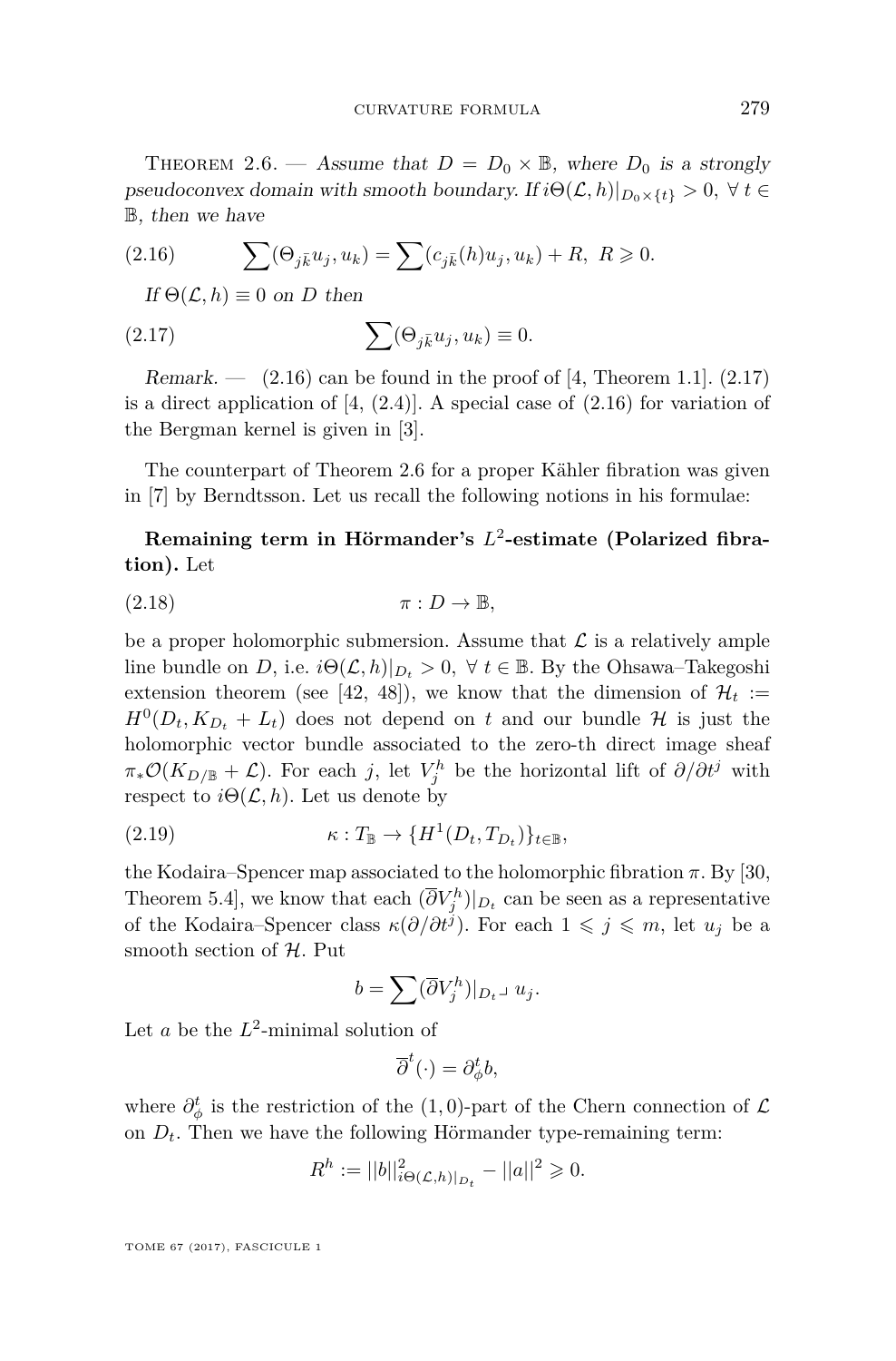Theorem 2.6. — *Assume that $D = D_0 \times \mathbb{B}$, where $D_0$ is a strongly pseudoconvex domain with smooth boundary. If $i\Theta(\mathcal{L}, h)|_{D_0\times\{t\}} > 0$, $\forall\, t \in \mathbb{B}$, then we have*

$$\sum (\Theta_{j\bar{k}} u_j, u_k) = \sum (c_{j\bar{k}}(h) u_j, u_k) + R,\ R \geqslant 0. \tag{2.16}$$

*If $\Theta(\mathcal{L}, h) \equiv 0$ on $D$ then*

$$\sum (\Theta_{j\bar{k}} u_j, u_k) \equiv 0. \tag{2.17}$$

*Remark.* — (2.16) can be found in the proof of [4, Theorem 1.1]. (2.17) is a direct application of [4, (2.4)]. A special case of (2.16) for variation of the Bergman kernel is given in [3].

The counterpart of Theorem 2.6 for a proper Kähler fibration was given in [7] by Berndtsson. Let us recall the following notions in his formulae:

**Remaining term in Hörmander's $L^2$-estimate (Polarized fibration).** Let

$$\pi : D \to \mathbb{B}, \tag{2.18}$$

be a proper holomorphic submersion. Assume that $\mathcal{L}$ is a relatively ample line bundle on $D$, i.e. $i\Theta(\mathcal{L}, h)|_{D_t} > 0$, $\forall\, t \in \mathbb{B}$. By the Ohsawa–Takegoshi extension theorem (see [42, 48]), we know that the dimension of $\mathcal{H}_t := H^0(D_t, K_{D_t} + L_t)$ does not depend on $t$ and our bundle $\mathcal{H}$ is just the holomorphic vector bundle associated to the zero-th direct image sheaf $\pi_*\mathcal{O}(K_{D/\mathbb{B}} + \mathcal{L})$. For each $j$, let $V_j^h$ be the horizontal lift of $\partial/\partial t^j$ with respect to $i\Theta(\mathcal{L}, h)$. Let us denote by

$$\kappa : T_{\mathbb{B}} \to \{H^1(D_t, T_{D_t})\}_{t\in\mathbb{B}}, \tag{2.19}$$

the Kodaira–Spencer map associated to the holomorphic fibration $\pi$. By [30, Theorem 5.4], we know that each $(\overline{\partial} V_j^h)|_{D_t}$ can be seen as a representative of the Kodaira–Spencer class $\kappa(\partial/\partial t^j)$. For each $1 \leqslant j \leqslant m$, let $u_j$ be a smooth section of $\mathcal{H}$. Put

$$b = \sum (\overline{\partial} V_j^h)|_{D_t} \lrcorner\, u_j.$$

Let $a$ be the $L^2$-minimal solution of

$$\overline{\partial}^t(\cdot) = \partial_\phi^t b,$$

where $\partial_\phi^t$ is the restriction of the $(1,0)$-part of the Chern connection of $\mathcal{L}$ on $D_t$. Then we have the following Hörmander type-remaining term:

$$R^h := ||b||^2_{i\Theta(\mathcal{L},h)|_{D_t}} - ||a||^2 \geqslant 0.$$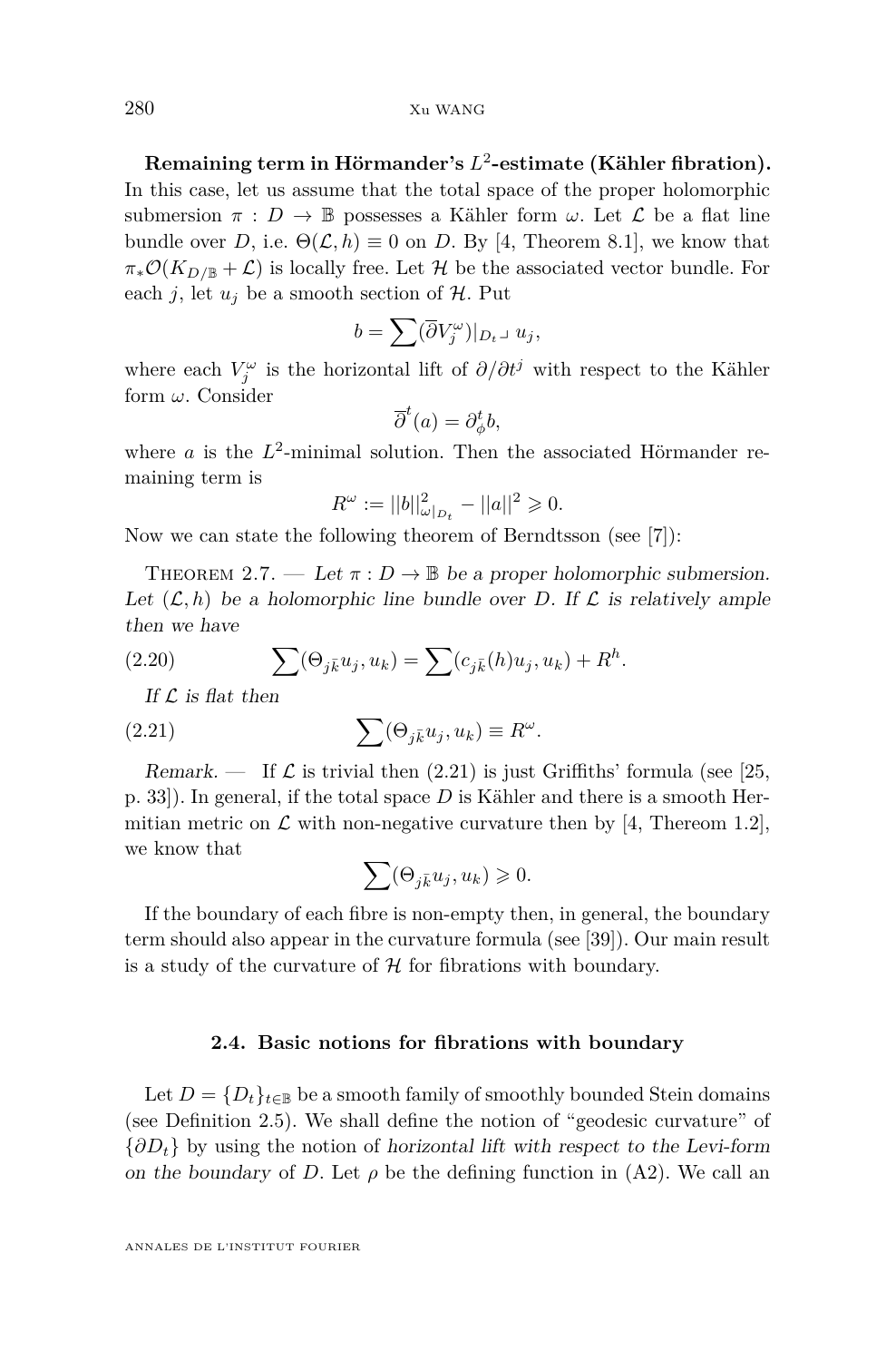**Remaining term in Hörmander's $L^2$-estimate (Kähler fibration).** In this case, let us assume that the total space of the proper holomorphic submersion $\pi : D \to \mathbb{B}$ possesses a Kähler form $\omega$. Let $\mathcal{L}$ be a flat line bundle over $D$, i.e. $\Theta(\mathcal{L}, h) \equiv 0$ on $D$. By [4, Theorem 8.1], we know that $\pi_* \mathcal{O}(K_{D/\mathbb{B}} + \mathcal{L})$ is locally free. Let $\mathcal{H}$ be the associated vector bundle. For each $j$, let $u_j$ be a smooth section of $\mathcal{H}$. Put

$$b = \sum (\overline{\partial} V_j^{\omega})|_{D_t} \lrcorner\, u_j,$$

where each $V_j^{\omega}$ is the horizontal lift of $\partial/\partial t^j$ with respect to the Kähler form $\omega$. Consider

$$\overline{\partial}^t(a) = \partial_{\phi}^t b,$$

where $a$ is the $L^2$-minimal solution. Then the associated Hörmander remaining term is

$$R^{\omega} := ||b||^2_{\omega|_{D_t}} - ||a||^2 \geqslant 0.$$

Now we can state the following theorem of Berndtsson (see [7]):

Theorem 2.7. — *Let $\pi : D \to \mathbb{B}$ be a proper holomorphic submersion. Let $(\mathcal{L}, h)$ be a holomorphic line bundle over $D$. If $\mathcal{L}$ is relatively ample then we have*

$$\sum (\Theta_{j\bar{k}} u_j, u_k) = \sum (c_{j\bar{k}}(h) u_j, u_k) + R^h. \tag{2.20}$$

*If $\mathcal{L}$ is flat then*

$$\sum (\Theta_{j\bar{k}} u_j, u_k) \equiv R^{\omega}. \tag{2.21}$$

*Remark.* — If $\mathcal{L}$ is trivial then (2.21) is just Griffiths' formula (see [25, p. 33]). In general, if the total space $D$ is Kähler and there is a smooth Hermitian metric on $\mathcal{L}$ with non-negative curvature then by [4, Thereom 1.2], we know that

$$\sum (\Theta_{j\bar{k}} u_j, u_k) \geqslant 0.$$

If the boundary of each fibre is non-empty then, in general, the boundary term should also appear in the curvature formula (see [39]). Our main result is a study of the curvature of $\mathcal{H}$ for fibrations with boundary.

### 2.4. Basic notions for fibrations with boundary

Let $D = \{D_t\}_{t \in \mathbb{B}}$ be a smooth family of smoothly bounded Stein domains (see Definition 2.5). We shall define the notion of "geodesic curvature" of $\{\partial D_t\}$ by using the notion of *horizontal lift with respect to the Levi-form on the boundary* of $D$. Let $\rho$ be the defining function in (A2). We call an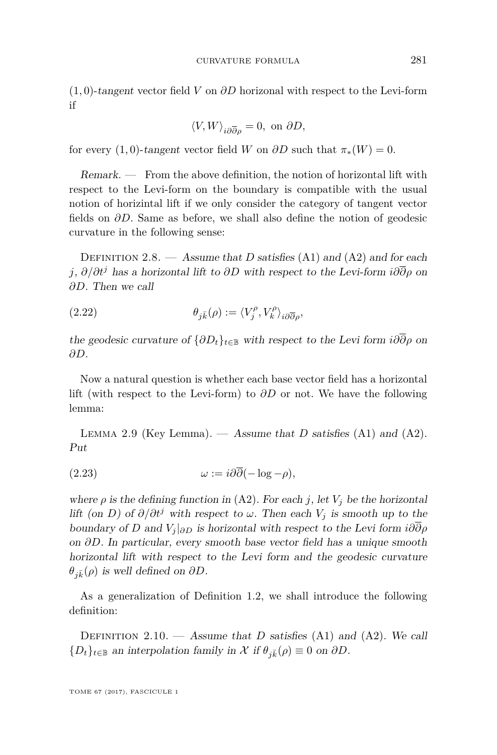$(1,0)$-*tangent* vector field $V$ on $\partial D$ horizonal with respect to the Levi-form if

$$\langle V, W \rangle_{i\partial\overline{\partial}\rho} = 0, \text{ on } \partial D,$$

for every $(1,0)$-*tangent* vector field $W$ on $\partial D$ such that $\pi_*(W) = 0$.

*Remark.* — From the above definition, the notion of horizontal lift with respect to the Levi-form on the boundary is compatible with the usual notion of horizintal lift if we only consider the category of tangent vector fields on $\partial D$. Same as before, we shall also define the notion of geodesic curvature in the following sense:

Definition 2.8. — *Assume that $D$ satisfies* (A1) *and* (A2) *and for each $j$, $\partial/\partial t^j$ has a horizontal lift to $\partial D$ with respect to the Levi-form $i\partial\overline{\partial}\rho$ on $\partial D$. Then we call*

$$\theta_{j\bar{k}}(\rho) := \langle V_j^\rho, V_k^\rho \rangle_{i\partial\overline{\partial}\rho}, \tag{2.22}$$

*the geodesic curvature of $\{\partial D_t\}_{t\in\mathbb{B}}$ with respect to the Levi form $i\partial\overline{\partial}\rho$ on $\partial D$.*

Now a natural question is whether each base vector field has a horizontal lift (with respect to the Levi-form) to $\partial D$ or not. We have the following lemma:

Lemma 2.9 (Key Lemma). — *Assume that $D$ satisfies* (A1) *and* (A2)*. Put*

$$\omega := i\partial\overline{\partial}(-\log -\rho), \tag{2.23}$$

*where $\rho$ is the defining function in* (A2)*. For each $j$, let $V_j$ be the horizontal lift (on $D$) of $\partial/\partial t^j$ with respect to $\omega$. Then each $V_j$ is smooth up to the boundary of $D$ and $V_j|_{\partial D}$ is horizontal with respect to the Levi form $i\partial\overline{\partial}\rho$ on $\partial D$. In particular, every smooth base vector field has a unique smooth horizontal lift with respect to the Levi form and the geodesic curvature $\theta_{j\bar{k}}(\rho)$ is well defined on $\partial D$.*

As a generalization of Definition 1.2, we shall introduce the following definition:

Definition 2.10. — *Assume that $D$ satisfies* (A1) *and* (A2)*. We call $\{D_t\}_{t\in\mathbb{B}}$ an interpolation family in $\mathcal{X}$ if $\theta_{j\bar{k}}(\rho) \equiv 0$ on $\partial D$.*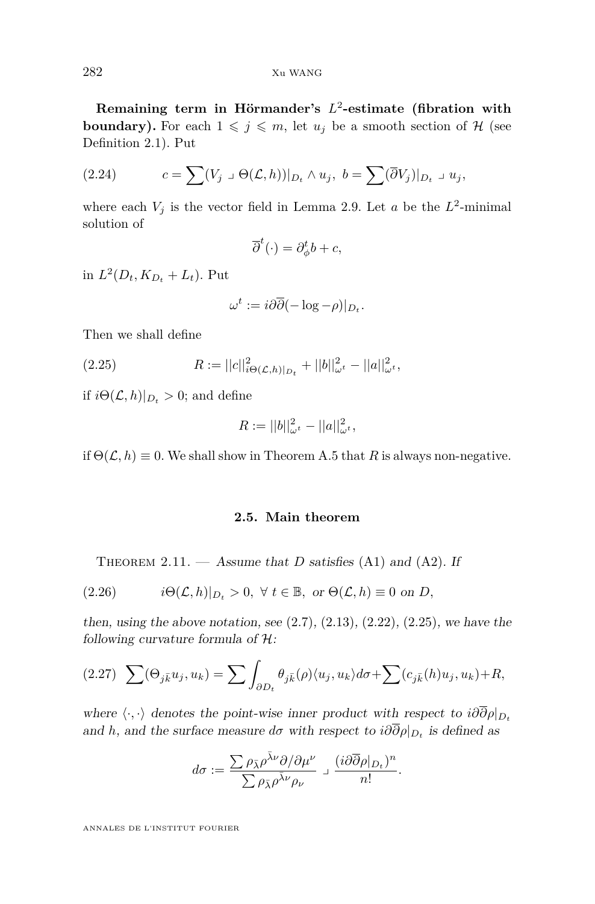**Remaining term in Hörmander's $L^2$-estimate (fibration with boundary).** For each $1 \leqslant j \leqslant m$, let $u_j$ be a smooth section of $\mathcal{H}$ (see Definition 2.1). Put

$$c = \sum (V_j \lrcorner \Theta(\mathcal{L}, h))|_{D_t} \wedge u_j, \ b = \sum (\overline{\partial} V_j)|_{D_t} \lrcorner u_j, \tag{2.24}$$

where each $V_j$ is the vector field in Lemma 2.9. Let $a$ be the $L^2$-minimal solution of

$$\overline{\partial}^t(\cdot) = \partial^t_\phi b + c,$$

in $L^2(D_t, K_{D_t} + L_t)$. Put

$$\omega^t := i\partial\overline{\partial}(-\log -\rho)|_{D_t}.$$

Then we shall define

$$R := ||c||^2_{i\Theta(\mathcal{L},h)|_{D_t}} + ||b||^2_{\omega^t} - ||a||^2_{\omega^t}, \tag{2.25}$$

if $i\Theta(\mathcal{L}, h)|_{D_t} > 0$; and define

$$R := ||b||^2_{\omega^t} - ||a||^2_{\omega^t},$$

if $\Theta(\mathcal{L}, h) \equiv 0$. We shall show in Theorem A.5 that $R$ is always non-negative.

## 2.5. Main theorem

Theorem 2.11. — *Assume that $D$ satisfies* (A1) *and* (A2)*. If*

$$i\Theta(\mathcal{L}, h)|_{D_t} > 0, \ \forall \ t \in \mathbb{B}, \ \text{or } \Theta(\mathcal{L}, h) \equiv 0 \text{ on } D, \tag{2.26}$$

*then, using the above notation, see* (2.7), (2.13), (2.22), (2.25)*, we have the following curvature formula of $\mathcal{H}$:*

$$\sum (\Theta_{j\bar{k}} u_j, u_k) = \sum \int_{\partial D_t} \theta_{j\bar{k}}(\rho) \langle u_j, u_k \rangle d\sigma + \sum (c_{j\bar{k}}(h) u_j, u_k) + R, \tag{2.27}$$

*where $\langle \cdot, \cdot \rangle$ denotes the point-wise inner product with respect to $i\partial\overline{\partial}\rho|_{D_t}$ and $h$, and the surface measure $d\sigma$ with respect to $i\partial\overline{\partial}\rho|_{D_t}$ is defined as*

$$d\sigma := \frac{\sum \rho_{\bar{\lambda}} \rho^{\bar{\lambda}\nu} \partial/\partial \mu^\nu}{\sum \rho_{\bar{\lambda}} \rho^{\bar{\lambda}\nu} \rho_\nu} \lrcorner \frac{(i\partial\overline{\partial}\rho|_{D_t})^n}{n!}.$$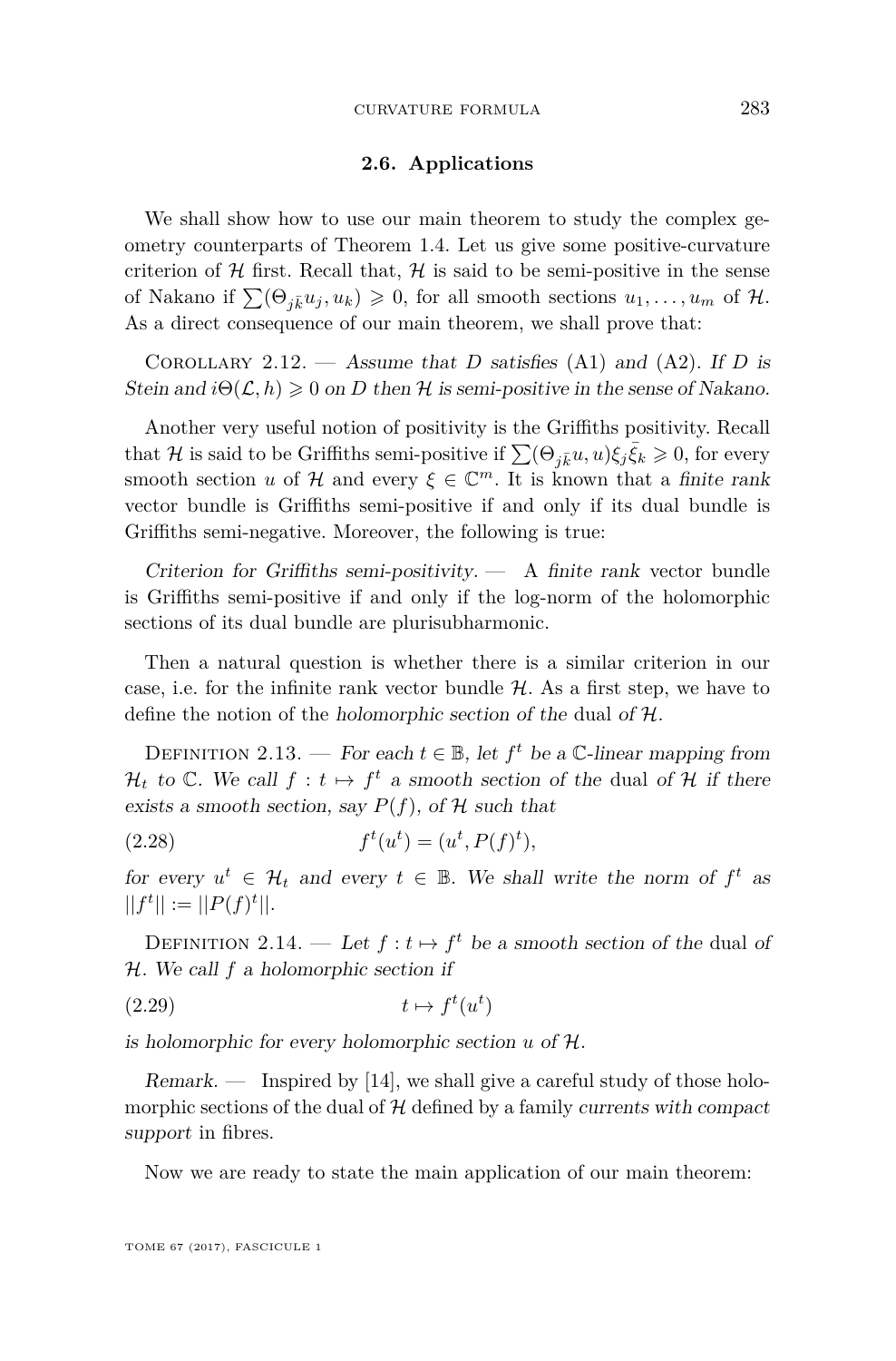### 2.6. Applications

We shall show how to use our main theorem to study the complex geometry counterparts of Theorem 1.4. Let us give some positive-curvature criterion of $\mathcal{H}$ first. Recall that, $\mathcal{H}$ is said to be semi-positive in the sense of Nakano if $\sum(\Theta_{j\bar{k}}u_j, u_k) \geqslant 0$, for all smooth sections $u_1, \ldots, u_m$ of $\mathcal{H}$. As a direct consequence of our main theorem, we shall prove that:

Corollary 2.12. — *Assume that $D$ satisfies* (A1) *and* (A2). *If $D$ is Stein and $i\Theta(\mathcal{L}, h) \geqslant 0$ on $D$ then $\mathcal{H}$ is semi-positive in the sense of Nakano.*

Another very useful notion of positivity is the Griffiths positivity. Recall that $\mathcal{H}$ is said to be Griffiths semi-positive if $\sum(\Theta_{j\bar{k}}u, u)\xi_j\bar{\xi}_k \geqslant 0$, for every smooth section $u$ of $\mathcal{H}$ and every $\xi \in \mathbb{C}^m$. It is known that a *finite rank* vector bundle is Griffiths semi-positive if and only if its dual bundle is Griffiths semi-negative. Moreover, the following is true:

*Criterion for Griffiths semi-positivity.* — A *finite rank* vector bundle is Griffiths semi-positive if and only if the log-norm of the holomorphic sections of its dual bundle are plurisubharmonic.

Then a natural question is whether there is a similar criterion in our case, i.e. for the infinite rank vector bundle $\mathcal{H}$. As a first step, we have to define the notion of the *holomorphic section of the* dual *of $\mathcal{H}$.*

Definition 2.13. — *For each $t \in \mathbb{B}$, let $f^t$ be a $\mathbb{C}$-linear mapping from $\mathcal{H}_t$ to $\mathbb{C}$. We call $f : t \mapsto f^t$ a smooth section of the* dual *of $\mathcal{H}$ if there exists a smooth section, say $P(f)$, of $\mathcal{H}$ such that*

$$f^t(u^t) = (u^t, P(f)^t), \tag{2.28}$$

*for every $u^t \in \mathcal{H}_t$ and every $t \in \mathbb{B}$. We shall write the norm of $f^t$ as $||f^t|| := ||P(f)^t||$.*

Definition 2.14. — *Let $f : t \mapsto f^t$ be a smooth section of the* dual *of $\mathcal{H}$. We call $f$ a holomorphic section if*

$$t \mapsto f^t(u^t) \tag{2.29}$$

*is holomorphic for every holomorphic section $u$ of $\mathcal{H}$.*

*Remark.* — Inspired by [14], we shall give a careful study of those holomorphic sections of the dual of $\mathcal{H}$ defined by a family *currents with compact support* in fibres.

Now we are ready to state the main application of our main theorem: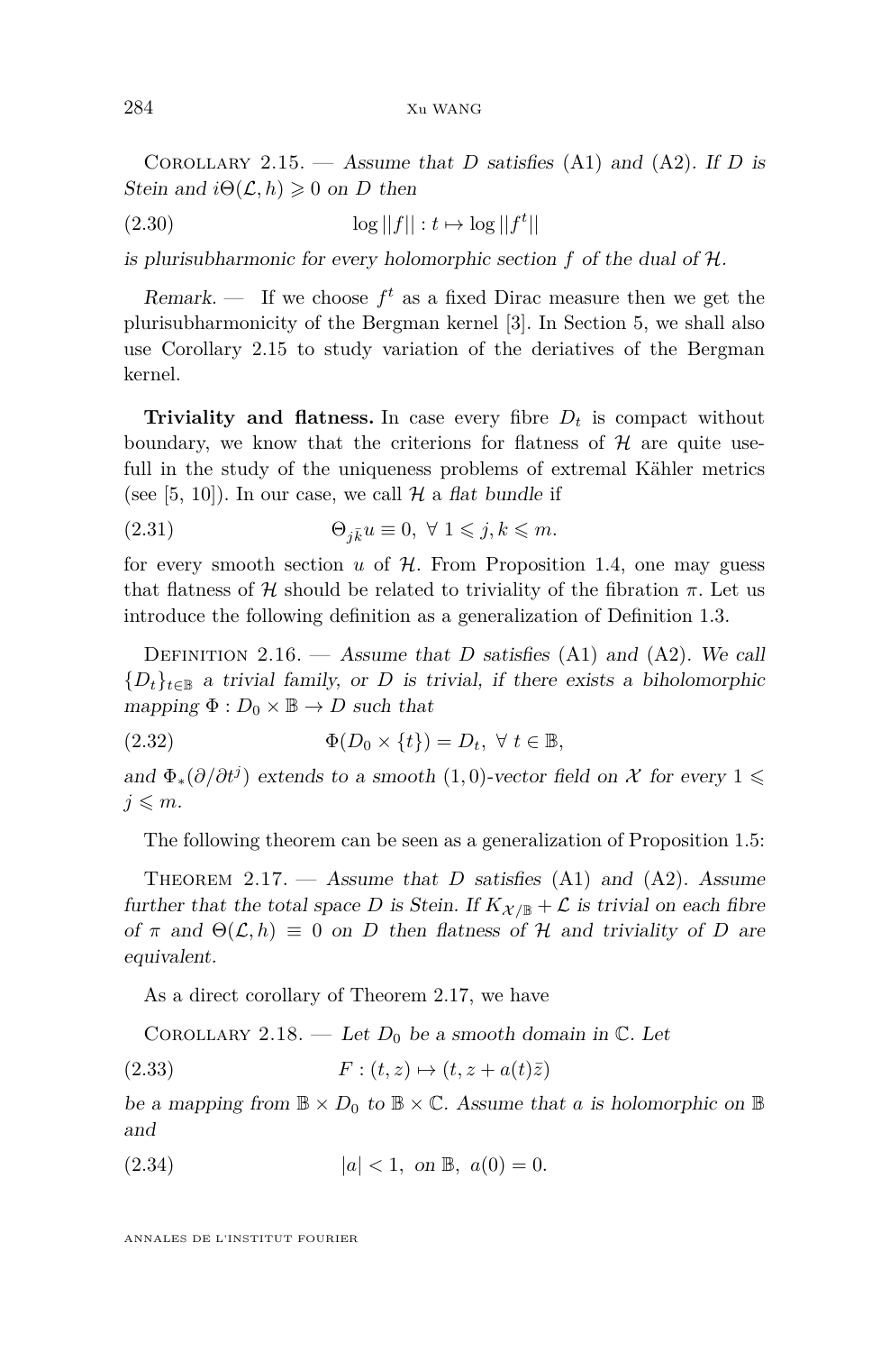Corollary 2.15. — *Assume that $D$ satisfies* (A1) *and* (A2)*. If $D$ is Stein and $i\Theta(\mathcal{L},h)\geqslant 0$ on $D$ then*

$$\log\|f\| : t\mapsto \log\|f^t\| \tag{2.30}$$

*is plurisubharmonic for every holomorphic section $f$ of the dual of $\mathcal{H}$.*

*Remark.* — If we choose $f^t$ as a fixed Dirac measure then we get the plurisubharmonicity of the Bergman kernel [3]. In Section 5, we shall also use Corollary 2.15 to study variation of the deriatives of the Bergman kernel.

**Triviality and flatness.** In case every fibre $D_t$ is compact without boundary, we know that the criterions for flatness of $\mathcal{H}$ are quite usefull in the study of the uniqueness problems of extremal Kähler metrics (see [5, 10]). In our case, we call $\mathcal{H}$ a *flat bundle* if

$$\Theta_{j\bar{k}}u\equiv 0,\ \forall\ 1\leqslant j,k\leqslant m. \tag{2.31}$$

for every smooth section $u$ of $\mathcal{H}$. From Proposition 1.4, one may guess that flatness of $\mathcal{H}$ should be related to triviality of the fibration $\pi$. Let us introduce the following definition as a generalization of Definition 1.3.

Definition 2.16. — *Assume that $D$ satisfies* (A1) *and* (A2)*. We call $\{D_t\}_{t\in\mathbb{B}}$ a trivial family, or $D$ is trivial, if there exists a biholomorphic mapping $\Phi : D_0\times\mathbb{B}\to D$ such that*

$$\Phi(D_0\times\{t\}) = D_t,\ \forall\ t\in\mathbb{B}, \tag{2.32}$$

*and $\Phi_*(\partial/\partial t^j)$ extends to a smooth $(1,0)$-vector field on $\mathcal{X}$ for every $1\leqslant j\leqslant m$.*

The following theorem can be seen as a generalization of Proposition 1.5:

Theorem 2.17. — *Assume that $D$ satisfies* (A1) *and* (A2)*. Assume further that the total space $D$ is Stein. If $K_{\mathcal{X}/\mathbb{B}}+\mathcal{L}$ is trivial on each fibre of $\pi$ and $\Theta(\mathcal{L},h)\equiv 0$ on $D$ then flatness of $\mathcal{H}$ and triviality of $D$ are equivalent.*

As a direct corollary of Theorem 2.17, we have

Corollary 2.18. — *Let $D_0$ be a smooth domain in $\mathbb{C}$. Let*

$$F : (t,z)\mapsto (t, z+a(t)\bar{z}) \tag{2.33}$$

*be a mapping from $\mathbb{B}\times D_0$ to $\mathbb{B}\times\mathbb{C}$. Assume that $a$ is holomorphic on $\mathbb{B}$ and*

$$|a|<1,\ \text{on}\ \mathbb{B},\ a(0)=0. \tag{2.34}$$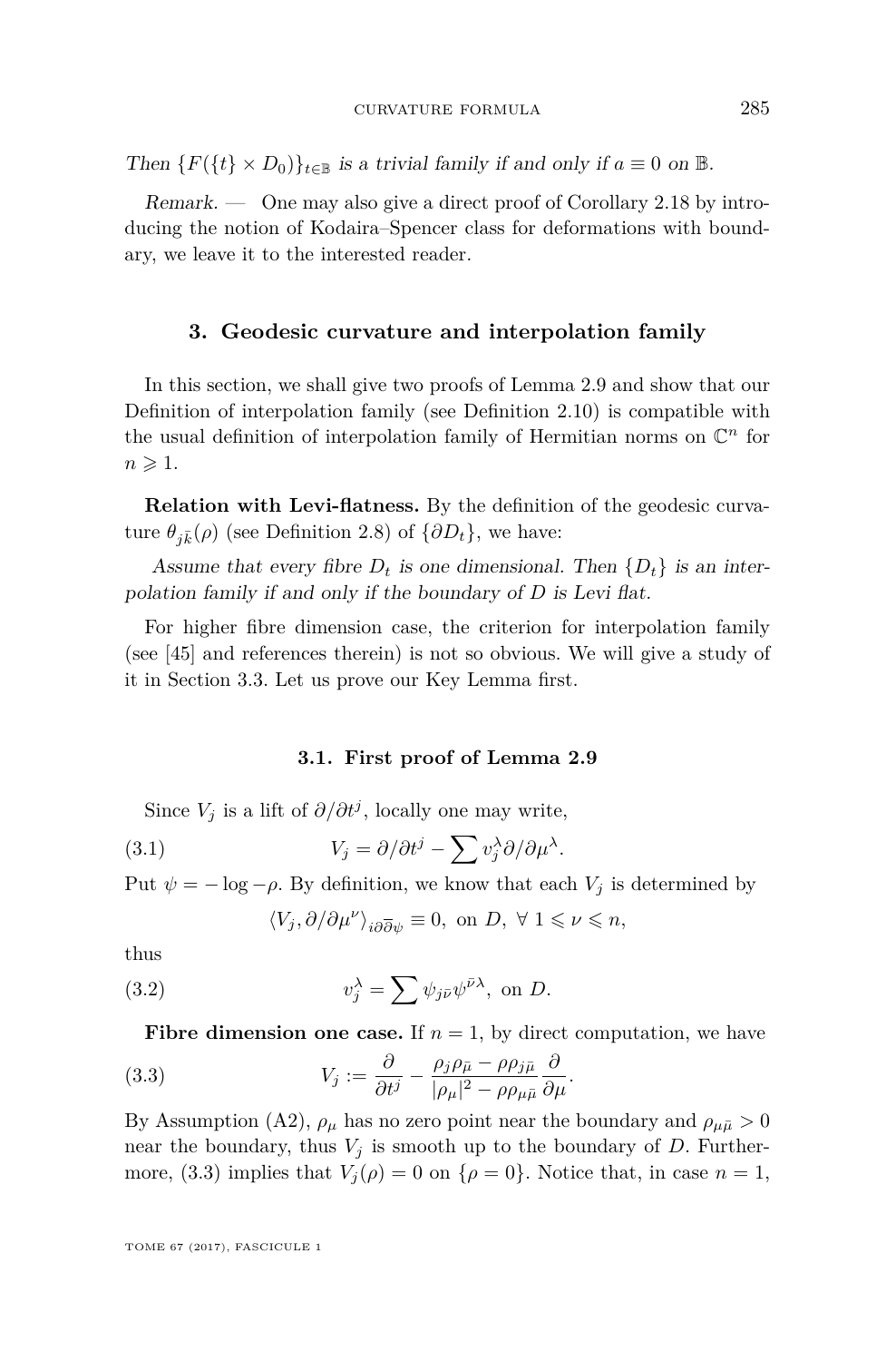*Then $\{F(\{t\} \times D_0)\}_{t\in\mathbb{B}}$ is a trivial family if and only if $a \equiv 0$ on $\mathbb{B}$.*

*Remark.* — One may also give a direct proof of Corollary 2.18 by introducing the notion of Kodaira–Spencer class for deformations with boundary, we leave it to the interested reader.

## 3. Geodesic curvature and interpolation family

In this section, we shall give two proofs of Lemma 2.9 and show that our Definition of interpolation family (see Definition 2.10) is compatible with the usual definition of interpolation family of Hermitian norms on $\mathbb{C}^n$ for $n \geqslant 1$.

**Relation with Levi-flatness.** By the definition of the geodesic curvature $\theta_{j\bar{k}}(\rho)$ (see Definition 2.8) of $\{\partial D_t\}$, we have:

*Assume that every fibre $D_t$ is one dimensional. Then $\{D_t\}$ is an interpolation family if and only if the boundary of $D$ is Levi flat.*

For higher fibre dimension case, the criterion for interpolation family (see [45] and references therein) is not so obvious. We will give a study of it in Section 3.3. Let us prove our Key Lemma first.

### 3.1. First proof of Lemma 2.9

Since $V_j$ is a lift of $\partial/\partial t^j$, locally one may write,

$$V_j = \partial/\partial t^j - \sum v_j^\lambda \partial/\partial \mu^\lambda. \tag{3.1}$$

Put $\psi = -\log -\rho$. By definition, we know that each $V_j$ is determined by

$$\langle V_j, \partial/\partial \mu^\nu \rangle_{i\partial\bar{\partial}\psi} \equiv 0, \text{ on } D, \ \forall\ 1 \leqslant \nu \leqslant n,$$

thus

$$v_j^\lambda = \sum \psi_{j\bar{\nu}} \psi^{\bar{\nu}\lambda}, \text{ on } D. \tag{3.2}$$

**Fibre dimension one case.** If $n = 1$, by direct computation, we have

$$V_j := \frac{\partial}{\partial t^j} - \frac{\rho_j \rho_{\bar{\mu}} - \rho \rho_{j\bar{\mu}}}{|\rho_\mu|^2 - \rho\rho_{\mu\bar{\mu}}} \frac{\partial}{\partial \mu}. \tag{3.3}$$

By Assumption (A2), $\rho_\mu$ has no zero point near the boundary and $\rho_{\mu\bar{\mu}} > 0$ near the boundary, thus $V_j$ is smooth up to the boundary of $D$. Furthermore, (3.3) implies that $V_j(\rho) = 0$ on $\{\rho = 0\}$. Notice that, in case $n = 1$,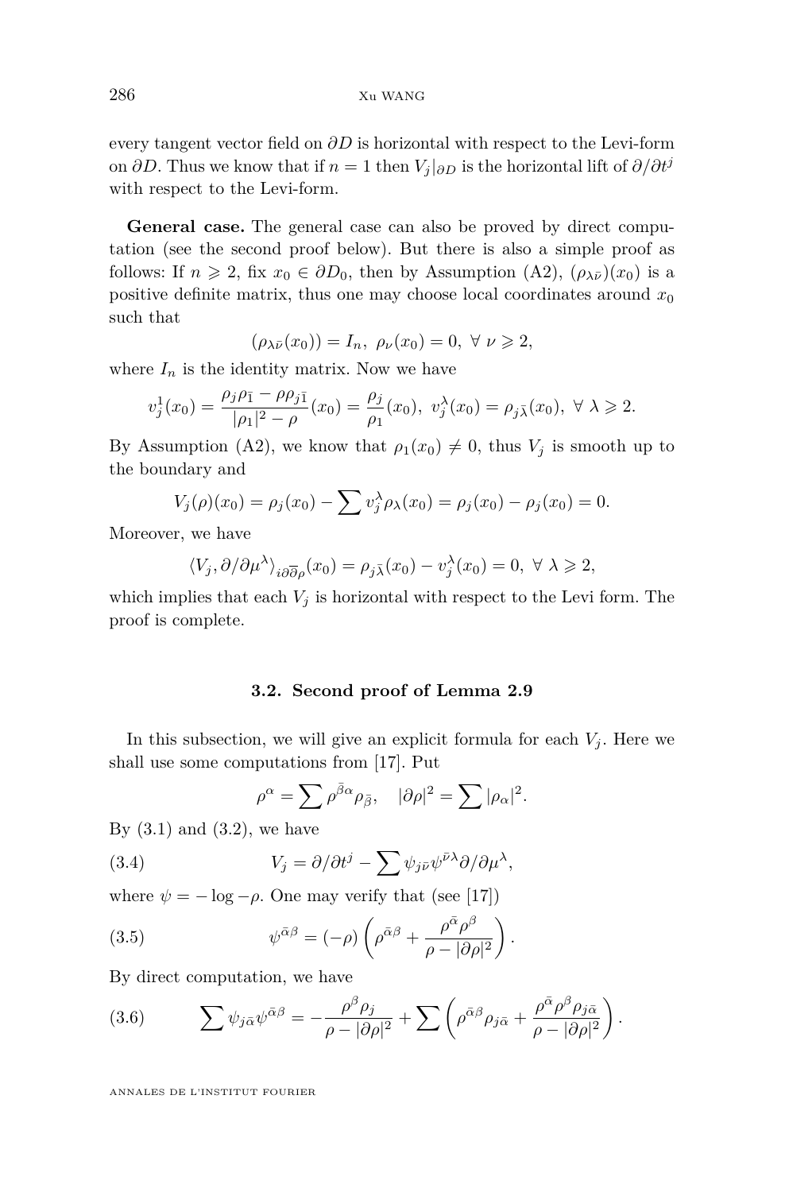every tangent vector field on $\partial D$ is horizontal with respect to the Levi-form on $\partial D$. Thus we know that if $n = 1$ then $V_j|_{\partial D}$ is the horizontal lift of $\partial/\partial t^j$ with respect to the Levi-form.

**General case.** The general case can also be proved by direct computation (see the second proof below). But there is also a simple proof as follows: If $n \geqslant 2$, fix $x_0 \in \partial D_0$, then by Assumption (A2), $(\rho_{\lambda\bar{\nu}})(x_0)$ is a positive definite matrix, thus one may choose local coordinates around $x_0$ such that

$$(\rho_{\lambda\bar{\nu}}(x_0)) = I_n, \ \rho_\nu(x_0) = 0, \ \forall \ \nu \geqslant 2,$$

where $I_n$ is the identity matrix. Now we have

$$v_j^1(x_0) = \frac{\rho_j \rho_{\bar{1}} - \rho \rho_{j\bar{1}}}{|\rho_1|^2 - \rho}(x_0) = \frac{\rho_j}{\rho_1}(x_0), \ v_j^\lambda(x_0) = \rho_{j\bar{\lambda}}(x_0), \ \forall \ \lambda \geqslant 2.$$

By Assumption (A2), we know that $\rho_1(x_0) \neq 0$, thus $V_j$ is smooth up to the boundary and

$$V_j(\rho)(x_0) = \rho_j(x_0) - \sum v_j^\lambda \rho_\lambda(x_0) = \rho_j(x_0) - \rho_j(x_0) = 0.$$

Moreover, we have

$$\langle V_j, \partial/\partial\mu^\lambda \rangle_{i\partial\bar{\partial}\rho}(x_0) = \rho_{j\bar{\lambda}}(x_0) - v_j^\lambda(x_0) = 0, \ \forall \ \lambda \geqslant 2,$$

which implies that each $V_j$ is horizontal with respect to the Levi form. The proof is complete.

### 3.2. Second proof of Lemma 2.9

In this subsection, we will give an explicit formula for each $V_j$. Here we shall use some computations from [17]. Put

$$\rho^\alpha = \sum \rho^{\bar{\beta}\alpha} \rho_{\bar{\beta}}, \quad |\partial\rho|^2 = \sum |\rho_\alpha|^2.$$

By (3.1) and (3.2), we have

$$V_j = \partial/\partial t^j - \sum \psi_{j\bar{\nu}} \psi^{\bar{\nu}\lambda} \partial/\partial\mu^\lambda, \tag{3.4}$$

where $\psi = -\log -\rho$. One may verify that (see [17])

$$\psi^{\bar{\alpha}\beta} = (-\rho)\left(\rho^{\bar{\alpha}\beta} + \frac{\rho^{\bar{\alpha}}\rho^\beta}{\rho - |\partial\rho|^2}\right). \tag{3.5}$$

By direct computation, we have

$$\sum \psi_{j\bar{\alpha}} \psi^{\bar{\alpha}\beta} = -\frac{\rho^\beta \rho_j}{\rho - |\partial\rho|^2} + \sum \left(\rho^{\bar{\alpha}\beta}\rho_{j\bar{\alpha}} + \frac{\rho^{\bar{\alpha}}\rho^\beta \rho_{j\bar{\alpha}}}{\rho - |\partial\rho|^2}\right). \tag{3.6}$$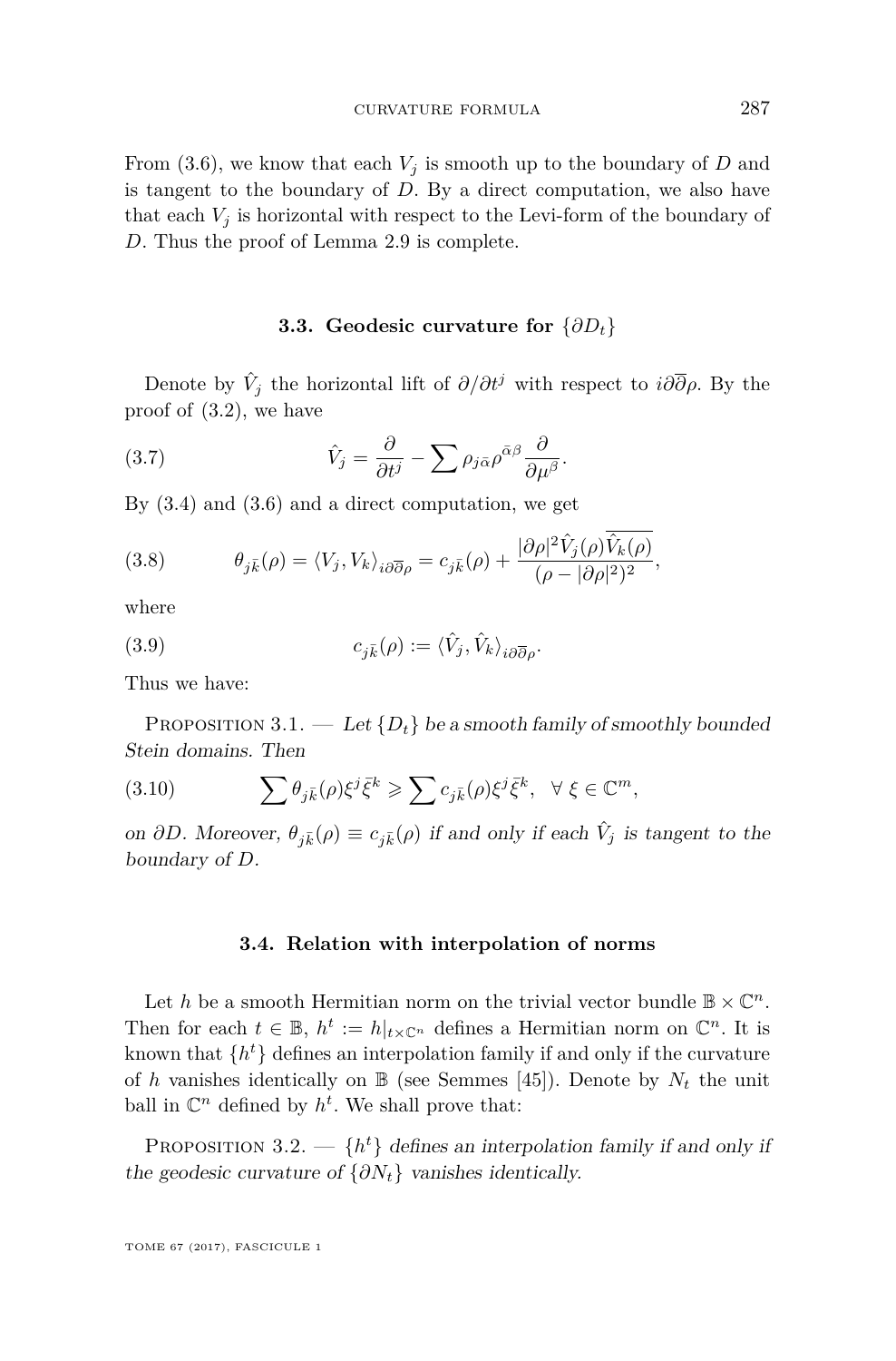From (3.6), we know that each $V_j$ is smooth up to the boundary of $D$ and is tangent to the boundary of $D$. By a direct computation, we also have that each $V_j$ is horizontal with respect to the Levi-form of the boundary of $D$. Thus the proof of Lemma 2.9 is complete.

### 3.3. Geodesic curvature for $\{\partial D_t\}$

Denote by $\hat{V}_j$ the horizontal lift of $\partial/\partial t^j$ with respect to $i\partial\overline{\partial}\rho$. By the proof of (3.2), we have

$$\hat{V}_j = \frac{\partial}{\partial t^j} - \sum \rho_{j\bar{\alpha}}\rho^{\bar{\alpha}\beta}\frac{\partial}{\partial \mu^\beta}. \tag{3.7}$$

By (3.4) and (3.6) and a direct computation, we get

$$\theta_{j\bar{k}}(\rho) = \langle V_j, V_k\rangle_{i\partial\overline{\partial}\rho} = c_{j\bar{k}}(\rho) + \frac{|\partial\rho|^2 \hat{V}_j(\rho)\overline{\hat{V}_k(\rho)}}{(\rho - |\partial\rho|^2)^2}, \tag{3.8}$$

where

$$c_{j\bar{k}}(\rho) := \langle \hat{V}_j, \hat{V}_k\rangle_{i\partial\overline{\partial}\rho}. \tag{3.9}$$

Thus we have:

Proposition 3.1. — *Let $\{D_t\}$ be a smooth family of smoothly bounded Stein domains. Then*

$$\sum \theta_{j\bar{k}}(\rho)\xi^j\bar{\xi}^k \geqslant \sum c_{j\bar{k}}(\rho)\xi^j\bar{\xi}^k, \quad \forall\ \xi\in\mathbb{C}^m, \tag{3.10}$$

*on $\partial D$. Moreover, $\theta_{j\bar{k}}(\rho)\equiv c_{j\bar{k}}(\rho)$ if and only if each $\hat{V}_j$ is tangent to the boundary of $D$.*

### 3.4. Relation with interpolation of norms

Let $h$ be a smooth Hermitian norm on the trivial vector bundle $\mathbb{B}\times\mathbb{C}^n$. Then for each $t\in\mathbb{B}$, $h^t := h|_{t\times\mathbb{C}^n}$ defines a Hermitian norm on $\mathbb{C}^n$. It is known that $\{h^t\}$ defines an interpolation family if and only if the curvature of $h$ vanishes identically on $\mathbb{B}$ (see Semmes [45]). Denote by $N_t$ the unit ball in $\mathbb{C}^n$ defined by $h^t$. We shall prove that:

Proposition 3.2. — *$\{h^t\}$ defines an interpolation family if and only if the geodesic curvature of $\{\partial N_t\}$ vanishes identically.*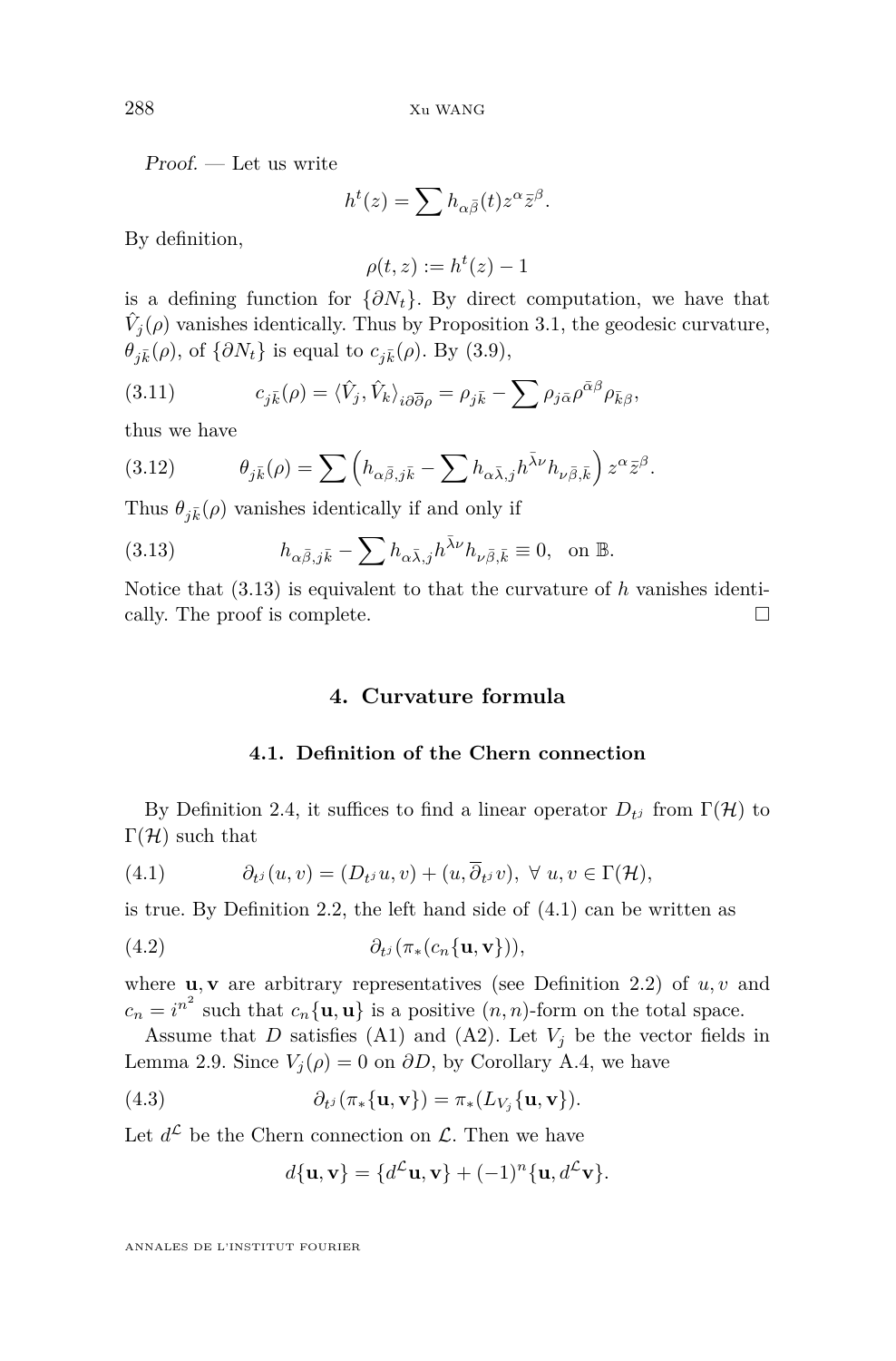*Proof.* — Let us write

$$h^t(z) = \sum h_{\alpha\bar{\beta}}(t) z^\alpha \bar{z}^\beta.$$

By definition,

$$\rho(t,z) := h^t(z) - 1$$

is a defining function for $\{\partial N_t\}$. By direct computation, we have that $\hat{V}_j(\rho)$ vanishes identically. Thus by Proposition 3.1, the geodesic curvature, $\theta_{j\bar{k}}(\rho)$, of $\{\partial N_t\}$ is equal to $c_{j\bar{k}}(\rho)$. By (3.9),

$$c_{j\bar{k}}(\rho) = \langle \hat{V}_j, \hat{V}_k \rangle_{i\partial\bar{\partial}\rho} = \rho_{j\bar{k}} - \sum \rho_{j\bar{\alpha}} \rho^{\bar{\alpha}\beta} \rho_{\bar{k}\beta}, \tag{3.11}$$

thus we have

$$\theta_{j\bar{k}}(\rho) = \sum \left( h_{\alpha\bar{\beta},j\bar{k}} - \sum h_{\alpha\bar{\lambda},j} h^{\bar{\lambda}\nu} h_{\nu\bar{\beta},\bar{k}} \right) z^\alpha \bar{z}^\beta. \tag{3.12}$$

Thus $\theta_{j\bar{k}}(\rho)$ vanishes identically if and only if

$$h_{\alpha\bar{\beta},j\bar{k}} - \sum h_{\alpha\bar{\lambda},j} h^{\bar{\lambda}\nu} h_{\nu\bar{\beta},\bar{k}} \equiv 0, \quad \text{on } \mathbb{B}. \tag{3.13}$$

Notice that (3.13) is equivalent to that the curvature of $h$ vanishes identically. The proof is complete. $\square$

## 4. Curvature formula

### 4.1. Definition of the Chern connection

By Definition 2.4, it suffices to find a linear operator $D_{t^j}$ from $\Gamma(\mathcal{H})$ to $\Gamma(\mathcal{H})$ such that

$$\partial_{t^j}(u,v) = (D_{t^j}u, v) + (u, \bar{\partial}_{t^j} v), \ \forall\ u, v \in \Gamma(\mathcal{H}), \tag{4.1}$$

is true. By Definition 2.2, the left hand side of (4.1) can be written as

$$\partial_{t^j}(\pi_*(c_n\{\mathbf{u},\mathbf{v}\})), \tag{4.2}$$

where $\mathbf{u},\mathbf{v}$ are arbitrary representatives (see Definition 2.2) of $u, v$ and $c_n = i^{n^2}$ such that $c_n\{\mathbf{u},\mathbf{u}\}$ is a positive $(n,n)$-form on the total space.

Assume that $D$ satisfies (A1) and (A2). Let $V_j$ be the vector fields in Lemma 2.9. Since $V_j(\rho) = 0$ on $\partial D$, by Corollary A.4, we have

$$\partial_{t^j}(\pi_*\{\mathbf{u},\mathbf{v}\}) = \pi_*(L_{V_j}\{\mathbf{u},\mathbf{v}\}). \tag{4.3}$$

Let $d^{\mathcal{L}}$ be the Chern connection on $\mathcal{L}$. Then we have

$$d\{\mathbf{u},\mathbf{v}\} = \{d^{\mathcal{L}}\mathbf{u},\mathbf{v}\} + (-1)^n\{\mathbf{u}, d^{\mathcal{L}}\mathbf{v}\}.$$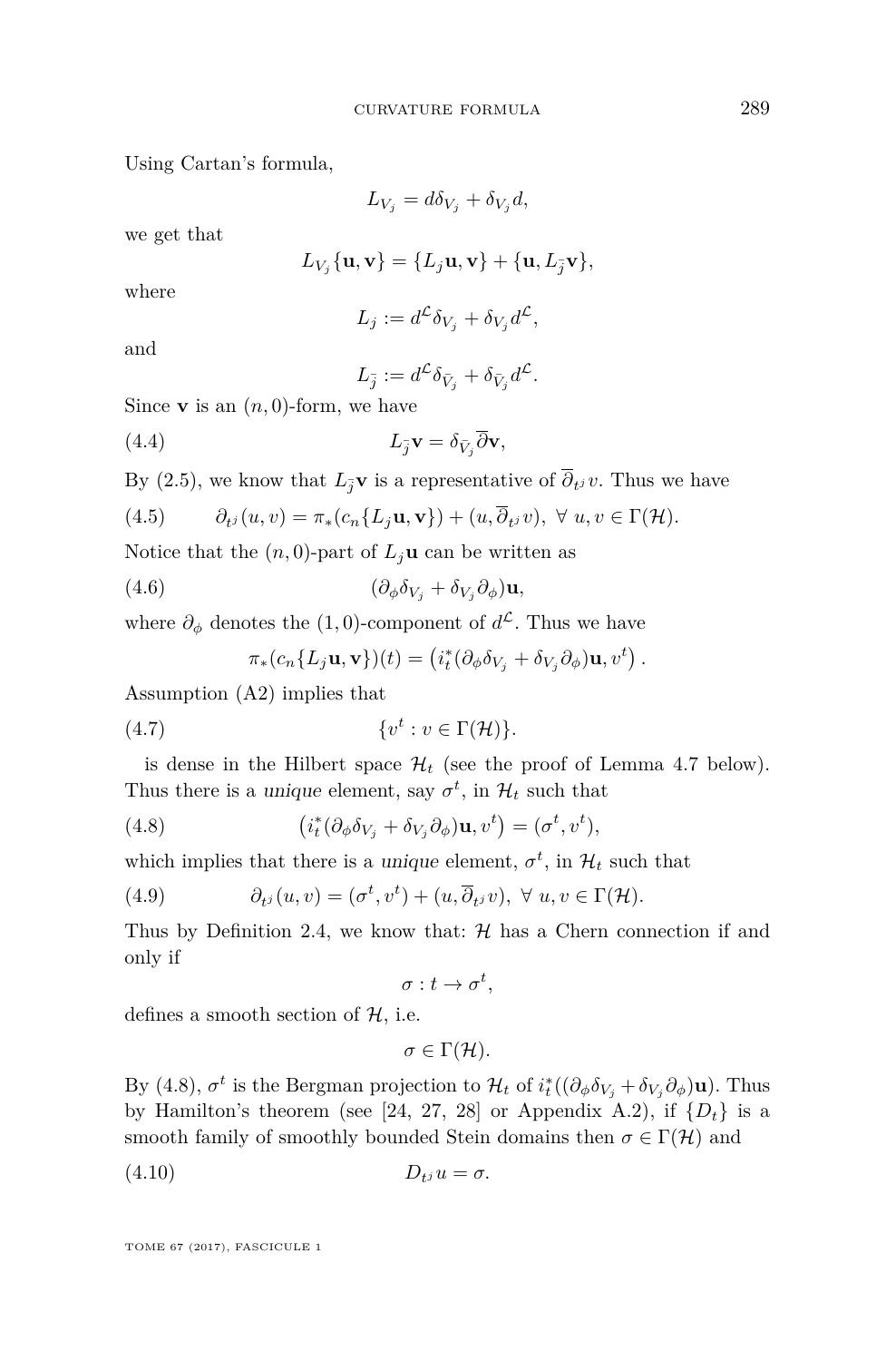Using Cartan's formula,

$$L_{V_j} = d\delta_{V_j} + \delta_{V_j} d,$$

we get that

$$L_{V_j}\{\mathbf{u}, \mathbf{v}\} = \{L_j \mathbf{u}, \mathbf{v}\} + \{\mathbf{u}, L_{\bar{j}} \mathbf{v}\},$$

where

$$L_j := d^{\mathcal{L}} \delta_{V_j} + \delta_{V_j} d^{\mathcal{L}},$$

and

$$L_{\bar{j}} := d^{\mathcal{L}} \delta_{\bar{V}_j} + \delta_{\bar{V}_j} d^{\mathcal{L}}.$$

Since $\mathbf{v}$ is an $(n, 0)$-form, we have

$$L_{\bar{j}} \mathbf{v} = \delta_{\bar{V}_j} \overline{\partial} \mathbf{v}, \tag{4.4}$$

By (2.5), we know that $L_{\bar{j}} \mathbf{v}$ is a representative of $\overline{\partial}_{t^j} v$. Thus we have

$$\partial_{t^j}(u, v) = \pi_*(c_n \{L_j \mathbf{u}, \mathbf{v}\}) + (u, \overline{\partial}_{t^j} v), \ \forall \ u, v \in \Gamma(\mathcal{H}). \tag{4.5}$$

Notice that the $(n, 0)$-part of $L_j \mathbf{u}$ can be written as

$$(\partial_\phi \delta_{V_j} + \delta_{V_j} \partial_\phi) \mathbf{u}, \tag{4.6}$$

where $\partial_\phi$ denotes the $(1, 0)$-component of $d^{\mathcal{L}}$. Thus we have

$$\pi_*(c_n \{L_j \mathbf{u}, \mathbf{v}\})(t) = \left( i_t^* (\partial_\phi \delta_{V_j} + \delta_{V_j} \partial_\phi) \mathbf{u}, v^t \right).$$

Assumption (A2) implies that

$$\{v^t : v \in \Gamma(\mathcal{H})\}. \tag{4.7}$$

is dense in the Hilbert space $\mathcal{H}_t$ (see the proof of Lemma 4.7 below). Thus there is a *unique* element, say $\sigma^t$, in $\mathcal{H}_t$ such that

$$\left( i_t^* (\partial_\phi \delta_{V_j} + \delta_{V_j} \partial_\phi) \mathbf{u}, v^t \right) = (\sigma^t, v^t), \tag{4.8}$$

which implies that there is a *unique* element, $\sigma^t$, in $\mathcal{H}_t$ such that

$$\partial_{t^j}(u, v) = (\sigma^t, v^t) + (u, \overline{\partial}_{t^j} v), \ \forall \ u, v \in \Gamma(\mathcal{H}). \tag{4.9}$$

Thus by Definition 2.4, we know that: $\mathcal{H}$ has a Chern connection if and only if

$$\sigma : t \to \sigma^t,$$

defines a smooth section of $\mathcal{H}$, i.e.

$$\sigma \in \Gamma(\mathcal{H}).$$

By (4.8), $\sigma^t$ is the Bergman projection to $\mathcal{H}_t$ of $i_t^*((\partial_\phi \delta_{V_j} + \delta_{V_j} \partial_\phi) \mathbf{u})$. Thus by Hamilton's theorem (see [24, 27, 28] or Appendix A.2), if $\{D_t\}$ is a smooth family of smoothly bounded Stein domains then $\sigma \in \Gamma(\mathcal{H})$ and

$$D_{t^j} u = \sigma. \tag{4.10}$$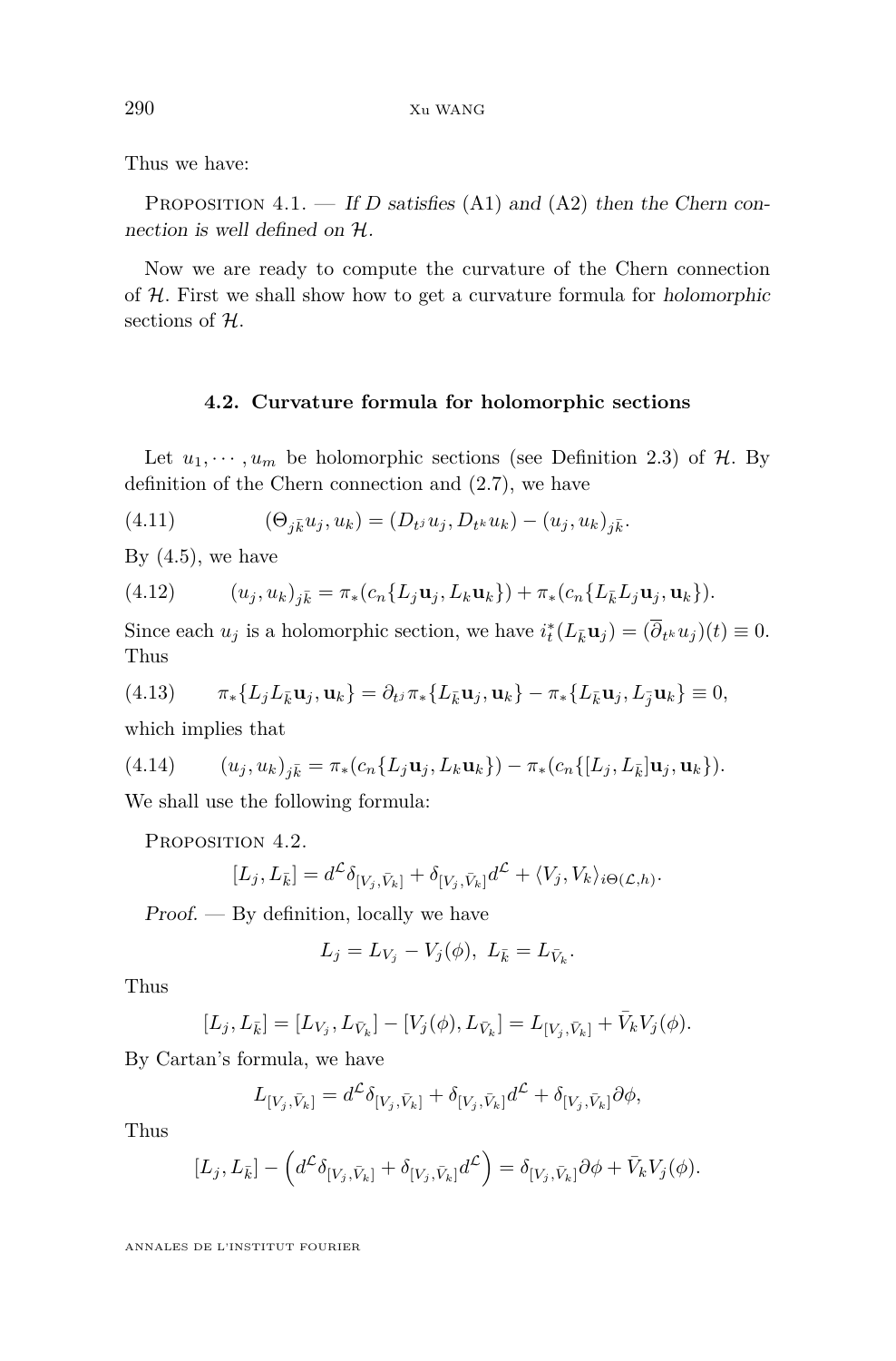Thus we have:

Proposition 4.1. — *If $D$ satisfies* (A1) *and* (A2) *then the Chern connection is well defined on $\mathcal{H}$.*

Now we are ready to compute the curvature of the Chern connection of $\mathcal{H}$. First we shall show how to get a curvature formula for *holomorphic* sections of $\mathcal{H}$.

### 4.2. Curvature formula for holomorphic sections

Let $u_1, \cdots, u_m$ be holomorphic sections (see Definition 2.3) of $\mathcal{H}$. By definition of the Chern connection and (2.7), we have

$$(\Theta_{j\bar{k}} u_j, u_k) = (D_{t^j} u_j, D_{t^k} u_k) - (u_j, u_k)_{j\bar{k}}. \tag{4.11}$$

By (4.5), we have

$$(u_j, u_k)_{j\bar{k}} = \pi_*(c_n\{L_j \mathbf{u}_j, L_k \mathbf{u}_k\}) + \pi_*(c_n\{L_{\bar{k}} L_j \mathbf{u}_j, \mathbf{u}_k\}). \tag{4.12}$$

Since each $u_j$ is a holomorphic section, we have $i_t^*(L_{\bar{k}} \mathbf{u}_j) = (\overline{\partial}_{t^k} u_j)(t) \equiv 0$. Thus

$$\pi_*\{L_j L_{\bar{k}} \mathbf{u}_j, \mathbf{u}_k\} = \partial_{t^j} \pi_*\{L_{\bar{k}} \mathbf{u}_j, \mathbf{u}_k\} - \pi_*\{L_{\bar{k}} \mathbf{u}_j, L_{\bar{j}} \mathbf{u}_k\} \equiv 0, \tag{4.13}$$

which implies that

$$(u_j, u_k)_{j\bar{k}} = \pi_*(c_n\{L_j \mathbf{u}_j, L_k \mathbf{u}_k\}) - \pi_*(c_n\{[L_j, L_{\bar{k}}] \mathbf{u}_j, \mathbf{u}_k\}). \tag{4.14}$$

We shall use the following formula:

Proposition 4.2.

$$[L_j, L_{\bar{k}}] = d^{\mathcal{L}} \delta_{[V_j, \bar{V}_k]} + \delta_{[V_j, \bar{V}_k]} d^{\mathcal{L}} + \langle V_j, V_k \rangle_{i\Theta(\mathcal{L}, h)}.$$

*Proof.* — By definition, locally we have

$$L_j = L_{V_j} - V_j(\phi), \ L_{\bar{k}} = L_{\bar{V}_k}.$$

Thus

$$[L_j, L_{\bar{k}}] = [L_{V_j}, L_{\bar{V}_k}] - [V_j(\phi), L_{\bar{V}_k}] = L_{[V_j, \bar{V}_k]} + \bar{V}_k V_j(\phi).$$

By Cartan's formula, we have

$$L_{[V_j, \bar{V}_k]} = d^{\mathcal{L}} \delta_{[V_j, \bar{V}_k]} + \delta_{[V_j, \bar{V}_k]} d^{\mathcal{L}} + \delta_{[V_j, \bar{V}_k]} \partial\phi,$$

Thus

$$[L_j, L_{\bar{k}}] - \left( d^{\mathcal{L}} \delta_{[V_j, \bar{V}_k]} + \delta_{[V_j, \bar{V}_k]} d^{\mathcal{L}} \right) = \delta_{[V_j, \bar{V}_k]} \partial\phi + \bar{V}_k V_j(\phi).$$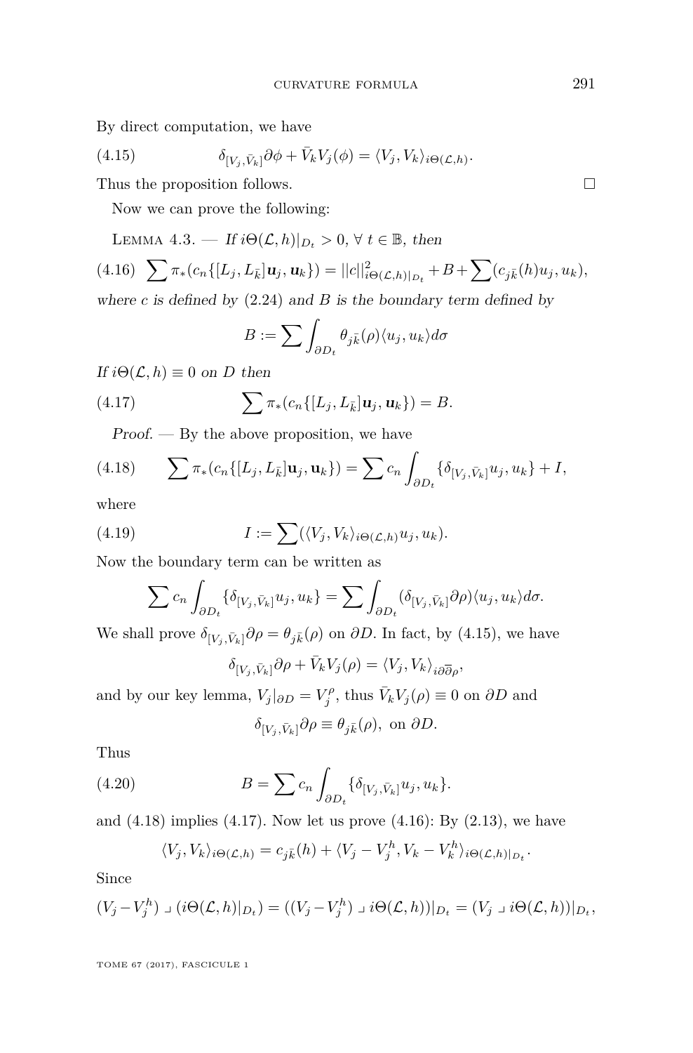By direct computation, we have

$$\delta_{[V_j,\bar{V}_k]}\partial\phi + \bar{V}_k V_j(\phi) = \langle V_j, V_k\rangle_{i\Theta(\mathcal{L},h)}. \tag{4.15}$$

Thus the proposition follows. ☐

Now we can prove the following:

Lemma 4.3. — *If $i\Theta(\mathcal{L},h)|_{D_t} > 0$, $\forall\ t \in \mathbb{B}$, then*

$$\sum \pi_*(c_n\{[L_j, L_{\bar{k}}]\mathbf{u}_j, \mathbf{u}_k\}) = ||c||^2_{i\Theta(\mathcal{L},h)|_{D_t}} + B + \sum (c_{j\bar{k}}(h) u_j, u_k), \tag{4.16}$$

*where $c$ is defined by* (2.24) *and $B$ is the boundary term defined by*

$$B := \sum \int_{\partial D_t} \theta_{j\bar{k}}(\rho)\langle u_j, u_k\rangle d\sigma$$

*If $i\Theta(\mathcal{L},h) \equiv 0$ on $D$ then*

$$\sum \pi_*(c_n\{[L_j, L_{\bar{k}}]\mathbf{u}_j, \mathbf{u}_k\}) = B. \tag{4.17}$$

*Proof.* — By the above proposition, we have

$$\sum \pi_*(c_n\{[L_j, L_{\bar{k}}]\mathbf{u}_j, \mathbf{u}_k\}) = \sum c_n \int_{\partial D_t} \{\delta_{[V_j,\bar{V}_k]} u_j, u_k\} + I, \tag{4.18}$$

where

$$I := \sum (\langle V_j, V_k\rangle_{i\Theta(\mathcal{L},h)} u_j, u_k). \tag{4.19}$$

Now the boundary term can be written as

$$\sum c_n \int_{\partial D_t} \{\delta_{[V_j,\bar{V}_k]} u_j, u_k\} = \sum \int_{\partial D_t} (\delta_{[V_j,\bar{V}_k]}\partial\rho)\langle u_j, u_k\rangle d\sigma.$$

We shall prove $\delta_{[V_j,\bar{V}_k]}\partial\rho = \theta_{j\bar{k}}(\rho)$ on $\partial D$. In fact, by (4.15), we have

$$\delta_{[V_j,\bar{V}_k]}\partial\rho + \bar{V}_k V_j(\rho) = \langle V_j, V_k\rangle_{i\partial\bar{\partial}\rho},$$

and by our key lemma, $V_j|_{\partial D} = V_j^{\rho}$, thus $\bar{V}_k V_j(\rho) \equiv 0$ on $\partial D$ and

$$\delta_{[V_j,\bar{V}_k]}\partial\rho \equiv \theta_{j\bar{k}}(\rho), \text{ on } \partial D.$$

Thus

$$B = \sum c_n \int_{\partial D_t} \{\delta_{[V_j,\bar{V}_k]} u_j, u_k\}. \tag{4.20}$$

and (4.18) implies (4.17). Now let us prove (4.16): By (2.13), we have

$$\langle V_j, V_k\rangle_{i\Theta(\mathcal{L},h)} = c_{j\bar{k}}(h) + \langle V_j - V_j^h, V_k - V_k^h\rangle_{i\Theta(\mathcal{L},h)|_{D_t}}.$$

Since

$$(V_j - V_j^h) \lrcorner (i\Theta(\mathcal{L},h)|_{D_t}) = ((V_j - V_j^h) \lrcorner i\Theta(\mathcal{L},h))|_{D_t} = (V_j \lrcorner i\Theta(\mathcal{L},h))|_{D_t},$$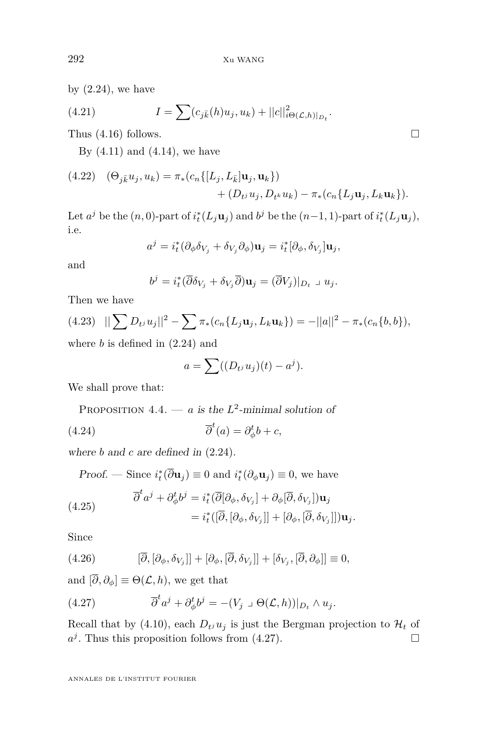by (2.24), we have

$$I = \sum (c_{j\bar{k}}(h)u_j, u_k) + ||c||^2_{i\Theta(\mathcal{L},h)|_{D_t}}. \tag{4.21}$$

Thus (4.16) follows. □

By (4.11) and (4.14), we have

$$(\Theta_{j\bar{k}}u_j, u_k) = \pi_*(c_n\{[L_j, L_{\bar{k}}]\mathbf{u}_j, \mathbf{u}_k\}) + (D_{t^j}u_j, D_{t^k}u_k) - \pi_*(c_n\{L_j\mathbf{u}_j, L_k\mathbf{u}_k\}). \tag{4.22}$$

Let $a^j$ be the $(n,0)$-part of $i_t^*(L_j\mathbf{u}_j)$ and $b^j$ be the $(n-1,1)$-part of $i_t^*(L_j\mathbf{u}_j)$, i.e.

$$a^j = i_t^*(\partial_\phi \delta_{V_j} + \delta_{V_j}\partial_\phi)\mathbf{u}_j = i_t^*[\partial_\phi, \delta_{V_j}]\mathbf{u}_j,$$

and

$$b^j = i_t^*(\overline{\partial}\delta_{V_j} + \delta_{V_j}\overline{\partial})\mathbf{u}_j = (\overline{\partial}V_j)|_{D_t} \lrcorner\, u_j.$$

Then we have

$$||\sum D_{t^j}u_j||^2 - \sum \pi_*(c_n\{L_j\mathbf{u}_j, L_k\mathbf{u}_k\}) = -||a||^2 - \pi_*(c_n\{b,b\}), \tag{4.23}$$

where $b$ is defined in (2.24) and

$$a = \sum((D_{t^j}u_j)(t) - a^j).$$

We shall prove that:

Proposition 4.4. — *$a$ is the $L^2$-minimal solution of*

$$\overline{\partial}^t(a) = \partial^t_\phi b + c, \tag{4.24}$$

*where $b$ and $c$ are defined in* (2.24).

*Proof.* — Since $i_t^*(\overline{\partial}\mathbf{u}_j) \equiv 0$ and $i_t^*(\partial_\phi \mathbf{u}_j) \equiv 0$, we have

$$\begin{aligned}\overline{\partial}^t a^j + \partial^t_\phi b^j &= i_t^*(\overline{\partial}[\partial_\phi, \delta_{V_j}] + \partial_\phi[\overline{\partial}, \delta_{V_j}])\mathbf{u}_j \\ &= i_t^*([\overline{\partial}, [\partial_\phi, \delta_{V_j}]] + [\partial_\phi, [\overline{\partial}, \delta_{V_j}]])\mathbf{u}_j.\end{aligned} \tag{4.25}$$

Since

$$[\overline{\partial}, [\partial_\phi, \delta_{V_j}]] + [\partial_\phi, [\overline{\partial}, \delta_{V_j}]] + [\delta_{V_j}, [\overline{\partial}, \partial_\phi]] \equiv 0, \tag{4.26}$$

and $[\overline{\partial}, \partial_\phi] \equiv \Theta(\mathcal{L}, h)$, we get that

$$\overline{\partial}^t a^j + \partial^t_\phi b^j = -(V_j \lrcorner\, \Theta(\mathcal{L}, h))|_{D_t} \wedge u_j. \tag{4.27}$$

Recall that by (4.10), each $D_{t^j}u_j$ is just the Bergman projection to $\mathcal{H}_t$ of $a^j$. Thus this proposition follows from (4.27). □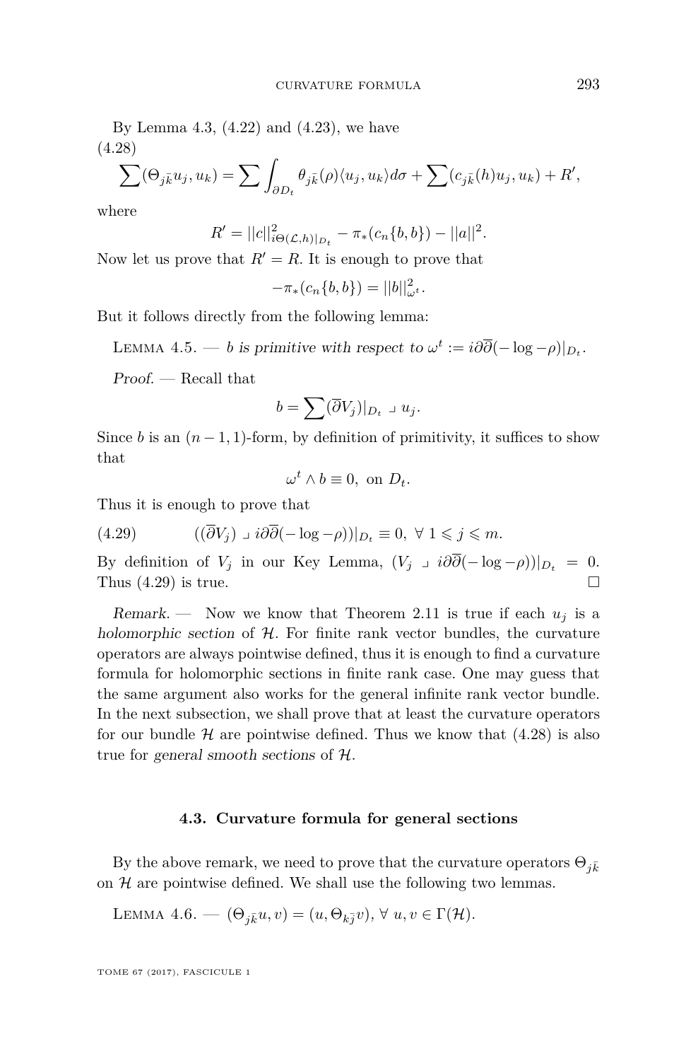By Lemma 4.3, (4.22) and (4.23), we have

(4.28)
$$\sum(\Theta_{j\bar{k}}u_j, u_k) = \sum\int_{\partial D_t}\theta_{j\bar{k}}(\rho)\langle u_j, u_k\rangle d\sigma + \sum(c_{j\bar{k}}(h)u_j, u_k) + R',$$

where

$$R' = ||c||^2_{i\Theta(\mathcal{L},h)|_{D_t}} - \pi_*(c_n\{b,b\}) - ||a||^2.$$

Now let us prove that $R' = R$. It is enough to prove that

$$-\pi_*(c_n\{b,b\}) = ||b||^2_{\omega^t}.$$

But it follows directly from the following lemma:

Lemma 4.5. — *$b$ is primitive with respect to $\omega^t := i\partial\overline{\partial}(-\log -\rho)|_{D_t}$.*

*Proof.* — Recall that

$$b = \sum(\overline{\partial}V_j)|_{D_t} \lrcorner\, u_j.$$

Since $b$ is an $(n-1,1)$-form, by definition of primitivity, it suffices to show that

$$\omega^t \wedge b \equiv 0, \text{ on } D_t.$$

Thus it is enough to prove that

$$((\overline{\partial}V_j) \lrcorner\, i\partial\overline{\partial}(-\log -\rho))|_{D_t} \equiv 0, \ \forall\ 1 \leqslant j \leqslant m. \tag{4.29}$$

By definition of $V_j$ in our Key Lemma, $(V_j \lrcorner\, i\partial\overline{\partial}(-\log -\rho))|_{D_t} = 0$. Thus (4.29) is true. $\square$

*Remark.* — Now we know that Theorem 2.11 is true if each $u_j$ is a *holomorphic section* of $\mathcal{H}$. For finite rank vector bundles, the curvature operators are always pointwise defined, thus it is enough to find a curvature formula for holomorphic sections in finite rank case. One may guess that the same argument also works for the general infinite rank vector bundle. In the next subsection, we shall prove that at least the curvature operators for our bundle $\mathcal{H}$ are pointwise defined. Thus we know that (4.28) is also true for *general smooth sections* of $\mathcal{H}$.

### 4.3. Curvature formula for general sections

By the above remark, we need to prove that the curvature operators $\Theta_{j\bar{k}}$ on $\mathcal{H}$ are pointwise defined. We shall use the following two lemmas.

Lemma 4.6. — $(\Theta_{j\bar{k}}u, v) = (u, \Theta_{k\bar{j}}v), \ \forall\ u, v \in \Gamma(\mathcal{H})$.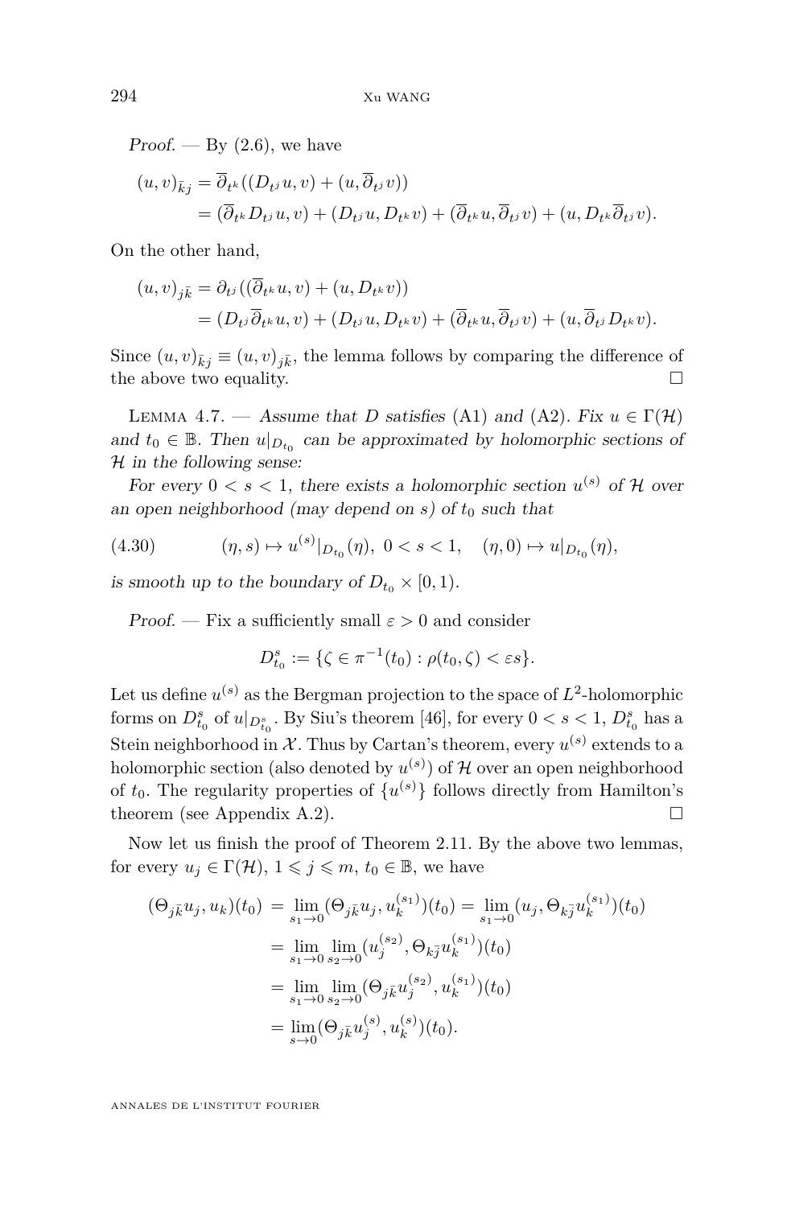*Proof.* — By (2.6), we have

$$
\begin{aligned}
(u,v)_{\bar{k}j} &= \overline{\partial}_{t^k}((D_{t^j}u,v) + (u,\overline{\partial}_{t^j}v)) \\
&= (\overline{\partial}_{t^k}D_{t^j}u,v) + (D_{t^j}u,D_{t^k}v) + (\overline{\partial}_{t^k}u,\overline{\partial}_{t^j}v) + (u,D_{t^k}\overline{\partial}_{t^j}v).
\end{aligned}
$$

On the other hand,

$$
\begin{aligned}
(u,v)_{j\bar{k}} &= \partial_{t^j}((\overline{\partial}_{t^k}u,v) + (u,D_{t^k}v)) \\
&= (D_{t^j}\overline{\partial}_{t^k}u,v) + (D_{t^j}u,D_{t^k}v) + (\overline{\partial}_{t^k}u,\overline{\partial}_{t^j}v) + (u,\overline{\partial}_{t^j}D_{t^k}v).
\end{aligned}
$$

Since $(u,v)_{\bar{k}j} \equiv (u,v)_{j\bar{k}}$, the lemma follows by comparing the difference of the above two equality. $\square$

Lemma 4.7. — *Assume that $D$ satisfies (A1) and (A2). Fix $u \in \Gamma(\mathcal{H})$ and $t_0 \in \mathbb{B}$. Then $u|_{D_{t_0}}$ can be approximated by holomorphic sections of $\mathcal{H}$ in the following sense:*

*For every $0 < s < 1$, there exists a holomorphic section $u^{(s)}$ of $\mathcal{H}$ over an open neighborhood (may depend on $s$) of $t_0$ such that*

$$
(\eta, s) \mapsto u^{(s)}|_{D_{t_0}}(\eta),\ 0<s<1, \quad (\eta,0) \mapsto u|_{D_{t_0}}(\eta), \tag{4.30}
$$

*is smooth up to the boundary of $D_{t_0} \times [0,1)$.*

*Proof.* — Fix a sufficiently small $\varepsilon > 0$ and consider

$$
D_{t_0}^s := \{\zeta \in \pi^{-1}(t_0) : \rho(t_0,\zeta) < \varepsilon s\}.
$$

Let us define $u^{(s)}$ as the Bergman projection to the space of $L^2$-holomorphic forms on $D_{t_0}^s$ of $u|_{D_{t_0}^s}$. By Siu's theorem [46], for every $0 < s < 1$, $D_{t_0}^s$ has a Stein neighborhood in $\mathcal{X}$. Thus by Cartan's theorem, every $u^{(s)}$ extends to a holomorphic section (also denoted by $u^{(s)}$) of $\mathcal{H}$ over an open neighborhood of $t_0$. The regularity properties of $\{u^{(s)}\}$ follows directly from Hamilton's theorem (see Appendix A.2). $\square$

Now let us finish the proof of Theorem 2.11. By the above two lemmas, for every $u_j \in \Gamma(\mathcal{H})$, $1 \leqslant j \leqslant m$, $t_0 \in \mathbb{B}$, we have

$$
\begin{aligned}
(\Theta_{j\bar{k}}u_j, u_k)(t_0) &= \lim_{s_1 \to 0}(\Theta_{j\bar{k}}u_j, u_k^{(s_1)})(t_0) = \lim_{s_1 \to 0}(u_j, \Theta_{k\bar{j}}u_k^{(s_1)})(t_0) \\
&= \lim_{s_1 \to 0}\lim_{s_2 \to 0}(u_j^{(s_2)}, \Theta_{k\bar{j}}u_k^{(s_1)})(t_0) \\
&= \lim_{s_1 \to 0}\lim_{s_2 \to 0}(\Theta_{j\bar{k}}u_j^{(s_2)}, u_k^{(s_1)})(t_0) \\
&= \lim_{s \to 0}(\Theta_{j\bar{k}}u_j^{(s)}, u_k^{(s)})(t_0).
\end{aligned}
$$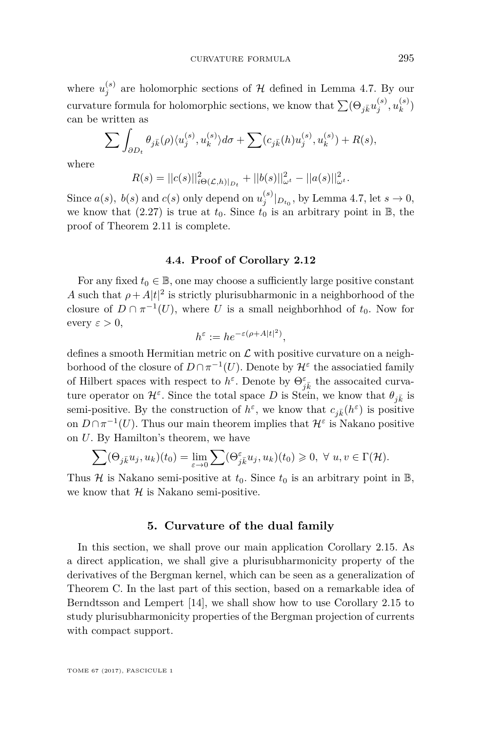where $u_j^{(s)}$ are holomorphic sections of $\mathcal{H}$ defined in Lemma 4.7. By our curvature formula for holomorphic sections, we know that $\sum(\Theta_{j\bar{k}}u_j^{(s)}, u_k^{(s)})$ can be written as

$$\sum \int_{\partial D_t} \theta_{j\bar{k}}(\rho)\langle u_j^{(s)}, u_k^{(s)}\rangle d\sigma + \sum (c_{j\bar{k}}(h)u_j^{(s)}, u_k^{(s)}) + R(s),$$

where

$$R(s) = ||c(s)||^2_{i\Theta(\mathcal{L},h)|_{D_t}} + ||b(s)||^2_{\omega^t} - ||a(s)||^2_{\omega^t}.$$

Since $a(s)$, $b(s)$ and $c(s)$ only depend on $u_j^{(s)}|_{D_{t_0}}$, by Lemma 4.7, let $s \to 0$, we know that (2.27) is true at $t_0$. Since $t_0$ is an arbitrary point in $\mathbb{B}$, the proof of Theorem 2.11 is complete.

### 4.4. Proof of Corollary 2.12

For any fixed $t_0 \in \mathbb{B}$, one may choose a sufficiently large positive constant $A$ such that $\rho + A|t|^2$ is strictly plurisubharmonic in a neighborhood of the closure of $D \cap \pi^{-1}(U)$, where $U$ is a small neighborhhod of $t_0$. Now for every $\varepsilon > 0$,

$$h^\varepsilon := he^{-\varepsilon(\rho + A|t|^2)},$$

defines a smooth Hermitian metric on $\mathcal{L}$ with positive curvature on a neighborhood of the closure of $D \cap \pi^{-1}(U)$. Denote by $\mathcal{H}^\varepsilon$ the associatied family of Hilbert spaces with respect to $h^\varepsilon$. Denote by $\Theta^\varepsilon_{j\bar{k}}$ the assocaited curvature operator on $\mathcal{H}^\varepsilon$. Since the total space $D$ is Stein, we know that $\theta_{j\bar{k}}$ is semi-positive. By the construction of $h^\varepsilon$, we know that $c_{j\bar{k}}(h^\varepsilon)$ is positive on $D \cap \pi^{-1}(U)$. Thus our main theorem implies that $\mathcal{H}^\varepsilon$ is Nakano positive on $U$. By Hamilton's theorem, we have

$$\sum (\Theta_{j\bar{k}}u_j, u_k)(t_0) = \lim_{\varepsilon \to 0} \sum (\Theta^\varepsilon_{j\bar{k}}u_j, u_k)(t_0) \geqslant 0, \ \forall \ u, v \in \Gamma(\mathcal{H}).$$

Thus $\mathcal{H}$ is Nakano semi-positive at $t_0$. Since $t_0$ is an arbitrary point in $\mathbb{B}$, we know that $\mathcal{H}$ is Nakano semi-positive.

## 5. Curvature of the dual family

In this section, we shall prove our main application Corollary 2.15. As a direct application, we shall give a plurisubharmonicity property of the derivatives of the Bergman kernel, which can be seen as a generalization of Theorem C. In the last part of this section, based on a remarkable idea of Berndtsson and Lempert [14], we shall show how to use Corollary 2.15 to study plurisubharmonicity properties of the Bergman projection of currents with compact support.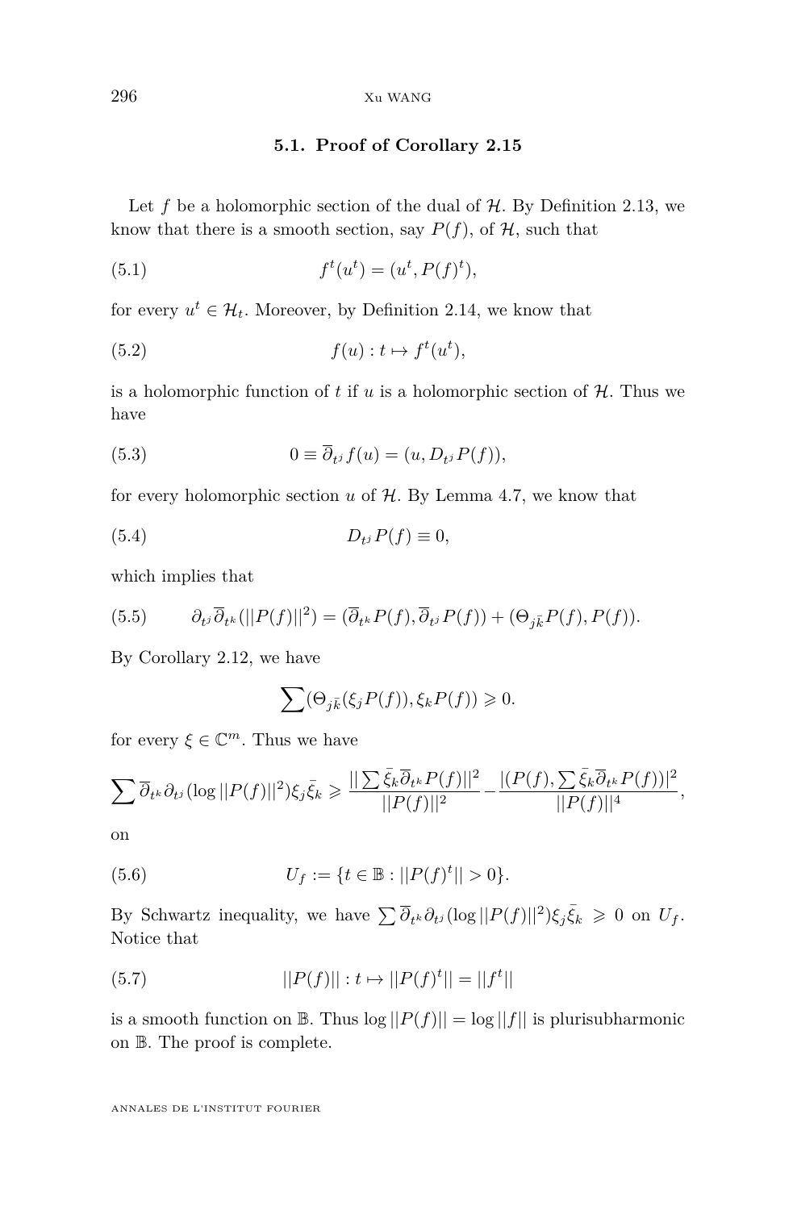### 5.1. Proof of Corollary 2.15

Let $f$ be a holomorphic section of the dual of $\mathcal{H}$. By Definition 2.13, we know that there is a smooth section, say $P(f)$, of $\mathcal{H}$, such that

$$f^t(u^t) = (u^t, P(f)^t), \tag{5.1}$$

for every $u^t \in \mathcal{H}_t$. Moreover, by Definition 2.14, we know that

$$f(u) : t \mapsto f^t(u^t), \tag{5.2}$$

is a holomorphic function of $t$ if $u$ is a holomorphic section of $\mathcal{H}$. Thus we have

$$0 \equiv \overline{\partial}_{t^j} f(u) = (u, D_{t^j} P(f)), \tag{5.3}$$

for every holomorphic section $u$ of $\mathcal{H}$. By Lemma 4.7, we know that

$$D_{t^j} P(f) \equiv 0, \tag{5.4}$$

which implies that

$$\partial_{t^j} \overline{\partial}_{t^k} (||P(f)||^2) = (\overline{\partial}_{t^k} P(f), \overline{\partial}_{t^j} P(f)) + (\Theta_{j\bar{k}} P(f), P(f)). \tag{5.5}$$

By Corollary 2.12, we have

$$\sum (\Theta_{j\bar{k}}(\xi_j P(f)), \xi_k P(f)) \geqslant 0.$$

for every $\xi \in \mathbb{C}^m$. Thus we have

$$\sum \overline{\partial}_{t^k} \partial_{t^j} (\log ||P(f)||^2) \xi_j \bar{\xi_k} \geqslant \frac{|| \sum \bar{\xi_k} \overline{\partial}_{t^k} P(f)||^2}{||P(f)||^2} - \frac{|(P(f), \sum \bar{\xi_k} \overline{\partial}_{t^k} P(f))|^2}{||P(f)||^4},$$

on

$$U_f := \{t \in \mathbb{B} : ||P(f)^t|| > 0\}. \tag{5.6}$$

By Schwartz inequality, we have $\sum \overline{\partial}_{t^k} \partial_{t^j} (\log ||P(f)||^2) \xi_j \bar{\xi_k} \geqslant 0$ on $U_f$. Notice that

$$||P(f)|| : t \mapsto ||P(f)^t|| = ||f^t|| \tag{5.7}$$

is a smooth function on $\mathbb{B}$. Thus $\log ||P(f)|| = \log ||f||$ is plurisubharmonic on $\mathbb{B}$. The proof is complete.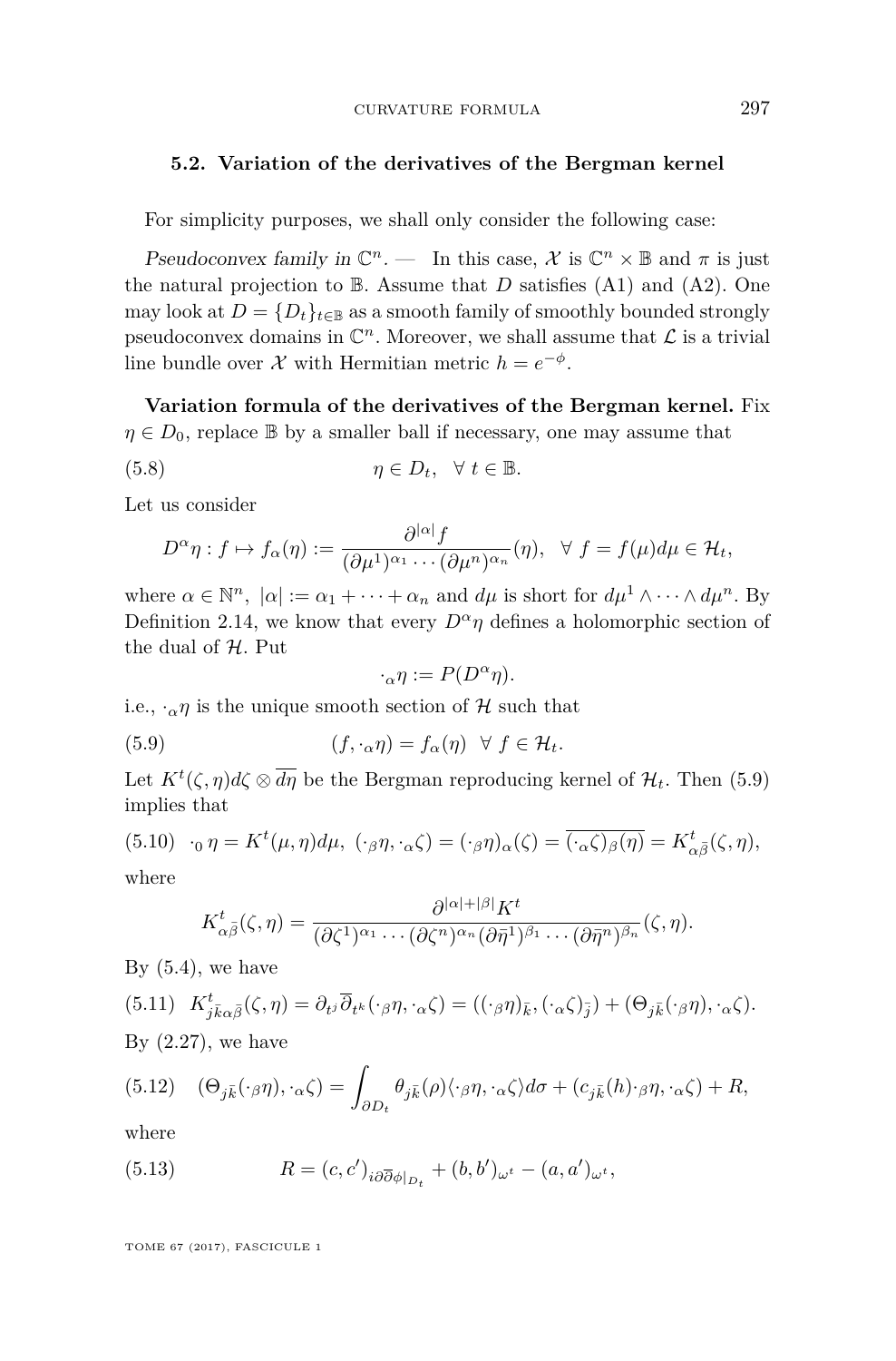### 5.2. Variation of the derivatives of the Bergman kernel

For simplicity purposes, we shall only consider the following case:

*Pseudoconvex family in* $\mathbb{C}^n$. — In this case, $\mathcal{X}$ is $\mathbb{C}^n \times \mathbb{B}$ and $\pi$ is just the natural projection to $\mathbb{B}$. Assume that $D$ satisfies (A1) and (A2). One may look at $D = \{D_t\}_{t\in\mathbb{B}}$ as a smooth family of smoothly bounded strongly pseudoconvex domains in $\mathbb{C}^n$. Moreover, we shall assume that $\mathcal{L}$ is a trivial line bundle over $\mathcal{X}$ with Hermitian metric $h = e^{-\phi}$.

**Variation formula of the derivatives of the Bergman kernel.** Fix $\eta \in D_0$, replace $\mathbb{B}$ by a smaller ball if necessary, one may assume that

$$\eta \in D_t, \quad \forall\ t \in \mathbb{B}. \tag{5.8}$$

Let us consider

$$D^\alpha \eta : f \mapsto f_\alpha(\eta) := \frac{\partial^{|\alpha|} f}{(\partial \mu^1)^{\alpha_1} \cdots (\partial \mu^n)^{\alpha_n}}(\eta), \quad \forall\ f = f(\mu) d\mu \in \mathcal{H}_t,$$

where $\alpha \in \mathbb{N}^n$, $|\alpha| := \alpha_1 + \cdots + \alpha_n$ and $d\mu$ is short for $d\mu^1 \wedge \cdots \wedge d\mu^n$. By Definition 2.14, we know that every $D^\alpha\eta$ defines a holomorphic section of the dual of $\mathcal{H}$. Put

$$\cdot_\alpha \eta := P(D^\alpha \eta).$$

i.e., $\cdot_\alpha\eta$ is the unique smooth section of $\mathcal{H}$ such that

$$(f, \cdot_\alpha \eta) = f_\alpha(\eta) \quad \forall\ f \in \mathcal{H}_t. \tag{5.9}$$

Let $K^t(\zeta, \eta) d\zeta \otimes \overline{d\eta}$ be the Bergman reproducing kernel of $\mathcal{H}_t$. Then (5.9) implies that

$$\cdot_0\, \eta = K^t(\mu, \eta) d\mu, \ (\cdot_\beta \eta, \cdot_\alpha \zeta) = (\cdot_\beta \eta)_\alpha(\zeta) = \overline{(\cdot_\alpha \zeta)_\beta(\eta)} = K^t_{\alpha\bar\beta}(\zeta, \eta), \tag{5.10}$$

where

$$K^t_{\alpha\bar\beta}(\zeta, \eta) = \frac{\partial^{|\alpha|+|\beta|} K^t}{(\partial \zeta^1)^{\alpha_1} \cdots (\partial \zeta^n)^{\alpha_n} (\partial \bar\eta^1)^{\beta_1} \cdots (\partial \bar\eta^n)^{\beta_n}}(\zeta, \eta).$$

By (5.4), we have

$$K^t_{j\bar k \alpha\bar\beta}(\zeta, \eta) = \partial_{t^j} \overline{\partial}_{t^k} (\cdot_\beta \eta, \cdot_\alpha \zeta) = ((\cdot_\beta \eta)_{\bar k}, (\cdot_\alpha \zeta)_{\bar j}) + (\Theta_{j\bar k}(\cdot_\beta \eta), \cdot_\alpha \zeta). \tag{5.11}$$

By (2.27), we have

$$(\Theta_{j\bar k}(\cdot_\beta \eta), \cdot_\alpha \zeta) = \int_{\partial D_t} \theta_{j\bar k}(\rho) \langle \cdot_\beta \eta, \cdot_\alpha \zeta \rangle d\sigma + (c_{j\bar k}(h) \cdot_\beta \eta, \cdot_\alpha \zeta) + R, \tag{5.12}$$

where

$$R = (c, c')_{i\partial\overline{\partial}\phi|_{D_t}} + (b, b')_{\omega^t} - (a, a')_{\omega^t}, \tag{5.13}$$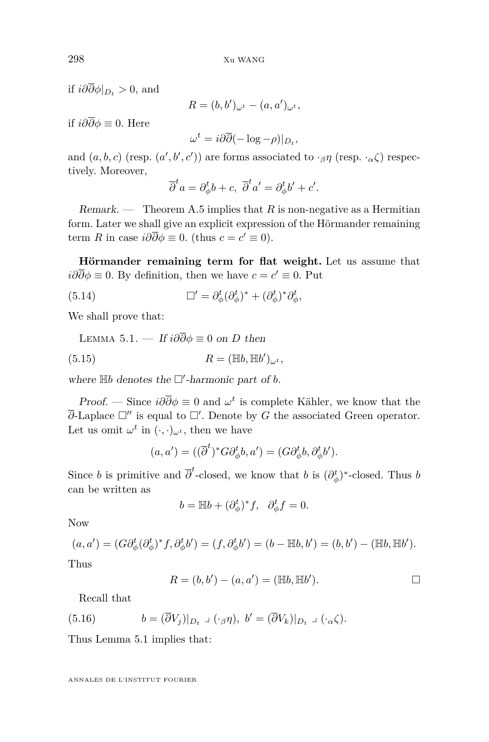if $i\partial\overline{\partial}\phi|_{D_t} > 0$, and

$$R = (b, b')_{\omega^t} - (a, a')_{\omega^t},$$

if $i\partial\overline{\partial}\phi \equiv 0$. Here

$$\omega^t = i\partial\overline{\partial}(-\log -\rho)|_{D_t},$$

and $(a, b, c)$ (resp. $(a', b', c')$) are forms associated to $\cdot_\beta \eta$ (resp. $\cdot_\alpha \zeta$) respectively. Moreover,

$$\overline{\partial}^t a = \partial^t_\phi b + c, \ \overline{\partial}^t a' = \partial^t_\phi b' + c'.$$

*Remark.* — Theorem A.5 implies that $R$ is non-negative as a Hermitian form. Later we shall give an explicit expression of the Hörmander remaining term $R$ in case $i\partial\overline{\partial}\phi \equiv 0$. (thus $c = c' \equiv 0$).

**Hörmander remaining term for flat weight.** Let us assume that $i\partial\overline{\partial}\phi \equiv 0$. By definition, then we have $c = c' \equiv 0$. Put

$$\Box' = \partial^t_\phi(\partial^t_\phi)^* + (\partial^t_\phi)^*\partial^t_\phi, \tag{5.14}$$

We shall prove that:

Lemma 5.1. — *If $i\partial\overline{\partial}\phi \equiv 0$ on $D$ then*

$$R = (\mathbb{H}b, \mathbb{H}b')_{\omega^t}, \tag{5.15}$$

*where $\mathbb{H}b$ denotes the $\Box'$-harmonic part of $b$.*

*Proof.* — Since $i\partial\overline{\partial}\phi \equiv 0$ and $\omega^t$ is complete Kähler, we know that the $\overline{\partial}$-Laplace $\Box''$ is equal to $\Box'$. Denote by $G$ the associated Green operator. Let us omit $\omega^t$ in $(\cdot, \cdot)_{\omega^t}$, then we have

$$(a, a') = ((\overline{\partial}^t)^* G \partial^t_\phi b, a') = (G\partial^t_\phi b, \partial^t_\phi b').$$

Since $b$ is primitive and $\overline{\partial}^t$-closed, we know that $b$ is $(\partial^t_\phi)^*$-closed. Thus $b$ can be written as

$$b = \mathbb{H}b + (\partial^t_\phi)^* f, \quad \partial^t_\phi f = 0.$$

Now

$$(a, a') = (G\partial^t_\phi(\partial^t_\phi)^* f, \partial^t_\phi b') = (f, \partial^t_\phi b') = (b - \mathbb{H}b, b') = (b, b') - (\mathbb{H}b, \mathbb{H}b').$$

Thus

$$R = (b, b') - (a, a') = (\mathbb{H}b, \mathbb{H}b'). \qquad \Box$$

Recall that

$$b = (\overline{\partial}V_j)|_{D_t} \lrcorner (\cdot_\beta \eta), \ b' = (\overline{\partial}V_k)|_{D_t} \lrcorner (\cdot_\alpha \zeta). \tag{5.16}$$

Thus Lemma 5.1 implies that: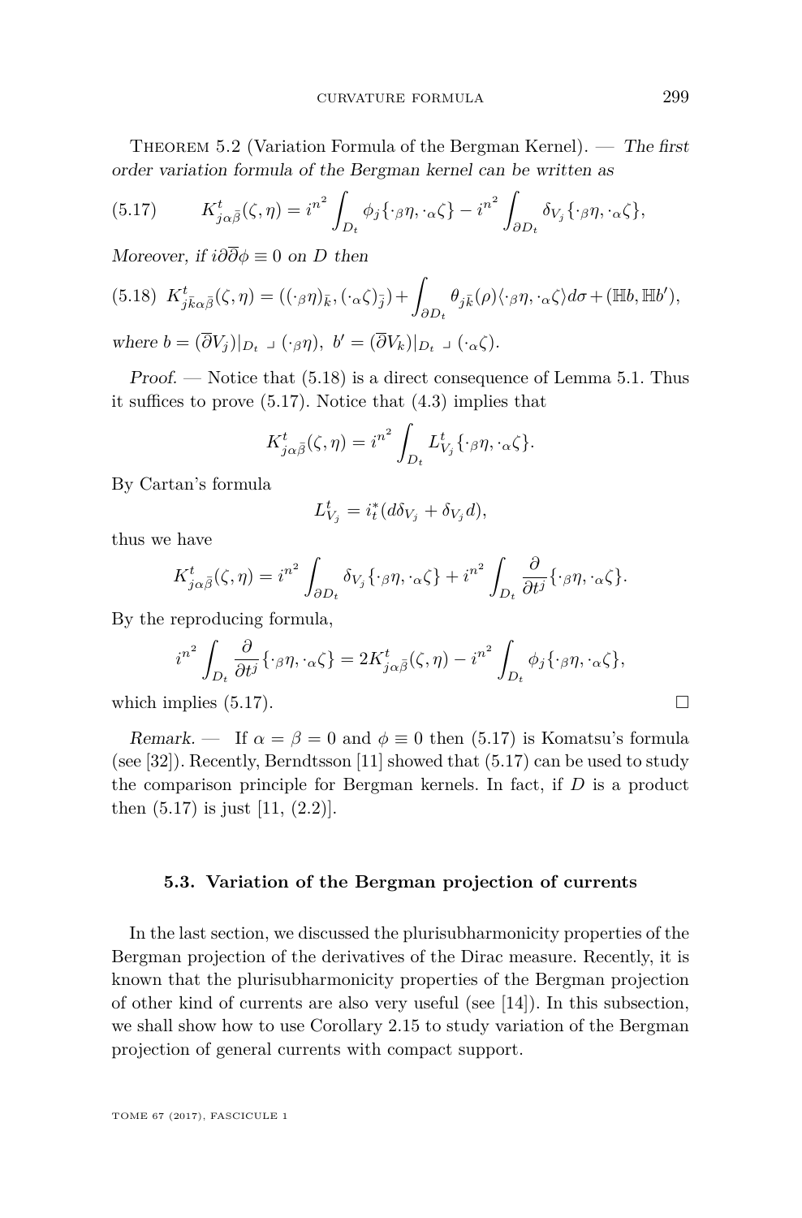Theorem 5.2 (Variation Formula of the Bergman Kernel). — *The first order variation formula of the Bergman kernel can be written as*

$$K^t_{j\alpha\bar\beta}(\zeta,\eta) = i^{n^2}\int_{D_t} \phi_j\{\cdot_\beta\eta, \cdot_\alpha\zeta\} - i^{n^2}\int_{\partial D_t} \delta_{V_j}\{\cdot_\beta\eta, \cdot_\alpha\zeta\}, \tag{5.17}$$

*Moreover, if $i\partial\overline{\partial}\phi \equiv 0$ on $D$ then*

$$K^t_{j\bar k\alpha\bar\beta}(\zeta,\eta) = ((\cdot_\beta\eta)_{\bar k}, (\cdot_\alpha\zeta)_{\bar j}) + \int_{\partial D_t} \theta_{j\bar k}(\rho)\langle \cdot_\beta\eta, \cdot_\alpha\zeta\rangle d\sigma + (\mathbb{H}b, \mathbb{H}b'), \tag{5.18}$$

*where $b = (\overline{\partial}V_j)|_{D_t} \lrcorner\, (\cdot_\beta\eta)$, $b' = (\overline{\partial}V_k)|_{D_t} \lrcorner\, (\cdot_\alpha\zeta)$.*

*Proof.* — Notice that (5.18) is a direct consequence of Lemma 5.1. Thus it suffices to prove (5.17). Notice that (4.3) implies that

$$K^t_{j\alpha\bar\beta}(\zeta,\eta) = i^{n^2}\int_{D_t} L^t_{V_j}\{\cdot_\beta\eta, \cdot_\alpha\zeta\}.$$

By Cartan's formula

$$L^t_{V_j} = i_t^*(d\delta_{V_j} + \delta_{V_j}d),$$

thus we have

$$K^t_{j\alpha\bar\beta}(\zeta,\eta) = i^{n^2}\int_{\partial D_t} \delta_{V_j}\{\cdot_\beta\eta, \cdot_\alpha\zeta\} + i^{n^2}\int_{D_t} \frac{\partial}{\partial t^j}\{\cdot_\beta\eta, \cdot_\alpha\zeta\}.$$

By the reproducing formula,

$$i^{n^2}\int_{D_t} \frac{\partial}{\partial t^j}\{\cdot_\beta\eta, \cdot_\alpha\zeta\} = 2K^t_{j\alpha\bar\beta}(\zeta,\eta) - i^{n^2}\int_{D_t} \phi_j\{\cdot_\beta\eta, \cdot_\alpha\zeta\},$$

which implies (5.17). □

*Remark.* — If $\alpha = \beta = 0$ and $\phi \equiv 0$ then (5.17) is Komatsu's formula (see [32]). Recently, Berndtsson [11] showed that (5.17) can be used to study the comparison principle for Bergman kernels. In fact, if $D$ is a product then (5.17) is just [11, (2.2)].

### 5.3. Variation of the Bergman projection of currents

In the last section, we discussed the plurisubharmonicity properties of the Bergman projection of the derivatives of the Dirac measure. Recently, it is known that the plurisubharmonicity properties of the Bergman projection of other kind of currents are also very useful (see [14]). In this subsection, we shall show how to use Corollary 2.15 to study variation of the Bergman projection of general currents with compact support.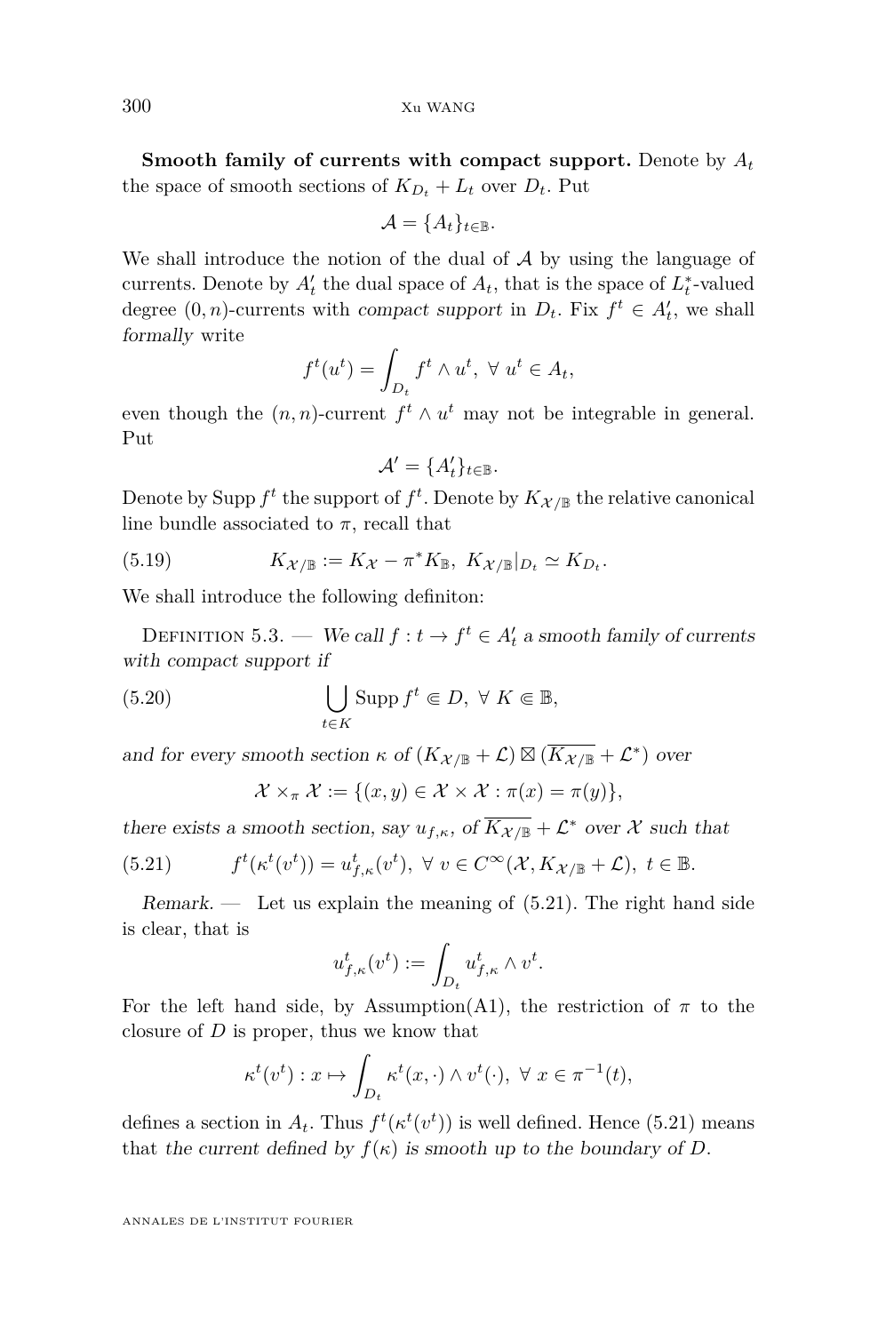**Smooth family of currents with compact support.** Denote by $A_t$ the space of smooth sections of $K_{D_t} + L_t$ over $D_t$. Put

$$\mathcal{A} = \{A_t\}_{t\in\mathbb{B}}.$$

We shall introduce the notion of the dual of $\mathcal{A}$ by using the language of currents. Denote by $A'_t$ the dual space of $A_t$, that is the space of $L_t^*$-valued degree $(0,n)$-currents with *compact support* in $D_t$. Fix $f^t \in A'_t$, we shall *formally* write

$$f^t(u^t) = \int_{D_t} f^t \wedge u^t, \ \forall\ u^t \in A_t,$$

even though the $(n,n)$-current $f^t \wedge u^t$ may not be integrable in general. Put

$$\mathcal{A}' = \{A'_t\}_{t\in\mathbb{B}}.$$

Denote by $\operatorname{Supp} f^t$ the support of $f^t$. Denote by $K_{\mathcal{X}/\mathbb{B}}$ the relative canonical line bundle associated to $\pi$, recall that

$$K_{\mathcal{X}/\mathbb{B}} := K_{\mathcal{X}} - \pi^* K_{\mathbb{B}}, \ K_{\mathcal{X}/\mathbb{B}}|_{D_t} \simeq K_{D_t}. \tag{5.19}$$

We shall introduce the following definiton:

Definition 5.3. — *We call $f : t \to f^t \in A'_t$ a smooth family of currents with compact support if*

$$\bigcup_{t\in K} \operatorname{Supp} f^t \Subset D, \ \forall\ K \Subset \mathbb{B}, \tag{5.20}$$

*and for every smooth section $\kappa$ of $(K_{\mathcal{X}/\mathbb{B}} + \mathcal{L}) \boxtimes (\overline{K_{\mathcal{X}/\mathbb{B}}} + \mathcal{L}^*)$ over*

$$\mathcal{X} \times_\pi \mathcal{X} := \{(x,y) \in \mathcal{X} \times \mathcal{X} : \pi(x) = \pi(y)\},$$

*there exists a smooth section, say $u_{f,\kappa}$, of $\overline{K_{\mathcal{X}/\mathbb{B}}} + \mathcal{L}^*$ over $\mathcal{X}$ such that*

$$f^t(\kappa^t(v^t)) = u^t_{f,\kappa}(v^t), \ \forall\ v \in C^\infty(\mathcal{X}, K_{\mathcal{X}/\mathbb{B}} + \mathcal{L}), \ t \in \mathbb{B}. \tag{5.21}$$

*Remark.* — Let us explain the meaning of (5.21). The right hand side is clear, that is

$$u^t_{f,\kappa}(v^t) := \int_{D_t} u^t_{f,\kappa} \wedge v^t.$$

For the left hand side, by Assumption(A1), the restriction of $\pi$ to the closure of $D$ is proper, thus we know that

$$\kappa^t(v^t) : x \mapsto \int_{D_t} \kappa^t(x,\cdot) \wedge v^t(\cdot), \ \forall\ x \in \pi^{-1}(t),$$

defines a section in $A_t$. Thus $f^t(\kappa^t(v^t))$ is well defined. Hence (5.21) means that *the current defined by $f(\kappa)$ is smooth up to the boundary of $D$.*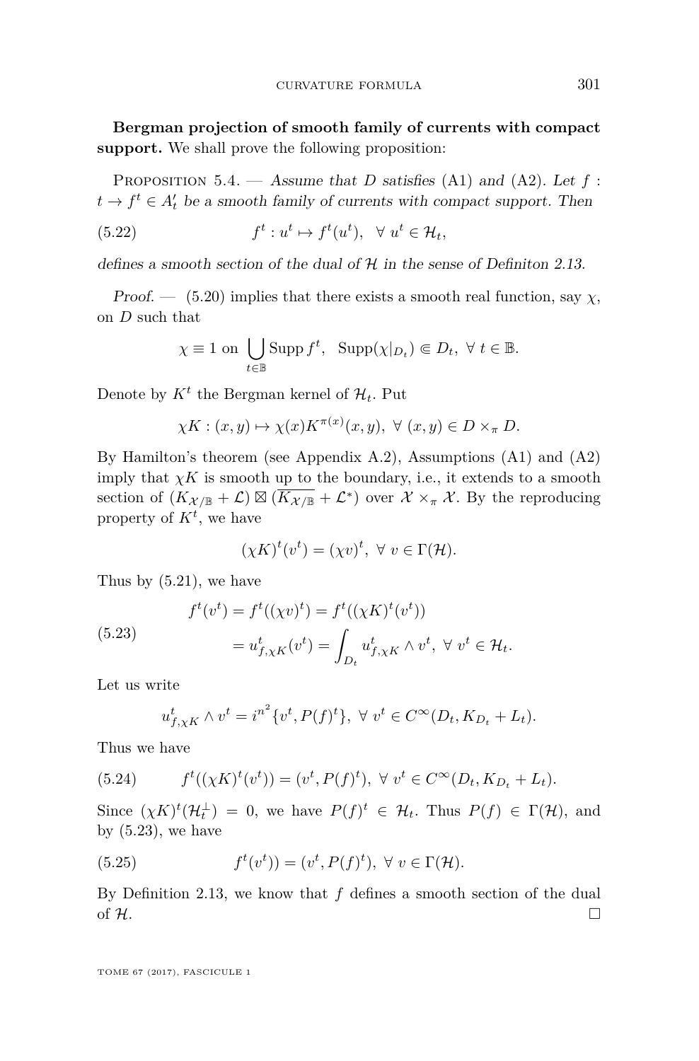**Bergman projection of smooth family of currents with compact support.** We shall prove the following proposition:

Proposition 5.4. — *Assume that $D$ satisfies* (A1) *and* (A2)*. Let $f : t \to f^t \in A'_t$ be a smooth family of currents with compact support. Then*

$$f^t : u^t \mapsto f^t(u^t), \ \ \forall\, u^t \in \mathcal{H}_t, \tag{5.22}$$

*defines a smooth section of the dual of $\mathcal{H}$ in the sense of Definiton 2.13.*

*Proof.* — (5.20) implies that there exists a smooth real function, say $\chi$, on $D$ such that

$$\chi \equiv 1 \text{ on } \bigcup_{t\in\mathbb{B}} \operatorname{Supp} f^t, \ \ \operatorname{Supp}(\chi|_{D_t}) \Subset D_t, \ \forall\, t \in \mathbb{B}.$$

Denote by $K^t$ the Bergman kernel of $\mathcal{H}_t$. Put

$$\chi K : (x, y) \mapsto \chi(x) K^{\pi(x)}(x, y), \ \forall\, (x, y) \in D \times_\pi D.$$

By Hamilton's theorem (see Appendix A.2), Assumptions (A1) and (A2) imply that $\chi K$ is smooth up to the boundary, i.e., it extends to a smooth section of $(K_{\mathcal{X}/\mathbb{B}} + \mathcal{L}) \boxtimes (\overline{K_{\mathcal{X}/\mathbb{B}}} + \mathcal{L}^*)$ over $\mathcal{X} \times_\pi \mathcal{X}$. By the reproducing property of $K^t$, we have

$$(\chi K)^t(v^t) = (\chi v)^t, \ \forall\, v \in \Gamma(\mathcal{H}).$$

Thus by (5.21), we have

$$\begin{aligned} f^t(v^t) &= f^t((\chi v)^t) = f^t((\chi K)^t(v^t)) \\ &= u^t_{f,\chi K}(v^t) = \int_{D_t} u^t_{f,\chi K} \wedge v^t, \ \forall\, v^t \in \mathcal{H}_t. \end{aligned} \tag{5.23}$$

Let us write

$$u^t_{f,\chi K} \wedge v^t = i^{n^2} \{v^t, P(f)^t\}, \ \forall\, v^t \in C^\infty(D_t, K_{D_t} + L_t).$$

Thus we have

$$f^t((\chi K)^t(v^t)) = (v^t, P(f)^t), \ \forall\, v^t \in C^\infty(D_t, K_{D_t} + L_t). \tag{5.24}$$

Since $(\chi K)^t(\mathcal{H}_t^\perp) = 0$, we have $P(f)^t \in \mathcal{H}_t$. Thus $P(f) \in \Gamma(\mathcal{H})$, and by (5.23), we have

$$f^t(v^t)) = (v^t, P(f)^t), \ \forall\, v \in \Gamma(\mathcal{H}). \tag{5.25}$$

By Definition 2.13, we know that $f$ defines a smooth section of the dual of $\mathcal{H}$. $\square$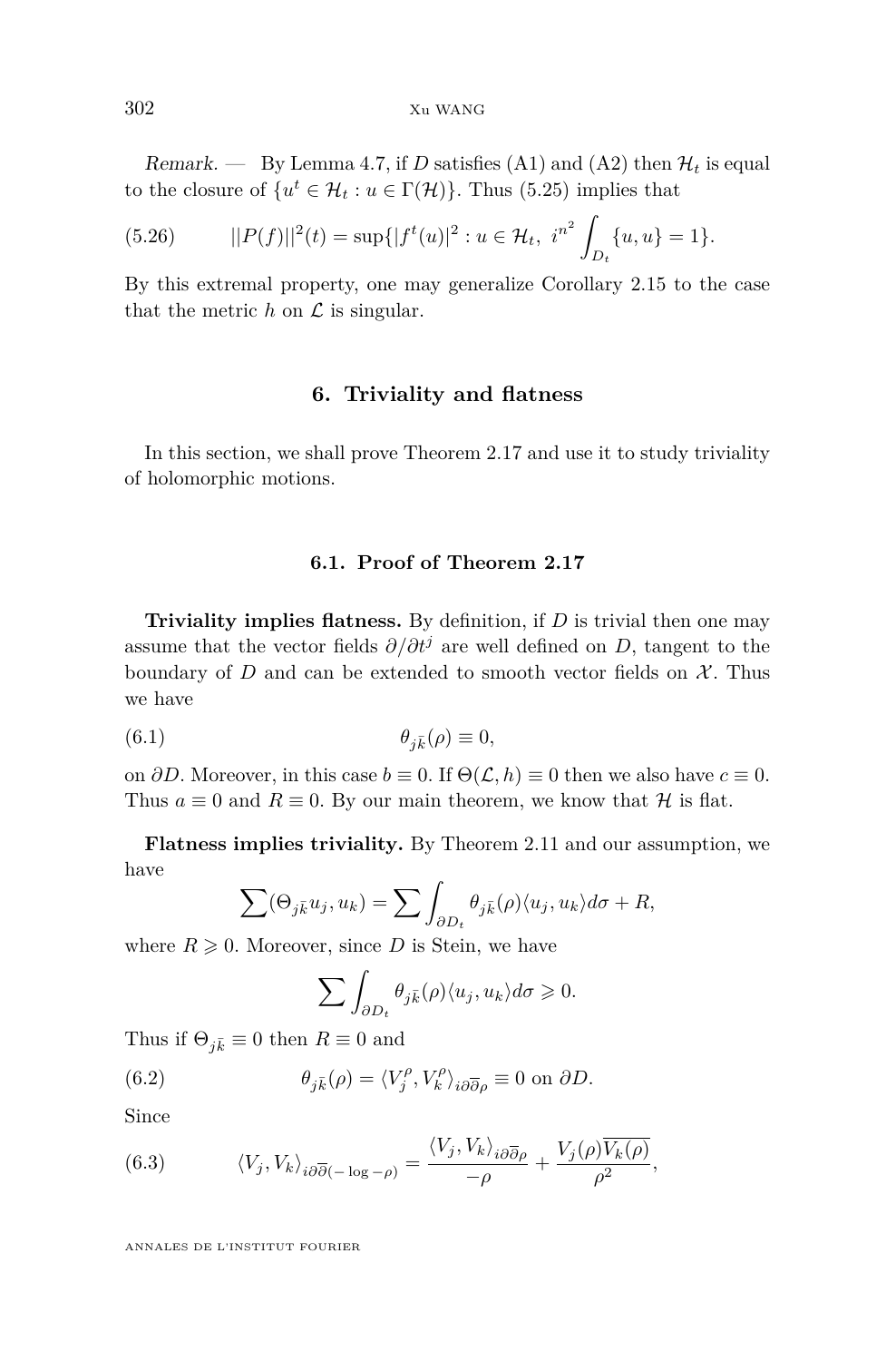*Remark.* — By Lemma 4.7, if $D$ satisfies (A1) and (A2) then $\mathcal{H}_t$ is equal to the closure of $\{u^t \in \mathcal{H}_t : u \in \Gamma(\mathcal{H})\}$. Thus (5.25) implies that

$$||P(f)||^2(t) = \sup\{|f^t(u)|^2 : u \in \mathcal{H}_t,\ i^{n^2} \int_{D_t} \{u, u\} = 1\}. \tag{5.26}$$

By this extremal property, one may generalize Corollary 2.15 to the case that the metric $h$ on $\mathcal{L}$ is singular.

## 6. Triviality and flatness

In this section, we shall prove Theorem 2.17 and use it to study triviality of holomorphic motions.

### 6.1. Proof of Theorem 2.17

**Triviality implies flatness.** By definition, if $D$ is trivial then one may assume that the vector fields $\partial/\partial t^j$ are well defined on $D$, tangent to the boundary of $D$ and can be extended to smooth vector fields on $\mathcal{X}$. Thus we have

$$\theta_{j\bar{k}}(\rho) \equiv 0, \tag{6.1}$$

on $\partial D$. Moreover, in this case $b \equiv 0$. If $\Theta(\mathcal{L}, h) \equiv 0$ then we also have $c \equiv 0$. Thus $a \equiv 0$ and $R \equiv 0$. By our main theorem, we know that $\mathcal{H}$ is flat.

**Flatness implies triviality.** By Theorem 2.11 and our assumption, we have

$$\sum (\Theta_{j\bar{k}} u_j, u_k) = \sum \int_{\partial D_t} \theta_{j\bar{k}}(\rho) \langle u_j, u_k \rangle d\sigma + R,$$

where $R \geqslant 0$. Moreover, since $D$ is Stein, we have

$$\sum \int_{\partial D_t} \theta_{j\bar{k}}(\rho) \langle u_j, u_k \rangle d\sigma \geqslant 0.$$

Thus if $\Theta_{j\bar{k}} \equiv 0$ then $R \equiv 0$ and

$$\theta_{j\bar{k}}(\rho) = \langle V_j^\rho, V_k^\rho \rangle_{i\partial\bar{\partial}\rho} \equiv 0 \text{ on } \partial D. \tag{6.2}$$

Since

$$\langle V_j, V_k \rangle_{i\partial\bar{\partial}(-\log -\rho)} = \frac{\langle V_j, V_k \rangle_{i\partial\bar{\partial}\rho}}{-\rho} + \frac{V_j(\rho)\overline{V_k(\rho)}}{\rho^2}, \tag{6.3}$$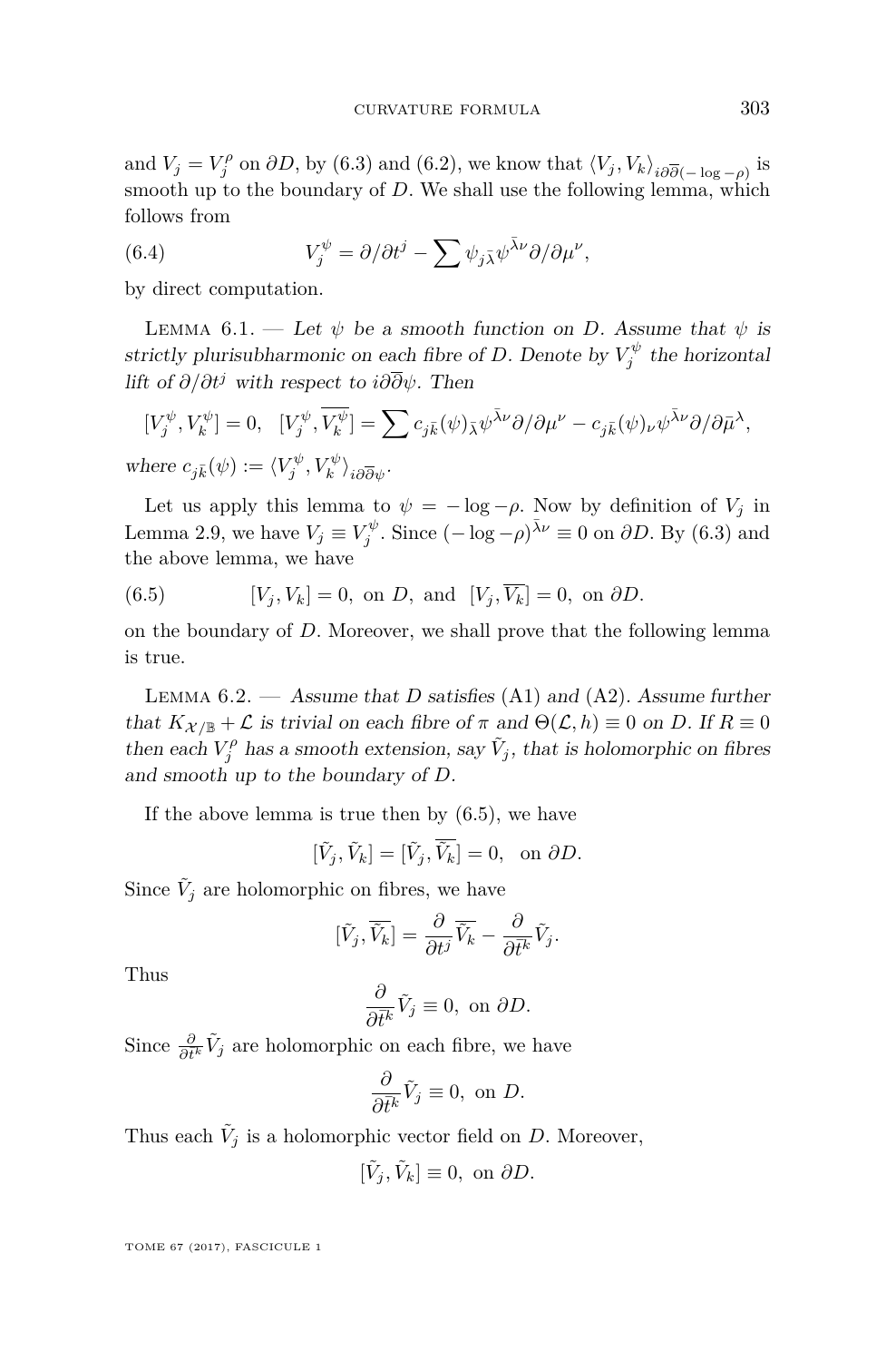and $V_j = V_j^\rho$ on $\partial D$, by (6.3) and (6.2), we know that $\langle V_j, V_k\rangle_{i\partial\overline{\partial}(-\log -\rho)}$ is smooth up to the boundary of $D$. We shall use the following lemma, which follows from

$$V_j^\psi = \partial/\partial t^j - \sum \psi_{j\bar\lambda}\psi^{\bar\lambda\nu}\partial/\partial\mu^\nu, \tag{6.4}$$

by direct computation.

Lemma 6.1. — *Let $\psi$ be a smooth function on $D$. Assume that $\psi$ is strictly plurisubharmonic on each fibre of $D$. Denote by $V_j^\psi$ the horizontal lift of $\partial/\partial t^j$ with respect to $i\partial\overline{\partial}\psi$. Then*

$$[V_j^\psi, V_k^\psi] = 0, \quad [V_j^\psi, \overline{V_k^\psi}] = \sum c_{j\bar k}(\psi)_{\bar\lambda}\psi^{\bar\lambda\nu}\partial/\partial\mu^\nu - c_{j\bar k}(\psi)_\nu\psi^{\bar\lambda\nu}\partial/\partial\bar\mu^\lambda,$$

*where $c_{j\bar k}(\psi) := \langle V_j^\psi, V_k^\psi\rangle_{i\partial\overline{\partial}\psi}$.*

Let us apply this lemma to $\psi = -\log -\rho$. Now by definition of $V_j$ in Lemma 2.9, we have $V_j \equiv V_j^\psi$. Since $(-\log -\rho)^{\bar\lambda\nu} \equiv 0$ on $\partial D$. By (6.3) and the above lemma, we have

$$[V_j, V_k] = 0, \text{ on } D, \text{ and } [V_j, \overline{V_k}] = 0, \text{ on } \partial D. \tag{6.5}$$

on the boundary of $D$. Moreover, we shall prove that the following lemma is true.

Lemma 6.2. — *Assume that $D$ satisfies* (A1) *and* (A2). *Assume further that $K_{\mathcal{X}/\mathbb{B}} + \mathcal{L}$ is trivial on each fibre of $\pi$ and $\Theta(\mathcal{L}, h) \equiv 0$ on $D$. If $R \equiv 0$ then each $V_j^\rho$ has a smooth extension, say $\tilde V_j$, that is holomorphic on fibres and smooth up to the boundary of $D$.*

If the above lemma is true then by (6.5), we have

$$[\tilde V_j, \tilde V_k] = [\tilde V_j, \overline{\tilde V_k}] = 0, \quad \text{on } \partial D.$$

Since $\tilde V_j$ are holomorphic on fibres, we have

$$[\tilde V_j, \overline{\tilde V_k}] = \frac{\partial}{\partial t^j}\overline{\tilde V_k} - \frac{\partial}{\partial \bar t^k}\tilde V_j.$$

Thus

$$\frac{\partial}{\partial \bar t^k}\tilde V_j \equiv 0, \text{ on } \partial D.$$

Since $\frac{\partial}{\partial t^k}\tilde V_j$ are holomorphic on each fibre, we have

$$\frac{\partial}{\partial \bar t^k}\tilde V_j \equiv 0, \text{ on } D.$$

Thus each $\tilde V_j$ is a holomorphic vector field on $D$. Moreover,

$$[\tilde V_j, \tilde V_k] \equiv 0, \text{ on } \partial D.$$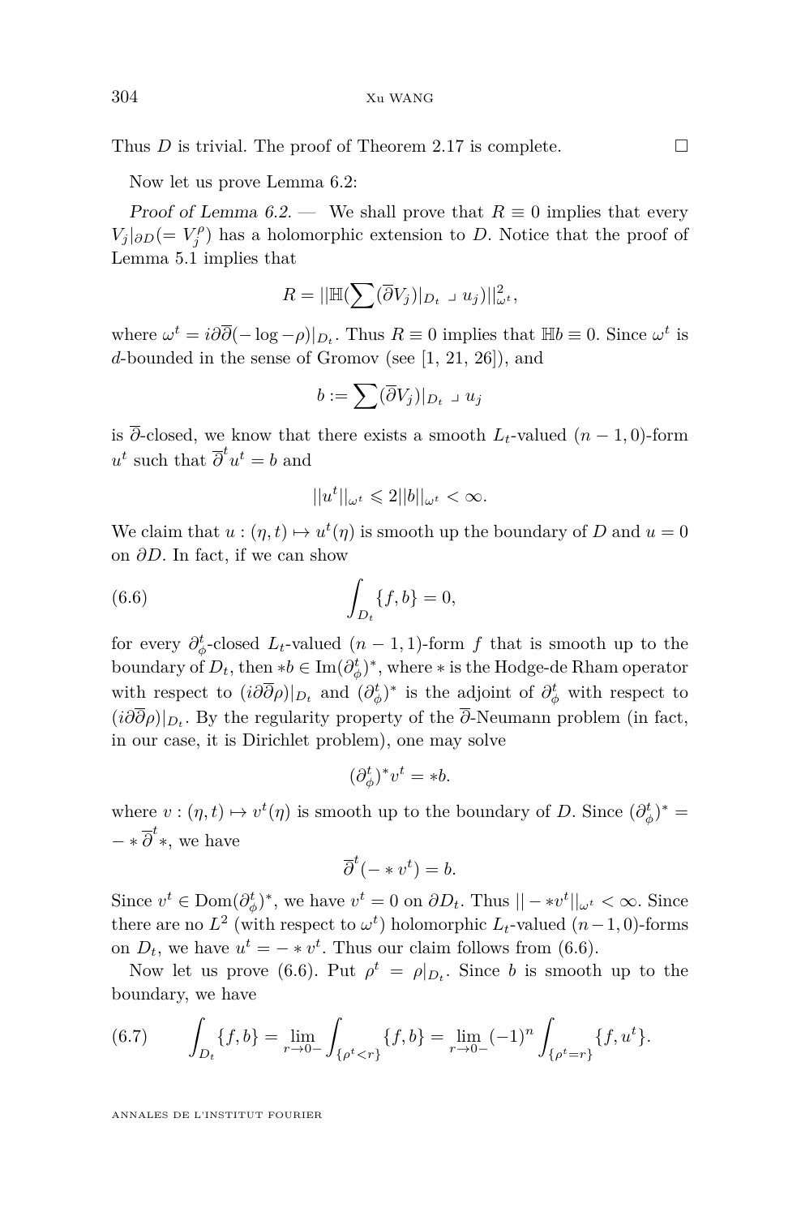Thus $D$ is trivial. The proof of Theorem 2.17 is complete. $\square$

Now let us prove Lemma 6.2:

*Proof of Lemma 6.2.* — We shall prove that $R \equiv 0$ implies that every $V_j|_{\partial D}(= V_j^\rho)$ has a holomorphic extension to $D$. Notice that the proof of Lemma 5.1 implies that

$$R = ||\mathbb{H}(\sum (\overline{\partial} V_j)|_{D_t} \lrcorner\, u_j)||^2_{\omega^t},$$

where $\omega^t = i\partial\overline{\partial}(-\log -\rho)|_{D_t}$. Thus $R \equiv 0$ implies that $\mathbb{H}b \equiv 0$. Since $\omega^t$ is $d$-bounded in the sense of Gromov (see [1, 21, 26]), and

$$b := \sum (\overline{\partial} V_j)|_{D_t} \lrcorner\, u_j$$

is $\overline{\partial}$-closed, we know that there exists a smooth $L_t$-valued $(n-1,0)$-form $u^t$ such that $\overline{\partial}^t u^t = b$ and

$$||u^t||_{\omega^t} \leqslant 2||b||_{\omega^t} < \infty.$$

We claim that $u : (\eta, t) \mapsto u^t(\eta)$ is smooth up the boundary of $D$ and $u = 0$ on $\partial D$. In fact, if we can show

$$\int_{D_t} \{f, b\} = 0, \tag{6.6}$$

for every $\partial^t_\phi$-closed $L_t$-valued $(n-1,1)$-form $f$ that is smooth up to the boundary of $D_t$, then $*b \in \mathrm{Im}(\partial^t_\phi)^*$, where $*$ is the Hodge-de Rham operator with respect to $(i\partial\overline{\partial}\rho)|_{D_t}$ and $(\partial^t_\phi)^*$ is the adjoint of $\partial^t_\phi$ with respect to $(i\partial\overline{\partial}\rho)|_{D_t}$. By the regularity property of the $\overline{\partial}$-Neumann problem (in fact, in our case, it is Dirichlet problem), one may solve

$$(\partial^t_\phi)^* v^t = *b.$$

where $v : (\eta, t) \mapsto v^t(\eta)$ is smooth up to the boundary of $D$. Since $(\partial^t_\phi)^* = - * \overline{\partial}^t *$, we have

$$\overline{\partial}^t(- * v^t) = b.$$

Since $v^t \in \mathrm{Dom}(\partial^t_\phi)^*$, we have $v^t = 0$ on $\partial D_t$. Thus $||- * v^t||_{\omega^t} < \infty$. Since there are no $L^2$ (with respect to $\omega^t$) holomorphic $L_t$-valued $(n-1,0)$-forms on $D_t$, we have $u^t = - * v^t$. Thus our claim follows from (6.6).

Now let us prove (6.6). Put $\rho^t = \rho|_{D_t}$. Since $b$ is smooth up to the boundary, we have

$$\int_{D_t} \{f, b\} = \lim_{r \to 0-} \int_{\{\rho^t < r\}} \{f, b\} = \lim_{r \to 0-} (-1)^n \int_{\{\rho^t = r\}} \{f, u^t\}. \tag{6.7}$$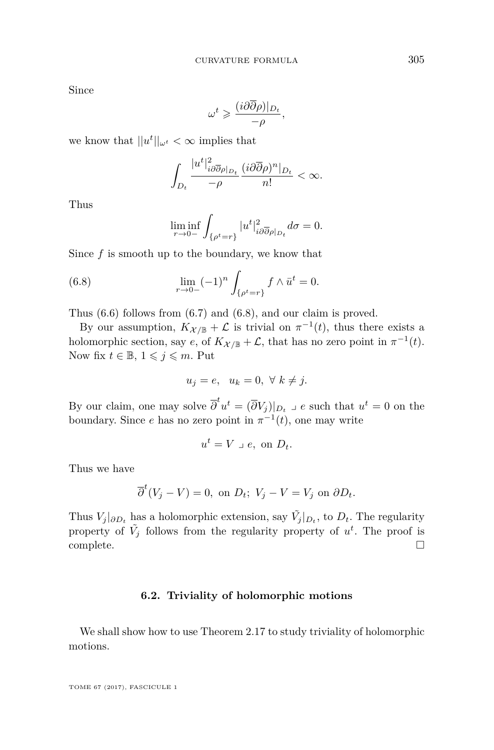Since

$$\omega^t \geqslant \frac{(i\partial\overline{\partial}\rho)|_{D_t}}{-\rho},$$

we know that $||u^t||_{\omega^t} < \infty$ implies that

$$\int_{D_t} \frac{|u^t|^2_{i\partial\overline{\partial}\rho|_{D_t}}}{-\rho} \frac{(i\partial\overline{\partial}\rho)^n|_{D_t}}{n!} < \infty.$$

Thus

$$\liminf_{r\to 0-} \int_{\{\rho^t = r\}} |u^t|^2_{i\partial\overline{\partial}\rho|_{D_t}} d\sigma = 0.$$

Since $f$ is smooth up to the boundary, we know that

$$\lim_{r\to 0-} (-1)^n \int_{\{\rho^t = r\}} f \wedge \bar{u}^t = 0. \tag{6.8}$$

Thus (6.6) follows from (6.7) and (6.8), and our claim is proved.

By our assumption, $K_{\mathcal{X}/\mathbb{B}} + \mathcal{L}$ is trivial on $\pi^{-1}(t)$, thus there exists a holomorphic section, say $e$, of $K_{\mathcal{X}/\mathbb{B}} + \mathcal{L}$, that has no zero point in $\pi^{-1}(t)$. Now fix $t \in \mathbb{B}$, $1 \leqslant j \leqslant m$. Put

$$u_j = e, \quad u_k = 0, \ \forall\ k \neq j.$$

By our claim, one may solve $\overline{\partial}^t u^t = (\overline{\partial} V_j)|_{D_t} \lrcorner\, e$ such that $u^t = 0$ on the boundary. Since $e$ has no zero point in $\pi^{-1}(t)$, one may write

$$u^t = V \lrcorner\, e, \text{ on } D_t.$$

Thus we have

$$\overline{\partial}^t (V_j - V) = 0, \text{ on } D_t;\ V_j - V = V_j \text{ on } \partial D_t.$$

Thus $V_j|_{\partial D_t}$ has a holomorphic extension, say $\tilde{V}_j|_{D_t}$, to $D_t$. The regularity property of $\tilde{V}_j$ follows from the regularity property of $u^t$. The proof is complete. □

### 6.2. Triviality of holomorphic motions

We shall show how to use Theorem 2.17 to study triviality of holomorphic motions.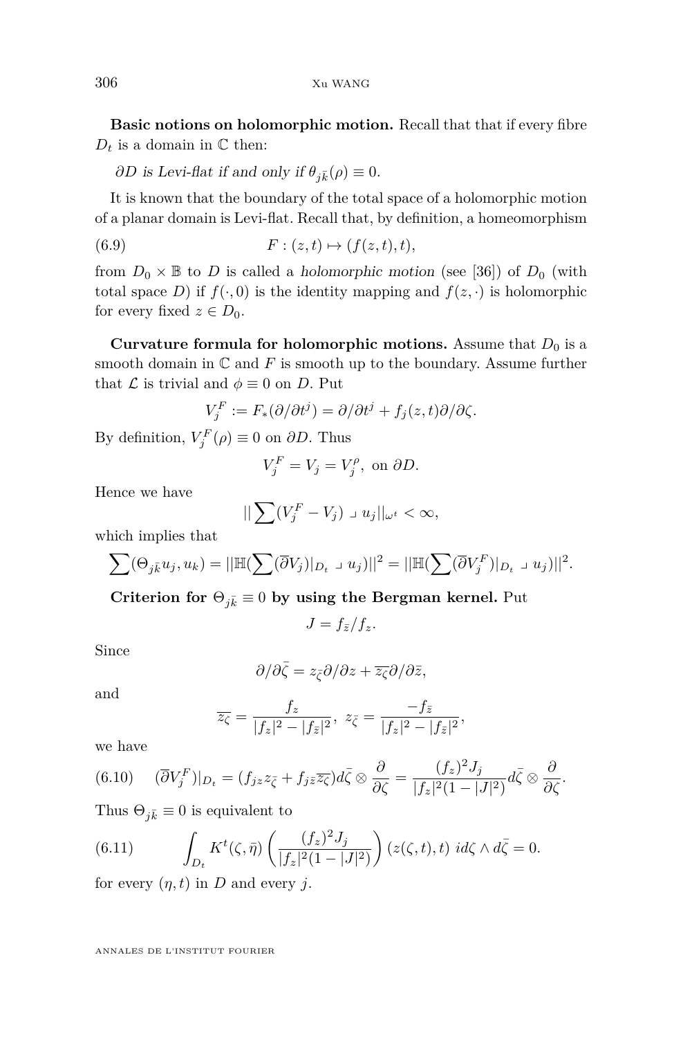**Basic notions on holomorphic motion.** Recall that that if every fibre $D_t$ is a domain in $\mathbb{C}$ then:

*$\partial D$ is Levi-flat if and only if $\theta_{j\bar{k}}(\rho) \equiv 0$.*

It is known that the boundary of the total space of a holomorphic motion of a planar domain is Levi-flat. Recall that, by definition, a homeomorphism

$$F : (z,t) \mapsto (f(z,t), t), \tag{6.9}$$

from $D_0 \times \mathbb{B}$ to $D$ is called a *holomorphic motion* (see [36]) of $D_0$ (with total space $D$) if $f(\cdot, 0)$ is the identity mapping and $f(z, \cdot)$ is holomorphic for every fixed $z \in D_0$.

**Curvature formula for holomorphic motions.** Assume that $D_0$ is a smooth domain in $\mathbb{C}$ and $F$ is smooth up to the boundary. Assume further that $\mathcal{L}$ is trivial and $\phi \equiv 0$ on $D$. Put

$$V_j^F := F_*(\partial/\partial t^j) = \partial/\partial t^j + f_j(z,t)\partial/\partial\zeta.$$

By definition, $V_j^F(\rho) \equiv 0$ on $\partial D$. Thus

$$V_j^F = V_j = V_j^\rho, \text{ on } \partial D.$$

Hence we have

$$|| \sum (V_j^F - V_j) \lrcorner \, u_j ||_{\omega^t} < \infty,$$

which implies that

$$\sum (\Theta_{j\bar{k}} u_j, u_k) = ||\mathbb{H}(\sum (\overline{\partial} V_j)|_{D_t} \lrcorner \, u_j)||^2 = ||\mathbb{H}(\sum (\overline{\partial} V_j^F)|_{D_t} \lrcorner \, u_j)||^2.$$

**Criterion for $\Theta_{j\bar{k}} \equiv 0$ by using the Bergman kernel.** Put

$$J = f_{\bar{z}}/f_z.$$

Since

$$\partial/\partial\bar{\zeta} = z_{\bar{\zeta}}\partial/\partial z + \overline{z_\zeta}\partial/\partial\bar{z},$$

and

$$\overline{z_\zeta} = \frac{f_z}{|f_z|^2 - |f_{\bar{z}}|^2}, \; z_{\bar{\zeta}} = \frac{-f_{\bar{z}}}{|f_z|^2 - |f_{\bar{z}}|^2},$$

we have

$$(\overline{\partial} V_j^F)|_{D_t} = (f_{jz} z_{\bar{\zeta}} + f_{j\bar{z}}\overline{z_\zeta}) d\bar{\zeta} \otimes \frac{\partial}{\partial\zeta} = \frac{(f_z)^2 J_j}{|f_z|^2(1-|J|^2)} d\bar{\zeta} \otimes \frac{\partial}{\partial\zeta}. \tag{6.10}$$

Thus $\Theta_{j\bar{k}} \equiv 0$ is equivalent to

$$\int_{D_t} K^t(\zeta, \bar{\eta}) \left( \frac{(f_z)^2 J_j}{|f_z|^2(1-|J|^2)} \right) (z(\zeta,t), t) \; i d\zeta \wedge d\bar{\zeta} = 0. \tag{6.11}$$

for every $(\eta, t)$ in $D$ and every $j$.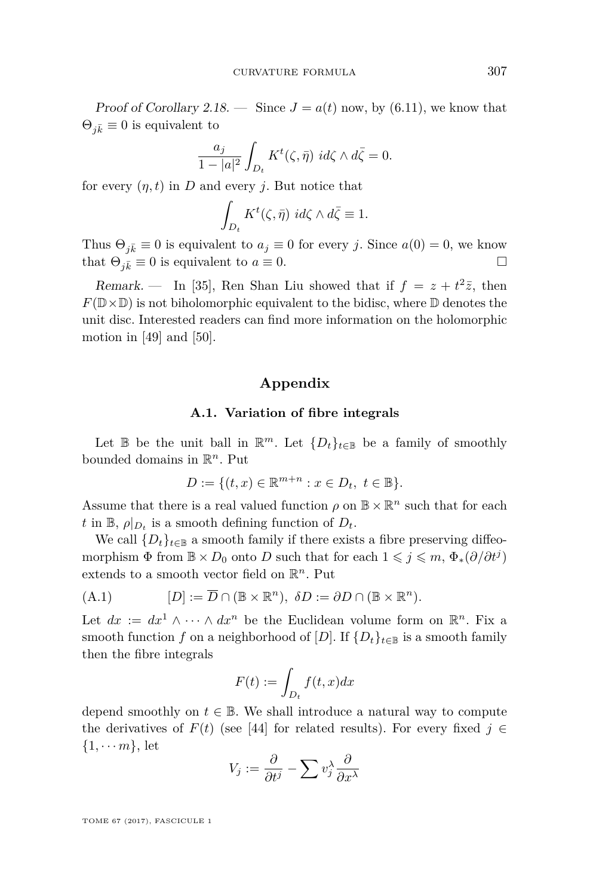*Proof of Corollary 2.18.* — Since $J = a(t)$ now, by (6.11), we know that $\Theta_{j\bar{k}} \equiv 0$ is equivalent to

$$\frac{a_j}{1-|a|^2} \int_{D_t} K^t(\zeta, \bar{\eta}) \ id\zeta \wedge d\bar{\zeta} = 0.$$

for every $(\eta, t)$ in $D$ and every $j$. But notice that

$$\int_{D_t} K^t(\zeta, \bar{\eta}) \ id\zeta \wedge d\bar{\zeta} \equiv 1.$$

Thus $\Theta_{j\bar{k}} \equiv 0$ is equivalent to $a_j \equiv 0$ for every $j$. Since $a(0) = 0$, we know that $\Theta_{j\bar{k}} \equiv 0$ is equivalent to $a \equiv 0$. □

*Remark.* — In [35], Ren Shan Liu showed that if $f = z + t^2\bar{z}$, then $F(\mathbb{D}\times\mathbb{D})$ is not biholomorphic equivalent to the bidisc, where $\mathbb{D}$ denotes the unit disc. Interested readers can find more information on the holomorphic motion in [49] and [50].

## Appendix

### A.1. Variation of fibre integrals

Let $\mathbb{B}$ be the unit ball in $\mathbb{R}^m$. Let $\{D_t\}_{t\in\mathbb{B}}$ be a family of smoothly bounded domains in $\mathbb{R}^n$. Put

$$D := \{(t, x) \in \mathbb{R}^{m+n} : x \in D_t, \ t \in \mathbb{B}\}.$$

Assume that there is a real valued function $\rho$ on $\mathbb{B} \times \mathbb{R}^n$ such that for each $t$ in $\mathbb{B}$, $\rho|_{D_t}$ is a smooth defining function of $D_t$.

We call $\{D_t\}_{t\in\mathbb{B}}$ a smooth family if there exists a fibre preserving diffeomorphism $\Phi$ from $\mathbb{B} \times D_0$ onto $D$ such that for each $1 \leqslant j \leqslant m$, $\Phi_*(\partial/\partial t^j)$ extends to a smooth vector field on $\mathbb{R}^n$. Put

$$[D] := \overline{D} \cap (\mathbb{B} \times \mathbb{R}^n), \ \delta D := \partial D \cap (\mathbb{B} \times \mathbb{R}^n). \tag{A.1}$$

Let $dx := dx^1 \wedge \cdots \wedge dx^n$ be the Euclidean volume form on $\mathbb{R}^n$. Fix a smooth function $f$ on a neighborhood of $[D]$. If $\{D_t\}_{t\in\mathbb{B}}$ is a smooth family then the fibre integrals

$$F(t) := \int_{D_t} f(t, x) dx$$

depend smoothly on $t \in \mathbb{B}$. We shall introduce a natural way to compute the derivatives of $F(t)$ (see [44] for related results). For every fixed $j \in \{1, \cdots m\}$, let

$$V_j := \frac{\partial}{\partial t^j} - \sum v_j^\lambda \frac{\partial}{\partial x^\lambda}$$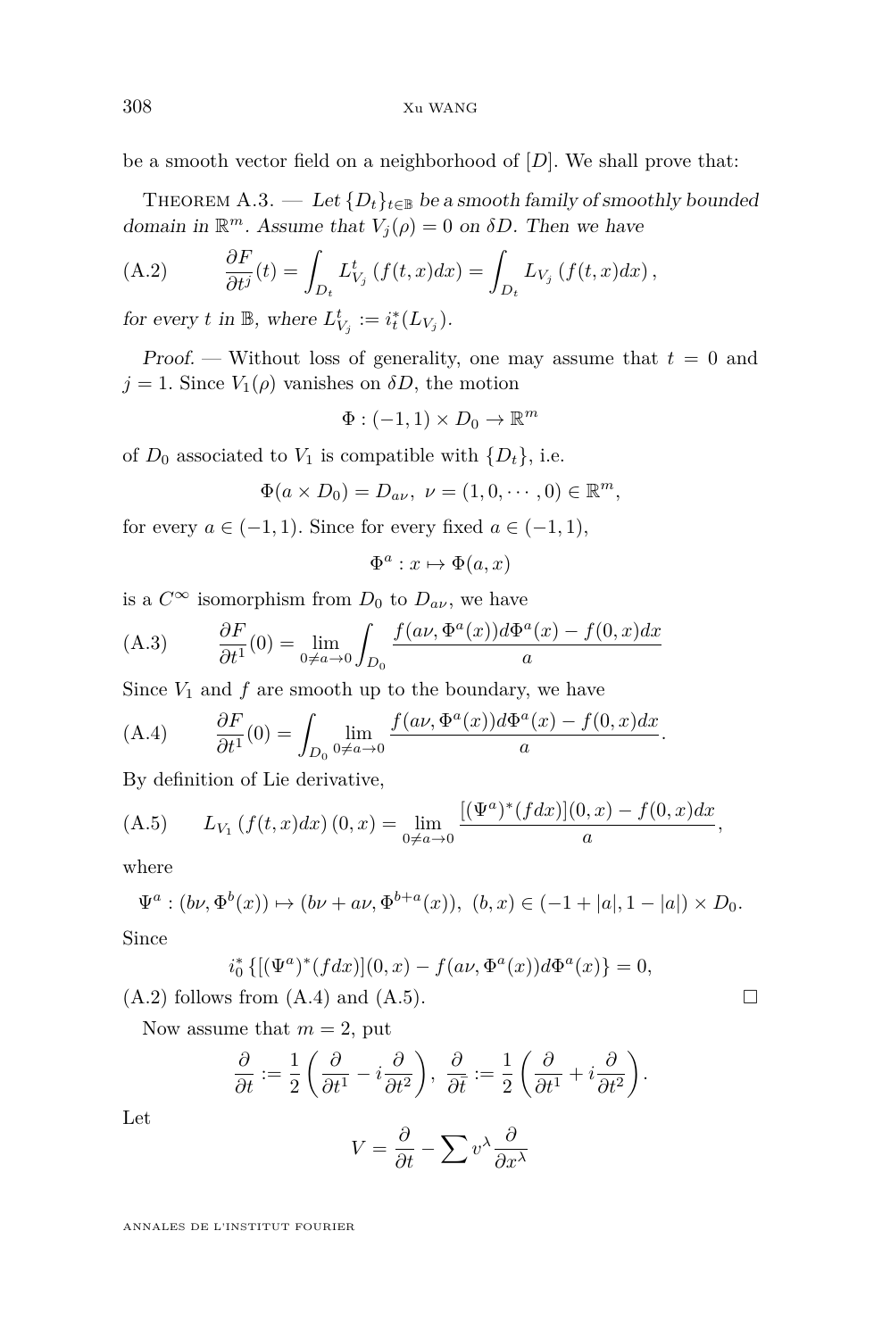be a smooth vector field on a neighborhood of $[D]$. We shall prove that:

THEOREM A.3. — *Let $\{D_t\}_{t\in\mathbb{B}}$ be a smooth family of smoothly bounded domain in $\mathbb{R}^m$. Assume that $V_j(\rho)=0$ on $\delta D$. Then we have*

$$\frac{\partial F}{\partial t^j}(t)=\int_{D_t} L^t_{V_j}\left(f(t,x)dx\right)=\int_{D_t} L_{V_j}\left(f(t,x)dx\right), \tag{A.2}$$

*for every $t$ in $\mathbb{B}$, where $L^t_{V_j}:=i_t^*(L_{V_j})$.*

*Proof.* — Without loss of generality, one may assume that $t=0$ and $j=1$. Since $V_1(\rho)$ vanishes on $\delta D$, the motion

$$\Phi:(-1,1)\times D_0\to\mathbb{R}^m$$

of $D_0$ associated to $V_1$ is compatible with $\{D_t\}$, i.e.

$$\Phi(a\times D_0)=D_{a\nu},\ \nu=(1,0,\cdots,0)\in\mathbb{R}^m,$$

for every $a\in(-1,1)$. Since for every fixed $a\in(-1,1)$,

$$\Phi^a: x\mapsto \Phi(a,x)$$

is a $C^\infty$ isomorphism from $D_0$ to $D_{a\nu}$, we have

$$\frac{\partial F}{\partial t^1}(0)=\lim_{0\neq a\to 0}\int_{D_0}\frac{f(a\nu,\Phi^a(x))d\Phi^a(x)-f(0,x)dx}{a} \tag{A.3}$$

Since $V_1$ and $f$ are smooth up to the boundary, we have

$$\frac{\partial F}{\partial t^1}(0)=\int_{D_0}\lim_{0\neq a\to 0}\frac{f(a\nu,\Phi^a(x))d\Phi^a(x)-f(0,x)dx}{a}. \tag{A.4}$$

By definition of Lie derivative,

$$L_{V_1}\left(f(t,x)dx\right)(0,x)=\lim_{0\neq a\to 0}\frac{[(\Psi^a)^*(fdx)](0,x)-f(0,x)dx}{a}, \tag{A.5}$$

where

$$\Psi^a:(b\nu,\Phi^b(x))\mapsto(b\nu+a\nu,\Phi^{b+a}(x)),\ (b,x)\in(-1+|a|,1-|a|)\times D_0.$$

Since

$$i_0^*\left\{[(\Psi^a)^*(fdx)](0,x)-f(a\nu,\Phi^a(x))d\Phi^a(x)\right\}=0,$$

(A.2) follows from (A.4) and (A.5). □

Now assume that $m=2$, put

$$\frac{\partial}{\partial t}:=\frac{1}{2}\left(\frac{\partial}{\partial t^1}-i\frac{\partial}{\partial t^2}\right),\ \frac{\partial}{\partial \bar t}:=\frac{1}{2}\left(\frac{\partial}{\partial t^1}+i\frac{\partial}{\partial t^2}\right).$$

Let

$$V=\frac{\partial}{\partial t}-\sum v^\lambda\frac{\partial}{\partial x^\lambda}$$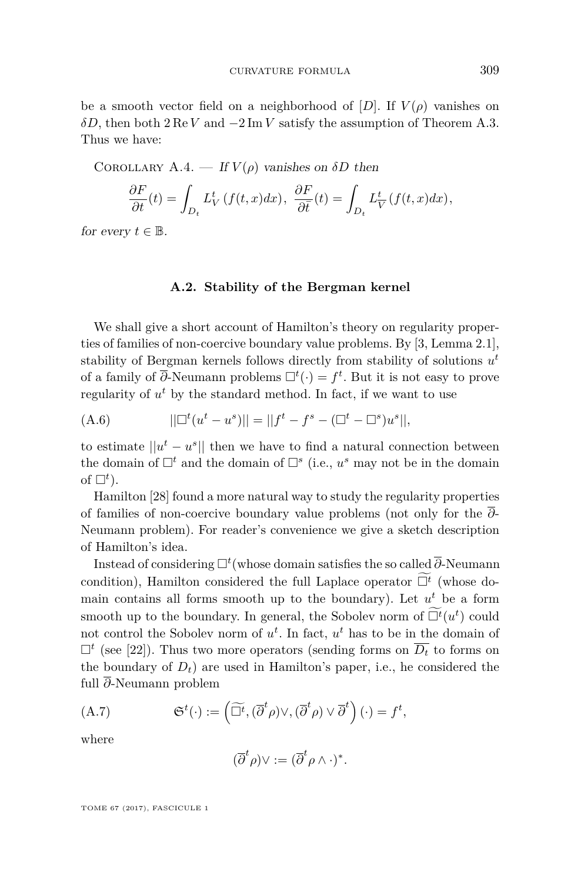be a smooth vector field on a neighborhood of $[D]$. If $V(\rho)$ vanishes on $\delta D$, then both $2\,\mathrm{Re}\, V$ and $-2\,\mathrm{Im}\, V$ satisfy the assumption of Theorem A.3. Thus we have:

Corollary A.4. — *If $V(\rho)$ vanishes on $\delta D$ then*

$$\frac{\partial F}{\partial t}(t) = \int_{D_t} L_V^t\,(f(t,x)dx),\ \frac{\partial F}{\partial \bar{t}}(t) = \int_{D_t} L_{\overline{V}}^t\,(f(t,x)dx),$$

*for every $t \in \mathbb{B}$.*

### A.2. Stability of the Bergman kernel

We shall give a short account of Hamilton's theory on regularity properties of families of non-coercive boundary value problems. By [3, Lemma 2.1], stability of Bergman kernels follows directly from stability of solutions $u^t$ of a family of $\overline{\partial}$-Neumann problems $\Box^t(\cdot) = f^t$. But it is not easy to prove regularity of $u^t$ by the standard method. In fact, if we want to use

$$||\Box^t(u^t - u^s)|| = ||f^t - f^s - (\Box^t - \Box^s)u^s||, \tag{A.6}$$

to estimate $||u^t - u^s||$ then we have to find a natural connection between the domain of $\Box^t$ and the domain of $\Box^s$ (i.e., $u^s$ may not be in the domain of $\Box^t$).

Hamilton [28] found a more natural way to study the regularity properties of families of non-coercive boundary value problems (not only for the $\overline{\partial}$-Neumann problem). For reader's convenience we give a sketch description of Hamilton's idea.

Instead of considering $\Box^t$(whose domain satisfies the so called $\overline{\partial}$-Neumann condition), Hamilton considered the full Laplace operator $\widetilde{\Box^t}$ (whose domain contains all forms smooth up to the boundary). Let $u^t$ be a form smooth up to the boundary. In general, the Sobolev norm of $\widetilde{\Box^t}(u^t)$ could not control the Sobolev norm of $u^t$. In fact, $u^t$ has to be in the domain of $\Box^t$ (see [22]). Thus two more operators (sending forms on $\overline{D_t}$ to forms on the boundary of $D_t$) are used in Hamilton's paper, i.e., he considered the full $\overline{\partial}$-Neumann problem

$$\mathfrak{S}^t(\cdot) := \left(\widetilde{\Box^t}, (\overline{\partial}^t\rho)\vee, (\overline{\partial}^t\rho)\vee\overline{\partial}^t\right)(\cdot) = f^t, \tag{A.7}$$

where

$$(\overline{\partial}^t\rho)\vee := (\overline{\partial}^t\rho\wedge\cdot)^*.$$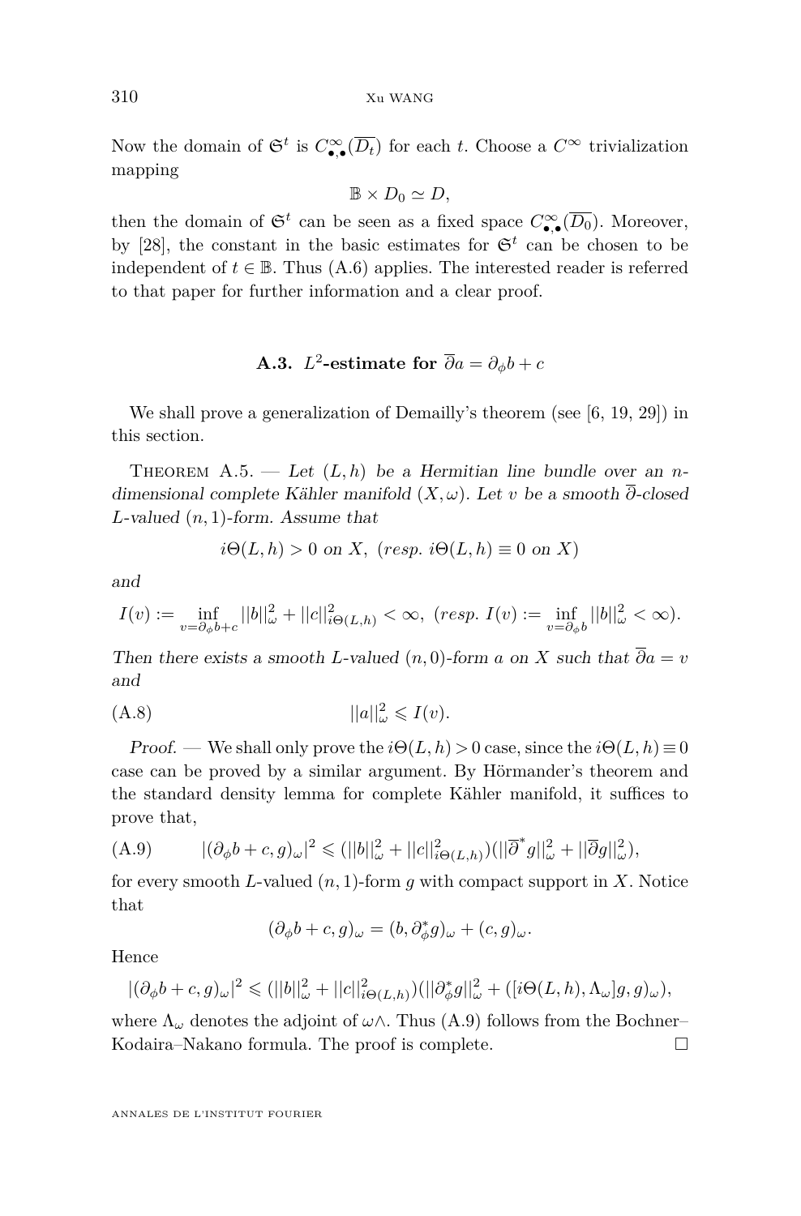Now the domain of $\mathfrak{S}^t$ is $C^\infty_{\bullet,\bullet}(\overline{D_t})$ for each $t$. Choose a $C^\infty$ trivialization mapping

$$\mathbb{B} \times D_0 \simeq D,$$

then the domain of $\mathfrak{S}^t$ can be seen as a fixed space $C^\infty_{\bullet,\bullet}(\overline{D_0})$. Moreover, by [28], the constant in the basic estimates for $\mathfrak{S}^t$ can be chosen to be independent of $t \in \mathbb{B}$. Thus (A.6) applies. The interested reader is referred to that paper for further information and a clear proof.

## A.3. $L^2$-estimate for $\overline{\partial} a = \partial_\phi b + c$

We shall prove a generalization of Demailly's theorem (see [6, 19, 29]) in this section.

Theorem A.5. — *Let $(L, h)$ be a Hermitian line bundle over an $n$-dimensional complete Kähler manifold $(X, \omega)$. Let $v$ be a smooth $\overline{\partial}$-closed $L$-valued $(n,1)$-form. Assume that*

$$i\Theta(L,h) > 0 \text{ on } X, \ (resp.\ i\Theta(L,h) \equiv 0 \text{ on } X)$$

*and*

$$I(v) := \inf_{v = \partial_\phi b + c} ||b||^2_\omega + ||c||^2_{i\Theta(L,h)} < \infty, \ (resp.\ I(v) := \inf_{v=\partial_\phi b} ||b||^2_\omega < \infty).$$

*Then there exists a smooth $L$-valued $(n,0)$-form $a$ on $X$ such that $\overline{\partial} a = v$ and*

$$||a||^2_\omega \leqslant I(v). \tag{A.8}$$

*Proof.* — We shall only prove the $i\Theta(L,h) > 0$ case, since the $i\Theta(L,h) \equiv 0$ case can be proved by a similar argument. By Hörmander's theorem and the standard density lemma for complete Kähler manifold, it suffices to prove that,

$$|(\partial_\phi b + c, g)_\omega|^2 \leqslant (||b||^2_\omega + ||c||^2_{i\Theta(L,h)})(||\overline{\partial}^* g||^2_\omega + ||\overline{\partial} g||^2_\omega), \tag{A.9}$$

for every smooth $L$-valued $(n,1)$-form $g$ with compact support in $X$. Notice that

$$(\partial_\phi b + c, g)_\omega = (b, \partial^*_\phi g)_\omega + (c, g)_\omega.$$

Hence

$$|(\partial_\phi b + c, g)_\omega|^2 \leqslant (||b||^2_\omega + ||c||^2_{i\Theta(L,h)})(||\partial^*_\phi g||^2_\omega + ([i\Theta(L,h), \Lambda_\omega]g, g)_\omega),$$

where $\Lambda_\omega$ denotes the adjoint of $\omega\wedge$. Thus (A.9) follows from the Bochner–Kodaira–Nakano formula. The proof is complete. □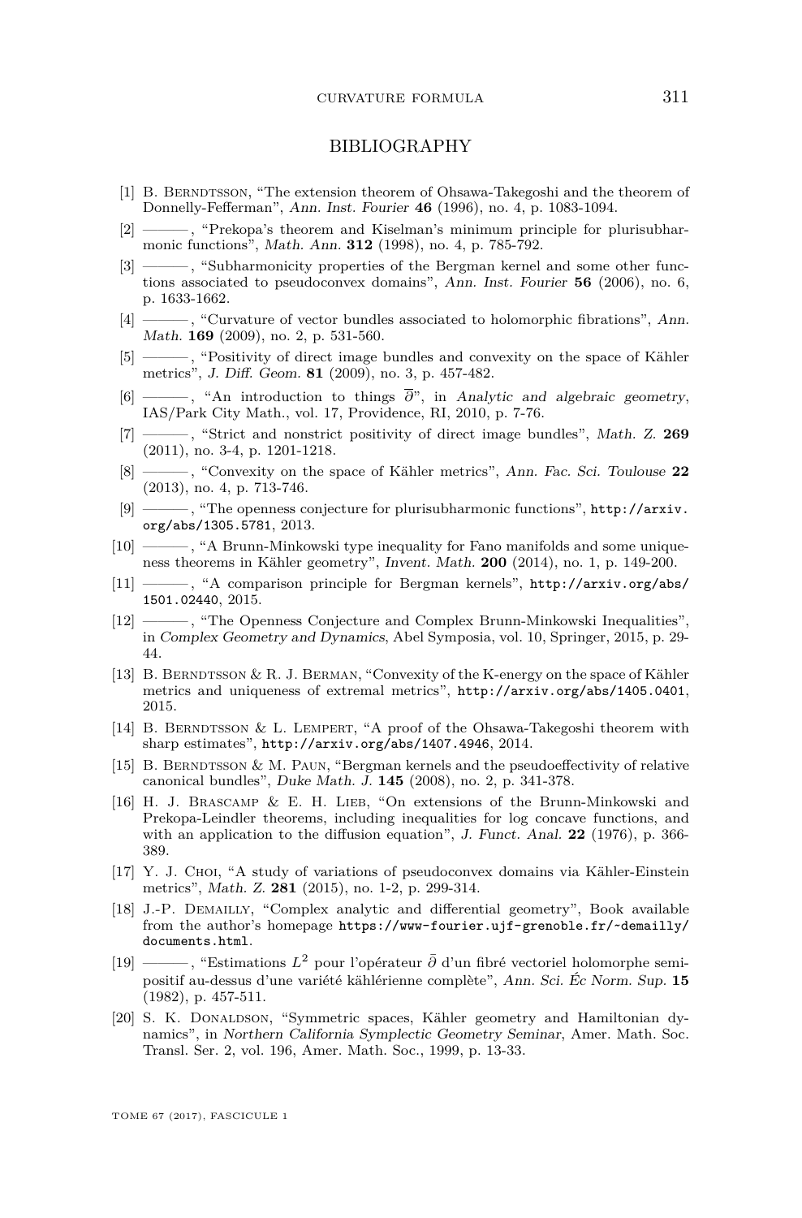## BIBLIOGRAPHY

[1] B. Berndtsson, "The extension theorem of Ohsawa-Takegoshi and the theorem of Donnelly-Fefferman", *Ann. Inst. Fourier* **46** (1996), no. 4, p. 1083-1094.

[2] ———, "Prekopa's theorem and Kiselman's minimum principle for plurisubharmonic functions", *Math. Ann.* **312** (1998), no. 4, p. 785-792.

[3] ———, "Subharmonicity properties of the Bergman kernel and some other functions associated to pseudoconvex domains", *Ann. Inst. Fourier* **56** (2006), no. 6, p. 1633-1662.

[4] ———, "Curvature of vector bundles associated to holomorphic fibrations", *Ann. Math.* **169** (2009), no. 2, p. 531-560.

[5] ———, "Positivity of direct image bundles and convexity on the space of Kähler metrics", *J. Diff. Geom.* **81** (2009), no. 3, p. 457-482.

[6] ———, "An introduction to things $\overline{\partial}$", in *Analytic and algebraic geometry*, IAS/Park City Math., vol. 17, Providence, RI, 2010, p. 7-76.

[7] ———, "Strict and nonstrict positivity of direct image bundles", *Math. Z.* **269** (2011), no. 3-4, p. 1201-1218.

[8] ———, "Convexity on the space of Kähler metrics", *Ann. Fac. Sci. Toulouse* **22** (2013), no. 4, p. 713-746.

[9] ———, "The openness conjecture for plurisubharmonic functions", http://arxiv.org/abs/1305.5781, 2013.

[10] ———, "A Brunn-Minkowski type inequality for Fano manifolds and some uniqueness theorems in Kähler geometry", *Invent. Math.* **200** (2014), no. 1, p. 149-200.

[11] ———, "A comparison principle for Bergman kernels", http://arxiv.org/abs/1501.02440, 2015.

[12] ———, "The Openness Conjecture and Complex Brunn-Minkowski Inequalities", in *Complex Geometry and Dynamics*, Abel Symposia, vol. 10, Springer, 2015, p. 29-44.

[13] B. Berndtsson & R. J. Berman, "Convexity of the K-energy on the space of Kähler metrics and uniqueness of extremal metrics", http://arxiv.org/abs/1405.0401, 2015.

[14] B. Berndtsson & L. Lempert, "A proof of the Ohsawa-Takegoshi theorem with sharp estimates", http://arxiv.org/abs/1407.4946, 2014.

[15] B. Berndtsson & M. Paun, "Bergman kernels and the pseudoeffectivity of relative canonical bundles", *Duke Math. J.* **145** (2008), no. 2, p. 341-378.

[16] H. J. Brascamp & E. H. Lieb, "On extensions of the Brunn-Minkowski and Prekopa-Leindler theorems, including inequalities for log concave functions, and with an application to the diffusion equation", *J. Funct. Anal.* **22** (1976), p. 366-389.

[17] Y. J. Choi, "A study of variations of pseudoconvex domains via Kähler-Einstein metrics", *Math. Z.* **281** (2015), no. 1-2, p. 299-314.

[18] J.-P. Demailly, "Complex analytic and differential geometry", Book available from the author's homepage https://www-fourier.ujf-grenoble.fr/~demailly/documents.html.

[19] ———, "Estimations $L^2$ pour l'opérateur $\bar{\partial}$ d'un fibré vectoriel holomorphe semi-positif au-dessus d'une variété kählérienne complète", *Ann. Sci. Éc Norm. Sup.* **15** (1982), p. 457-511.

[20] S. K. Donaldson, "Symmetric spaces, Kähler geometry and Hamiltonian dynamics", in *Northern California Symplectic Geometry Seminar*, Amer. Math. Soc. Transl. Ser. 2, vol. 196, Amer. Math. Soc., 1999, p. 13-33.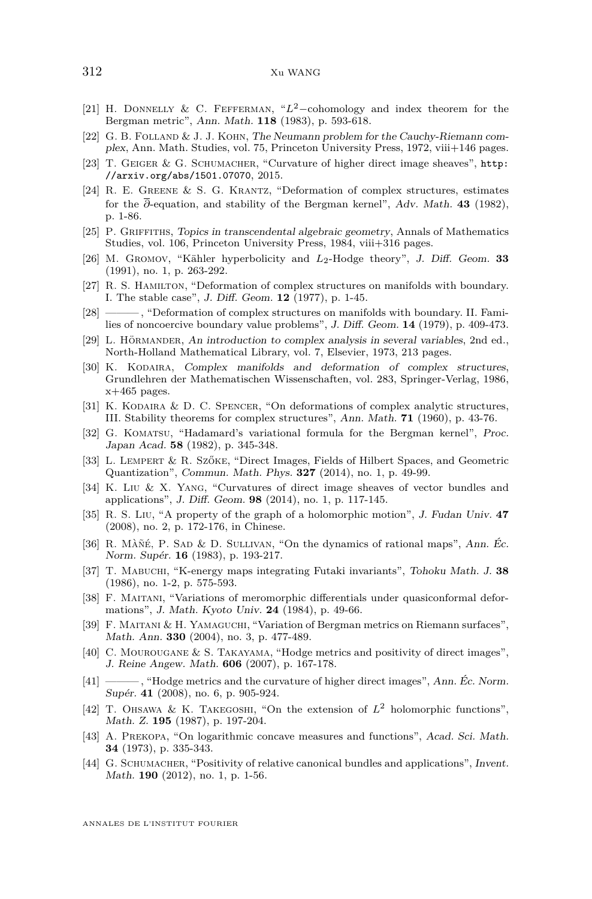[21] H. Donnelly & C. Fefferman, "$L^2$−cohomology and index theorem for the Bergman metric", *Ann. Math.* **118** (1983), p. 593-618.

[22] G. B. Folland & J. J. Kohn, *The Neumann problem for the Cauchy-Riemann complex*, Ann. Math. Studies, vol. 75, Princeton University Press, 1972, viii+146 pages.

[23] T. Geiger & G. Schumacher, "Curvature of higher direct image sheaves", http://arxiv.org/abs/1501.07070, 2015.

[24] R. E. Greene & S. G. Krantz, "Deformation of complex structures, estimates for the $\overline{\partial}$-equation, and stability of the Bergman kernel", *Adv. Math.* **43** (1982), p. 1-86.

[25] P. Griffiths, *Topics in transcendental algebraic geometry*, Annals of Mathematics Studies, vol. 106, Princeton University Press, 1984, viii+316 pages.

[26] M. Gromov, "Kähler hyperbolicity and $L_2$-Hodge theory", *J. Diff. Geom.* **33** (1991), no. 1, p. 263-292.

[27] R. S. Hamilton, "Deformation of complex structures on manifolds with boundary. I. The stable case", *J. Diff. Geom.* **12** (1977), p. 1-45.

[28] ———, "Deformation of complex structures on manifolds with boundary. II. Families of noncoercive boundary value problems", *J. Diff. Geom.* **14** (1979), p. 409-473.

[29] L. Hörmander, *An introduction to complex analysis in several variables*, 2nd ed., North-Holland Mathematical Library, vol. 7, Elsevier, 1973, 213 pages.

[30] K. Kodaira, *Complex manifolds and deformation of complex structures*, Grundlehren der Mathematischen Wissenschaften, vol. 283, Springer-Verlag, 1986, x+465 pages.

[31] K. Kodaira & D. C. Spencer, "On deformations of complex analytic structures, III. Stability theorems for complex structures", *Ann. Math.* **71** (1960), p. 43-76.

[32] G. Komatsu, "Hadamard's variational formula for the Bergman kernel", *Proc. Japan Acad.* **58** (1982), p. 345-348.

[33] L. Lempert & R. Szőke, "Direct Images, Fields of Hilbert Spaces, and Geometric Quantization", *Commun. Math. Phys.* **327** (2014), no. 1, p. 49-99.

[34] K. Liu & X. Yang, "Curvatures of direct image sheaves of vector bundles and applications", *J. Diff. Geom.* **98** (2014), no. 1, p. 117-145.

[35] R. S. Liu, "A property of the graph of a holomorphic motion", *J. Fudan Univ.* **47** (2008), no. 2, p. 172-176, in Chinese.

[36] R. Mãñé, P. Sad & D. Sullivan, "On the dynamics of rational maps", *Ann. Éc. Norm. Supér.* **16** (1983), p. 193-217.

[37] T. Mabuchi, "K-energy maps integrating Futaki invariants", *Tohoku Math. J.* **38** (1986), no. 1-2, p. 575-593.

[38] F. Maitani, "Variations of meromorphic differentials under quasiconformal deformations", *J. Math. Kyoto Univ.* **24** (1984), p. 49-66.

[39] F. Maitani & H. Yamaguchi, "Variation of Bergman metrics on Riemann surfaces", *Math. Ann.* **330** (2004), no. 3, p. 477-489.

[40] C. Mourougane & S. Takayama, "Hodge metrics and positivity of direct images", *J. Reine Angew. Math.* **606** (2007), p. 167-178.

[41] ———, "Hodge metrics and the curvature of higher direct images", *Ann. Éc. Norm. Supér.* **41** (2008), no. 6, p. 905-924.

[42] T. Ohsawa & K. Takegoshi, "On the extension of $L^2$ holomorphic functions", *Math. Z.* **195** (1987), p. 197-204.

[43] A. Prekopa, "On logarithmic concave measures and functions", *Acad. Sci. Math.* **34** (1973), p. 335-343.

[44] G. Schumacher, "Positivity of relative canonical bundles and applications", *Invent. Math.* **190** (2012), no. 1, p. 1-56.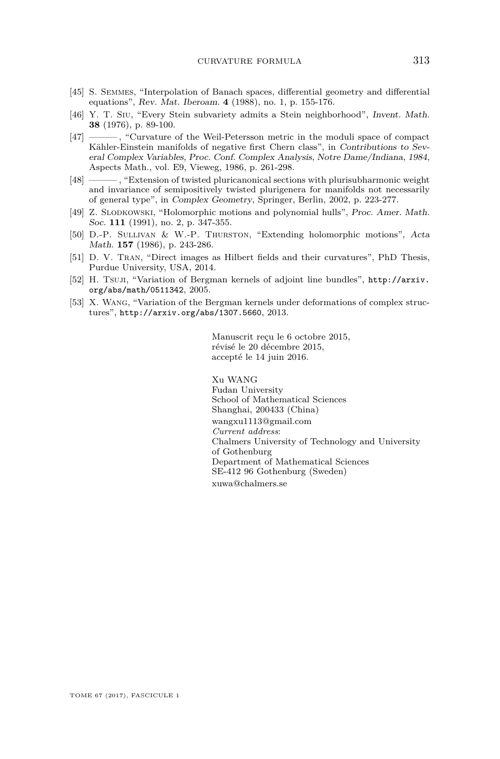[45] S. Semmes, "Interpolation of Banach spaces, differential geometry and differential equations", *Rev. Mat. Iberoam.* **4** (1988), no. 1, p. 155-176.

[46] Y. T. Siu, "Every Stein subvariety admits a Stein neighborhood", *Invent. Math.* **38** (1976), p. 89-100.

[47] ———, "Curvature of the Weil-Petersson metric in the moduli space of compact Kähler-Einstein manifolds of negative first Chern class", in *Contributions to Several Complex Variables, Proc. Conf. Complex Analysis, Notre Dame/Indiana, 1984*, Aspects Math., vol. E9, Vieweg, 1986, p. 261-298.

[48] ———, "Extension of twisted pluricanonical sections with plurisubharmonic weight and invariance of semipositively twisted plurigenera for manifolds not necessarily of general type", in *Complex Geometry*, Springer, Berlin, 2002, p. 223-277.

[49] Z. Slodkowski, "Holomorphic motions and polynomial hulls", *Proc. Amer. Math. Soc.* **111** (1991), no. 2, p. 347-355.

[50] D.-P. Sullivan & W.-P. Thurston, "Extending holomorphic motions", *Acta Math.* **157** (1986), p. 243-286.

[51] D. V. Tran, "Direct images as Hilbert fields and their curvatures", PhD Thesis, Purdue University, USA, 2014.

[52] H. Tsuji, "Variation of Bergman kernels of adjoint line bundles", http://arxiv.org/abs/math/0511342, 2005.

[53] X. Wang, "Variation of the Bergman kernels under deformations of complex structures", http://arxiv.org/abs/1307.5660, 2013.

Manuscrit reçu le 6 octobre 2015,
révisé le 20 décembre 2015,
accepté le 14 juin 2016.

Xu WANG
Fudan University
School of Mathematical Sciences
Shanghai, 200433 (China)
wangxu1113@gmail.com
*Current address*:
Chalmers University of Technology and University of Gothenburg
Department of Mathematical Sciences
SE-412 96 Gothenburg (Sweden)
xuwa@chalmers.se